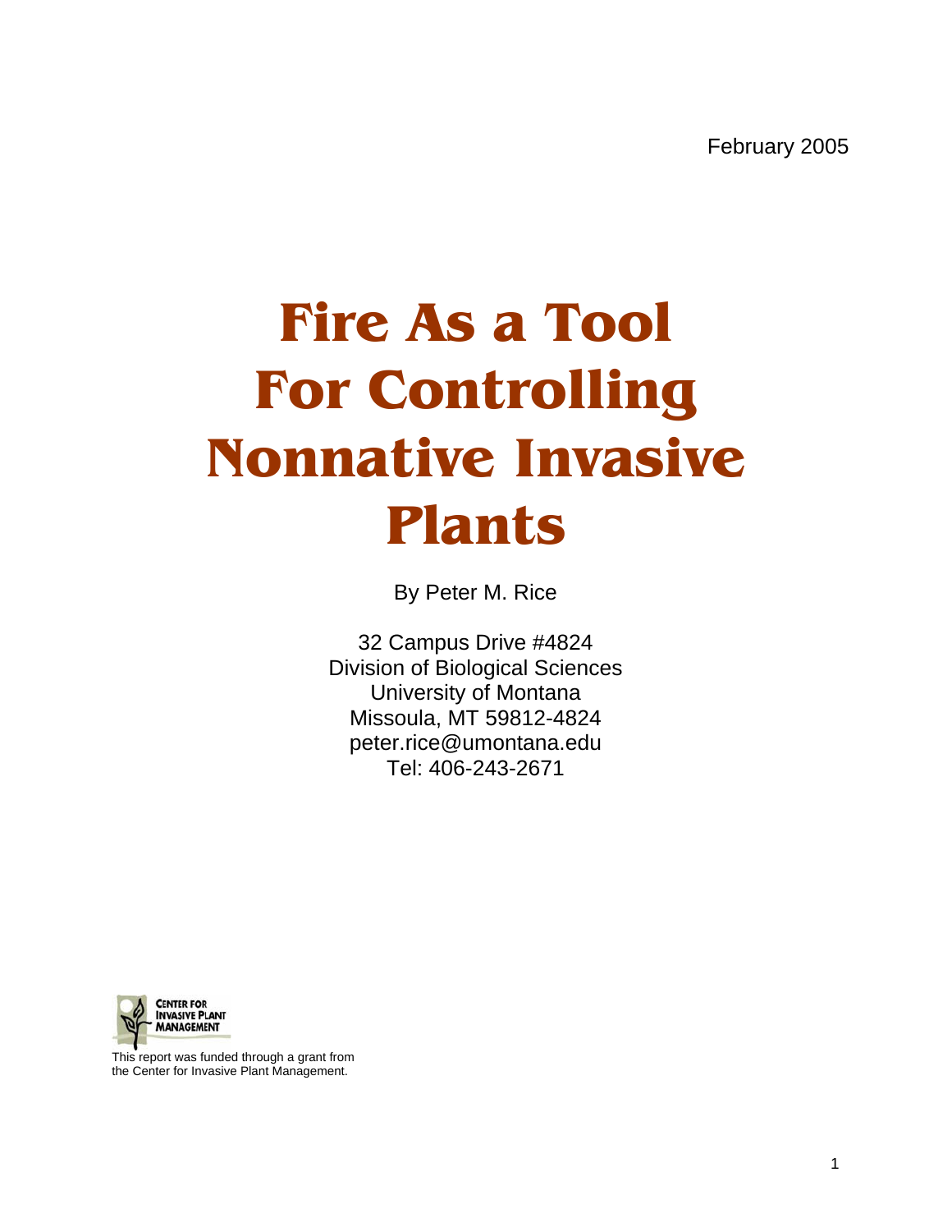February 2005

# Fire As a Tool For Controlling Nonnative Invasive Plants

By Peter M. Rice

32 Campus Drive #4824
Division of Biological Sciences
University of Montana
Missoula, MT 59812-4824
peter.rice@umontana.edu
Tel: 406-243-2671

CENTER FOR INVASIVE PLANT MANAGEMENT

This report was funded through a grant from the Center for Invasive Plant Management.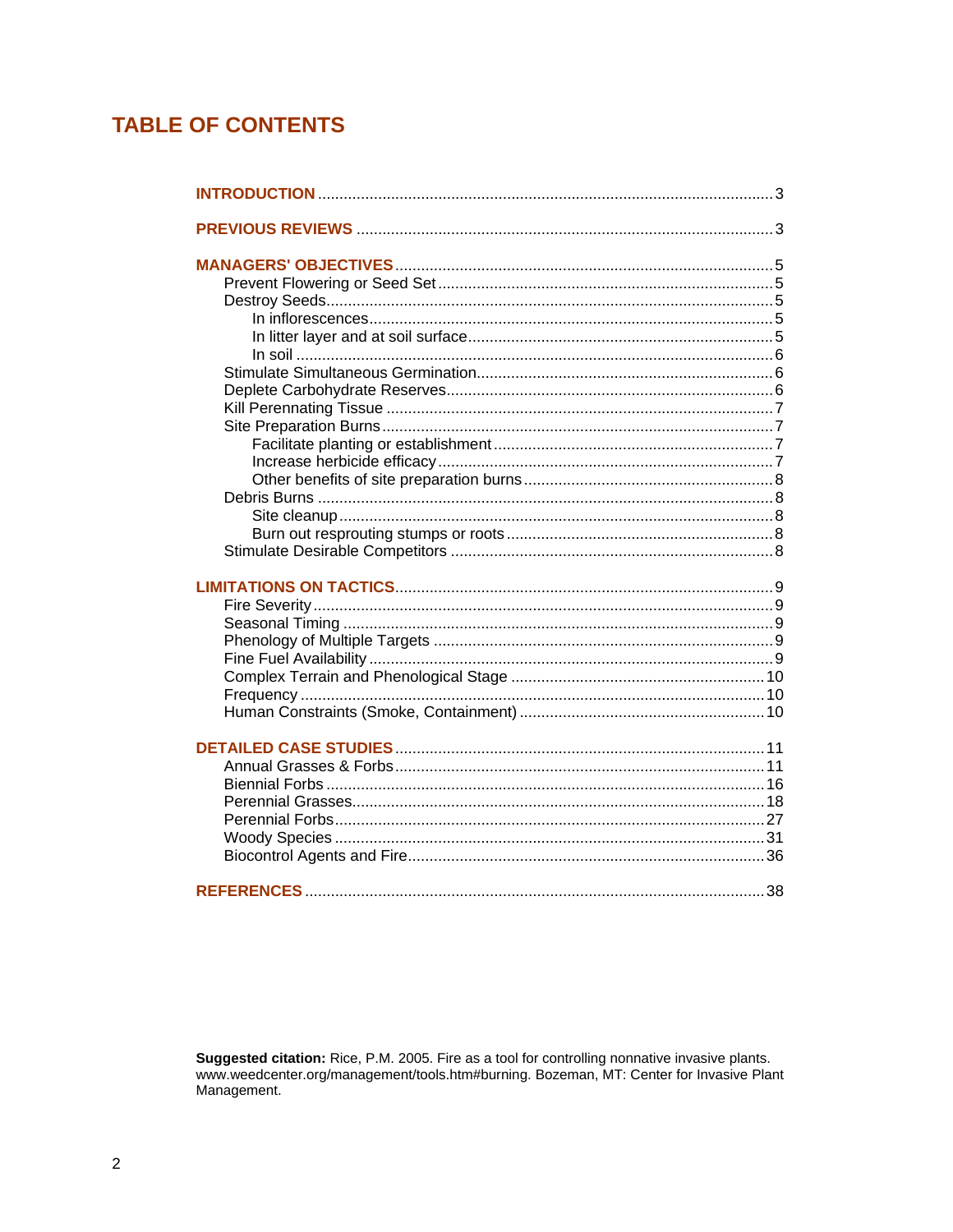## TABLE OF CONTENTS

**INTRODUCTION** ........ 3

**PREVIOUS REVIEWS** ........ 3

**MANAGERS' OBJECTIVES** ........ 5
- Prevent Flowering or Seed Set ........ 5
- Destroy Seeds ........ 5
  - In inflorescences ........ 5
  - In litter layer and at soil surface ........ 5
  - In soil ........ 6
- Stimulate Simultaneous Germination ........ 6
- Deplete Carbohydrate Reserves ........ 6
- Kill Perennating Tissue ........ 7
- Site Preparation Burns ........ 7
  - Facilitate planting or establishment ........ 7
  - Increase herbicide efficacy ........ 7
  - Other benefits of site preparation burns ........ 8
- Debris Burns ........ 8
  - Site cleanup ........ 8
  - Burn out resprouting stumps or roots ........ 8
- Stimulate Desirable Competitors ........ 8

**LIMITATIONS ON TACTICS** ........ 9
- Fire Severity ........ 9
- Seasonal Timing ........ 9
- Phenology of Multiple Targets ........ 9
- Fine Fuel Availability ........ 9
- Complex Terrain and Phenological Stage ........ 10
- Frequency ........ 10
- Human Constraints (Smoke, Containment) ........ 10

**DETAILED CASE STUDIES** ........ 11
- Annual Grasses & Forbs ........ 11
- Biennial Forbs ........ 16
- Perennial Grasses ........ 18
- Perennial Forbs ........ 27
- Woody Species ........ 31
- Biocontrol Agents and Fire ........ 36

**REFERENCES** ........ 38

**Suggested citation:** Rice, P.M. 2005. Fire as a tool for controlling nonnative invasive plants. www.weedcenter.org/management/tools.htm#burning. Bozeman, MT: Center for Invasive Plant Management.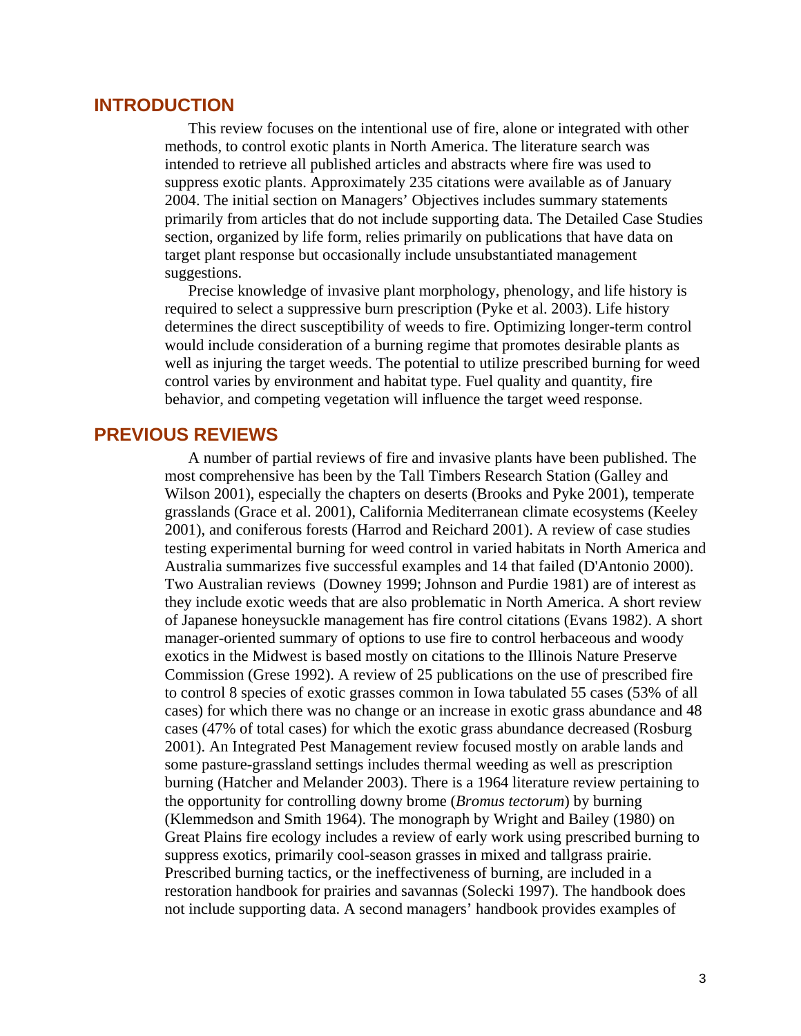## INTRODUCTION

This review focuses on the intentional use of fire, alone or integrated with other methods, to control exotic plants in North America. The literature search was intended to retrieve all published articles and abstracts where fire was used to suppress exotic plants. Approximately 235 citations were available as of January 2004. The initial section on Managers' Objectives includes summary statements primarily from articles that do not include supporting data. The Detailed Case Studies section, organized by life form, relies primarily on publications that have data on target plant response but occasionally include unsubstantiated management suggestions.

Precise knowledge of invasive plant morphology, phenology, and life history is required to select a suppressive burn prescription (Pyke et al. 2003). Life history determines the direct susceptibility of weeds to fire. Optimizing longer-term control would include consideration of a burning regime that promotes desirable plants as well as injuring the target weeds. The potential to utilize prescribed burning for weed control varies by environment and habitat type. Fuel quality and quantity, fire behavior, and competing vegetation will influence the target weed response.

## PREVIOUS REVIEWS

A number of partial reviews of fire and invasive plants have been published. The most comprehensive has been by the Tall Timbers Research Station (Galley and Wilson 2001), especially the chapters on deserts (Brooks and Pyke 2001), temperate grasslands (Grace et al. 2001), California Mediterranean climate ecosystems (Keeley 2001), and coniferous forests (Harrod and Reichard 2001). A review of case studies testing experimental burning for weed control in varied habitats in North America and Australia summarizes five successful examples and 14 that failed (D'Antonio 2000). Two Australian reviews (Downey 1999; Johnson and Purdie 1981) are of interest as they include exotic weeds that are also problematic in North America. A short review of Japanese honeysuckle management has fire control citations (Evans 1982). A short manager-oriented summary of options to use fire to control herbaceous and woody exotics in the Midwest is based mostly on citations to the Illinois Nature Preserve Commission (Grese 1992). A review of 25 publications on the use of prescribed fire to control 8 species of exotic grasses common in Iowa tabulated 55 cases (53% of all cases) for which there was no change or an increase in exotic grass abundance and 48 cases (47% of total cases) for which the exotic grass abundance decreased (Rosburg 2001). An Integrated Pest Management review focused mostly on arable lands and some pasture-grassland settings includes thermal weeding as well as prescription burning (Hatcher and Melander 2003). There is a 1964 literature review pertaining to the opportunity for controlling downy brome (*Bromus tectorum*) by burning (Klemmedson and Smith 1964). The monograph by Wright and Bailey (1980) on Great Plains fire ecology includes a review of early work using prescribed burning to suppress exotics, primarily cool-season grasses in mixed and tallgrass prairie. Prescribed burning tactics, or the ineffectiveness of burning, are included in a restoration handbook for prairies and savannas (Solecki 1997). The handbook does not include supporting data. A second managers' handbook provides examples of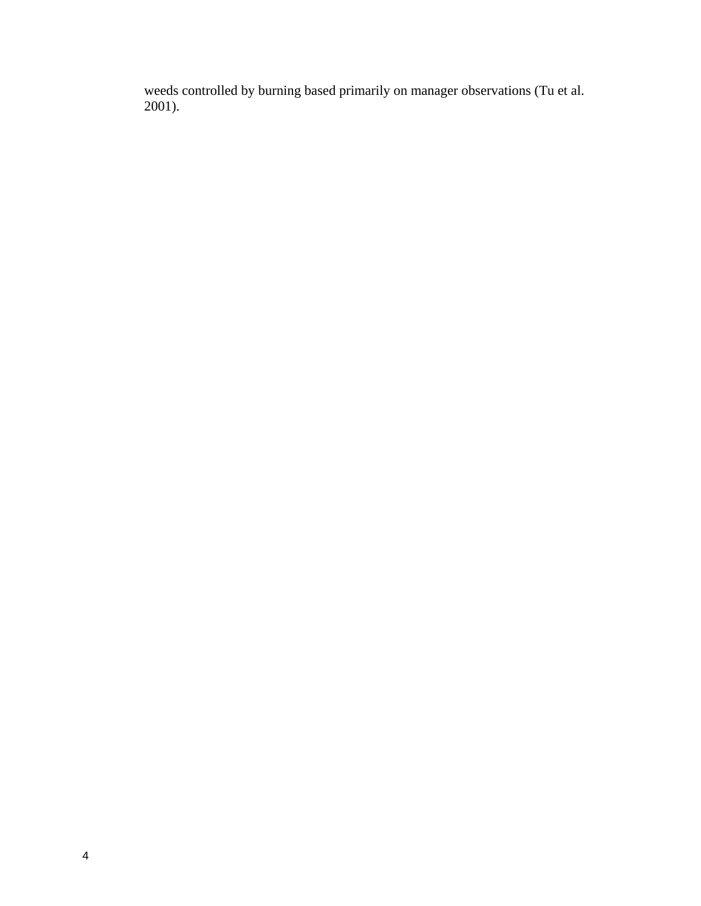weeds controlled by burning based primarily on manager observations (Tu et al. 2001).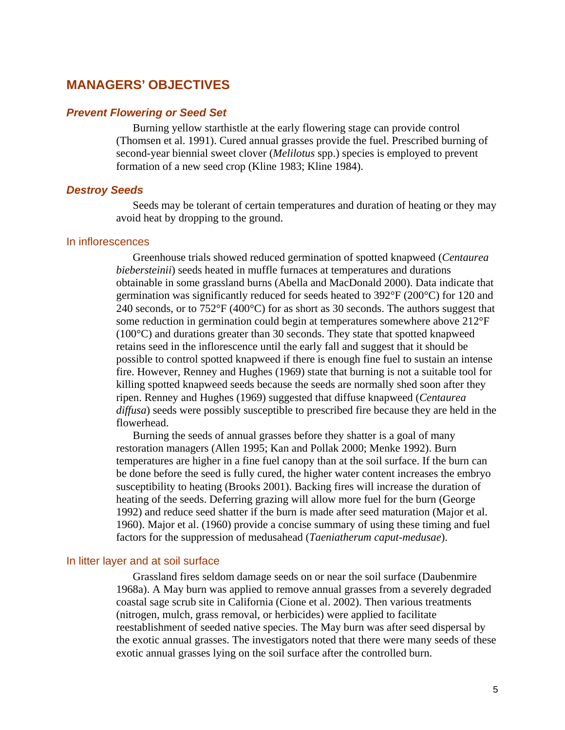## MANAGERS' OBJECTIVES

### *Prevent Flowering or Seed Set*

Burning yellow starthistle at the early flowering stage can provide control (Thomsen et al. 1991). Cured annual grasses provide the fuel. Prescribed burning of second-year biennial sweet clover (*Melilotus* spp.) species is employed to prevent formation of a new seed crop (Kline 1983; Kline 1984).

### *Destroy Seeds*

Seeds may be tolerant of certain temperatures and duration of heating or they may avoid heat by dropping to the ground.

#### In inflorescences

Greenhouse trials showed reduced germination of spotted knapweed (*Centaurea biebersteinii*) seeds heated in muffle furnaces at temperatures and durations obtainable in some grassland burns (Abella and MacDonald 2000). Data indicate that germination was significantly reduced for seeds heated to 392°F (200°C) for 120 and 240 seconds, or to 752°F (400°C) for as short as 30 seconds. The authors suggest that some reduction in germination could begin at temperatures somewhere above 212°F (100°C) and durations greater than 30 seconds. They state that spotted knapweed retains seed in the inflorescence until the early fall and suggest that it should be possible to control spotted knapweed if there is enough fine fuel to sustain an intense fire. However, Renney and Hughes (1969) state that burning is not a suitable tool for killing spotted knapweed seeds because the seeds are normally shed soon after they ripen. Renney and Hughes (1969) suggested that diffuse knapweed (*Centaurea diffusa*) seeds were possibly susceptible to prescribed fire because they are held in the flowerhead.

Burning the seeds of annual grasses before they shatter is a goal of many restoration managers (Allen 1995; Kan and Pollak 2000; Menke 1992). Burn temperatures are higher in a fine fuel canopy than at the soil surface. If the burn can be done before the seed is fully cured, the higher water content increases the embryo susceptibility to heating (Brooks 2001). Backing fires will increase the duration of heating of the seeds. Deferring grazing will allow more fuel for the burn (George 1992) and reduce seed shatter if the burn is made after seed maturation (Major et al. 1960). Major et al. (1960) provide a concise summary of using these timing and fuel factors for the suppression of medusahead (*Taeniatherum caput-medusae*).

#### In litter layer and at soil surface

Grassland fires seldom damage seeds on or near the soil surface (Daubenmire 1968a). A May burn was applied to remove annual grasses from a severely degraded coastal sage scrub site in California (Cione et al. 2002). Then various treatments (nitrogen, mulch, grass removal, or herbicides) were applied to facilitate reestablishment of seeded native species. The May burn was after seed dispersal by the exotic annual grasses. The investigators noted that there were many seeds of these exotic annual grasses lying on the soil surface after the controlled burn.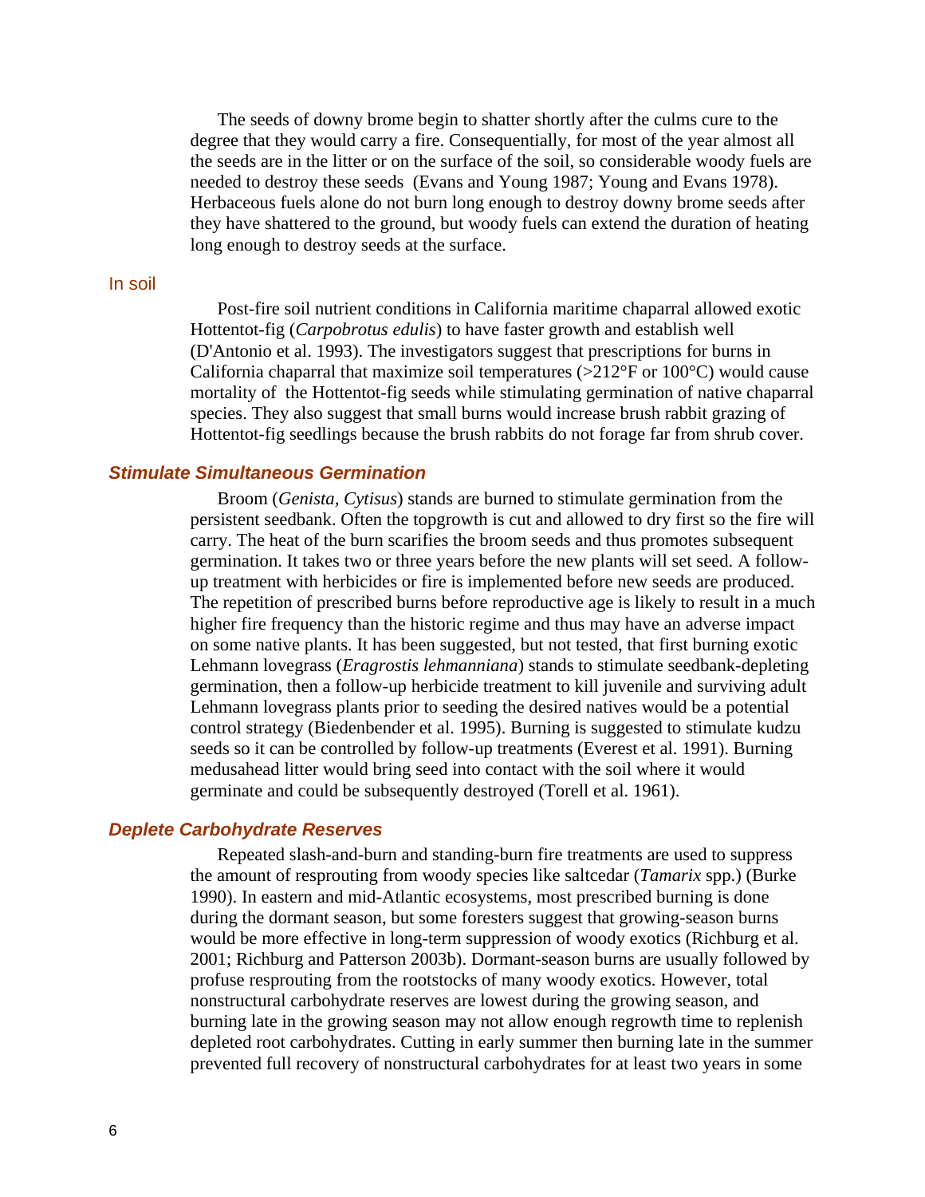The seeds of downy brome begin to shatter shortly after the culms cure to the degree that they would carry a fire. Consequentially, for most of the year almost all the seeds are in the litter or on the surface of the soil, so considerable woody fuels are needed to destroy these seeds (Evans and Young 1987; Young and Evans 1978). Herbaceous fuels alone do not burn long enough to destroy downy brome seeds after they have shattered to the ground, but woody fuels can extend the duration of heating long enough to destroy seeds at the surface.

#### In soil

Post-fire soil nutrient conditions in California maritime chaparral allowed exotic Hottentot-fig (*Carpobrotus edulis*) to have faster growth and establish well (D'Antonio et al. 1993). The investigators suggest that prescriptions for burns in California chaparral that maximize soil temperatures (>212°F or 100°C) would cause mortality of the Hottentot-fig seeds while stimulating germination of native chaparral species. They also suggest that small burns would increase brush rabbit grazing of Hottentot-fig seedlings because the brush rabbits do not forage far from shrub cover.

### *Stimulate Simultaneous Germination*

Broom (*Genista*, *Cytisus*) stands are burned to stimulate germination from the persistent seedbank. Often the topgrowth is cut and allowed to dry first so the fire will carry. The heat of the burn scarifies the broom seeds and thus promotes subsequent germination. It takes two or three years before the new plants will set seed. A follow-up treatment with herbicides or fire is implemented before new seeds are produced. The repetition of prescribed burns before reproductive age is likely to result in a much higher fire frequency than the historic regime and thus may have an adverse impact on some native plants. It has been suggested, but not tested, that first burning exotic Lehmann lovegrass (*Eragrostis lehmanniana*) stands to stimulate seedbank-depleting germination, then a follow-up herbicide treatment to kill juvenile and surviving adult Lehmann lovegrass plants prior to seeding the desired natives would be a potential control strategy (Biedenbender et al. 1995). Burning is suggested to stimulate kudzu seeds so it can be controlled by follow-up treatments (Everest et al. 1991). Burning medusahead litter would bring seed into contact with the soil where it would germinate and could be subsequently destroyed (Torell et al. 1961).

### *Deplete Carbohydrate Reserves*

Repeated slash-and-burn and standing-burn fire treatments are used to suppress the amount of resprouting from woody species like saltcedar (*Tamarix* spp.) (Burke 1990). In eastern and mid-Atlantic ecosystems, most prescribed burning is done during the dormant season, but some foresters suggest that growing-season burns would be more effective in long-term suppression of woody exotics (Richburg et al. 2001; Richburg and Patterson 2003b). Dormant-season burns are usually followed by profuse resprouting from the rootstocks of many woody exotics. However, total nonstructural carbohydrate reserves are lowest during the growing season, and burning late in the growing season may not allow enough regrowth time to replenish depleted root carbohydrates. Cutting in early summer then burning late in the summer prevented full recovery of nonstructural carbohydrates for at least two years in some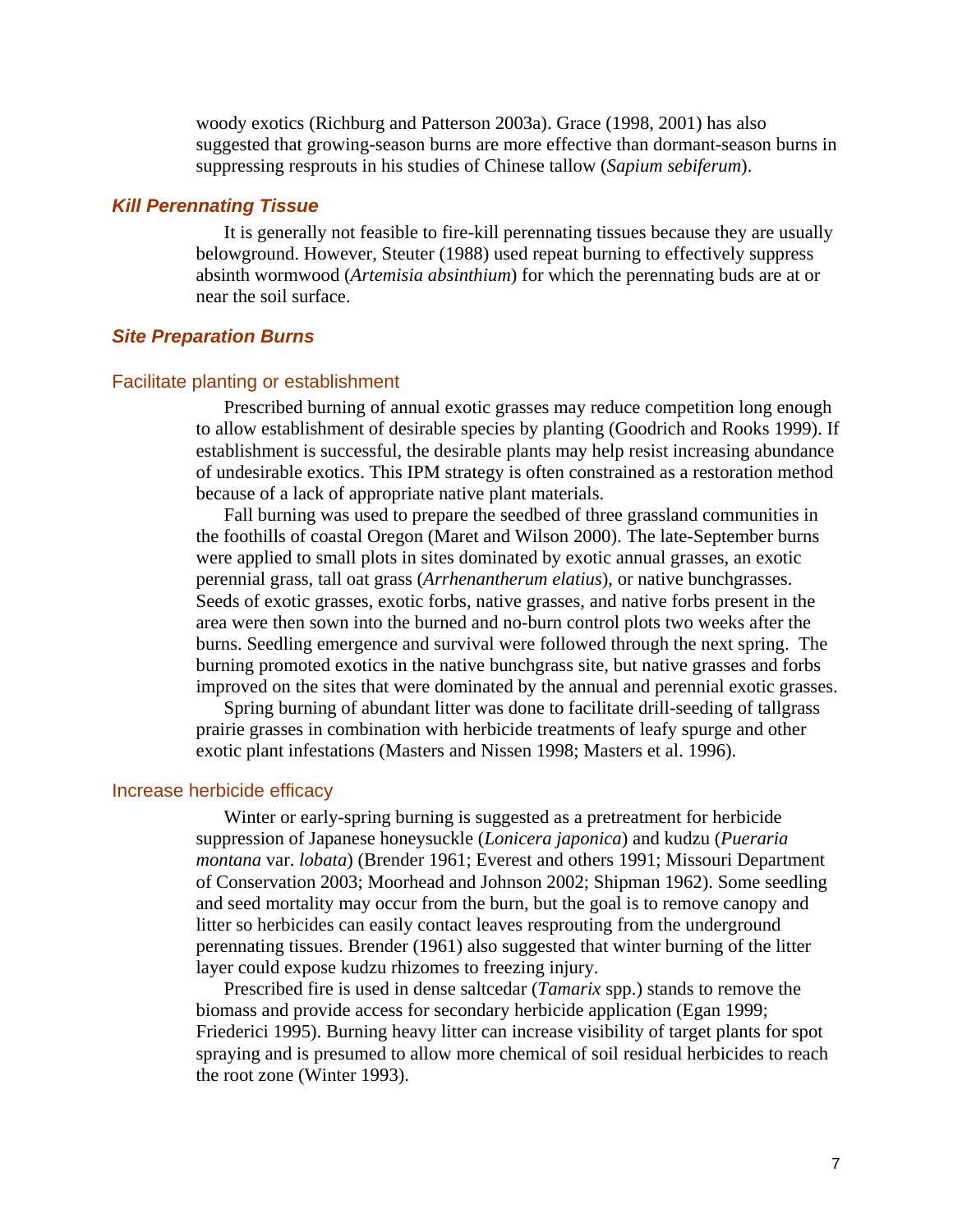woody exotics (Richburg and Patterson 2003a). Grace (1998, 2001) has also suggested that growing-season burns are more effective than dormant-season burns in suppressing resprouts in his studies of Chinese tallow (*Sapium sebiferum*).

### *Kill Perennating Tissue*

It is generally not feasible to fire-kill perennating tissues because they are usually belowground. However, Steuter (1988) used repeat burning to effectively suppress absinth wormwood (*Artemisia absinthium*) for which the perennating buds are at or near the soil surface.

### *Site Preparation Burns*

#### Facilitate planting or establishment

Prescribed burning of annual exotic grasses may reduce competition long enough to allow establishment of desirable species by planting (Goodrich and Rooks 1999). If establishment is successful, the desirable plants may help resist increasing abundance of undesirable exotics. This IPM strategy is often constrained as a restoration method because of a lack of appropriate native plant materials.

Fall burning was used to prepare the seedbed of three grassland communities in the foothills of coastal Oregon (Maret and Wilson 2000). The late-September burns were applied to small plots in sites dominated by exotic annual grasses, an exotic perennial grass, tall oat grass (*Arrhenantherum elatius*), or native bunchgrasses. Seeds of exotic grasses, exotic forbs, native grasses, and native forbs present in the area were then sown into the burned and no-burn control plots two weeks after the burns. Seedling emergence and survival were followed through the next spring. The burning promoted exotics in the native bunchgrass site, but native grasses and forbs improved on the sites that were dominated by the annual and perennial exotic grasses.

Spring burning of abundant litter was done to facilitate drill-seeding of tallgrass prairie grasses in combination with herbicide treatments of leafy spurge and other exotic plant infestations (Masters and Nissen 1998; Masters et al. 1996).

#### Increase herbicide efficacy

Winter or early-spring burning is suggested as a pretreatment for herbicide suppression of Japanese honeysuckle (*Lonicera japonica*) and kudzu (*Pueraria montana* var. *lobata*) (Brender 1961; Everest and others 1991; Missouri Department of Conservation 2003; Moorhead and Johnson 2002; Shipman 1962). Some seedling and seed mortality may occur from the burn, but the goal is to remove canopy and litter so herbicides can easily contact leaves resprouting from the underground perennating tissues. Brender (1961) also suggested that winter burning of the litter layer could expose kudzu rhizomes to freezing injury.

Prescribed fire is used in dense saltcedar (*Tamarix* spp.) stands to remove the biomass and provide access for secondary herbicide application (Egan 1999; Friederici 1995). Burning heavy litter can increase visibility of target plants for spot spraying and is presumed to allow more chemical of soil residual herbicides to reach the root zone (Winter 1993).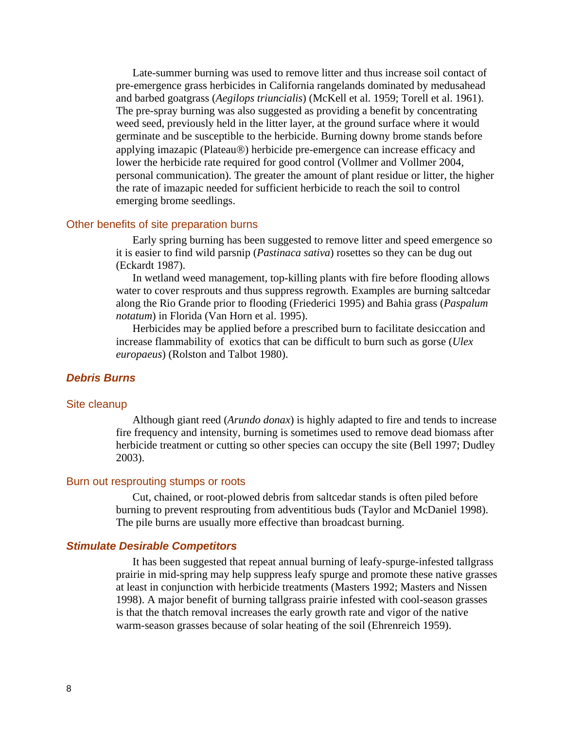Late-summer burning was used to remove litter and thus increase soil contact of pre-emergence grass herbicides in California rangelands dominated by medusahead and barbed goatgrass (*Aegilops triuncialis*) (McKell et al. 1959; Torell et al. 1961). The pre-spray burning was also suggested as providing a benefit by concentrating weed seed, previously held in the litter layer, at the ground surface where it would germinate and be susceptible to the herbicide. Burning downy brome stands before applying imazapic (Plateau®) herbicide pre-emergence can increase efficacy and lower the herbicide rate required for good control (Vollmer and Vollmer 2004, personal communication). The greater the amount of plant residue or litter, the higher the rate of imazapic needed for sufficient herbicide to reach the soil to control emerging brome seedlings.

### Other benefits of site preparation burns

Early spring burning has been suggested to remove litter and speed emergence so it is easier to find wild parsnip (*Pastinaca sativa*) rosettes so they can be dug out (Eckardt 1987).

In wetland weed management, top-killing plants with fire before flooding allows water to cover resprouts and thus suppress regrowth. Examples are burning saltcedar along the Rio Grande prior to flooding (Friederici 1995) and Bahia grass (*Paspalum notatum*) in Florida (Van Horn et al. 1995).

Herbicides may be applied before a prescribed burn to facilitate desiccation and increase flammability of exotics that can be difficult to burn such as gorse (*Ulex europaeus*) (Rolston and Talbot 1980).

## *Debris Burns*

### Site cleanup

Although giant reed (*Arundo donax*) is highly adapted to fire and tends to increase fire frequency and intensity, burning is sometimes used to remove dead biomass after herbicide treatment or cutting so other species can occupy the site (Bell 1997; Dudley 2003).

### Burn out resprouting stumps or roots

Cut, chained, or root-plowed debris from saltcedar stands is often piled before burning to prevent resprouting from adventitious buds (Taylor and McDaniel 1998). The pile burns are usually more effective than broadcast burning.

## *Stimulate Desirable Competitors*

It has been suggested that repeat annual burning of leafy-spurge-infested tallgrass prairie in mid-spring may help suppress leafy spurge and promote these native grasses at least in conjunction with herbicide treatments (Masters 1992; Masters and Nissen 1998). A major benefit of burning tallgrass prairie infested with cool-season grasses is that the thatch removal increases the early growth rate and vigor of the native warm-season grasses because of solar heating of the soil (Ehrenreich 1959).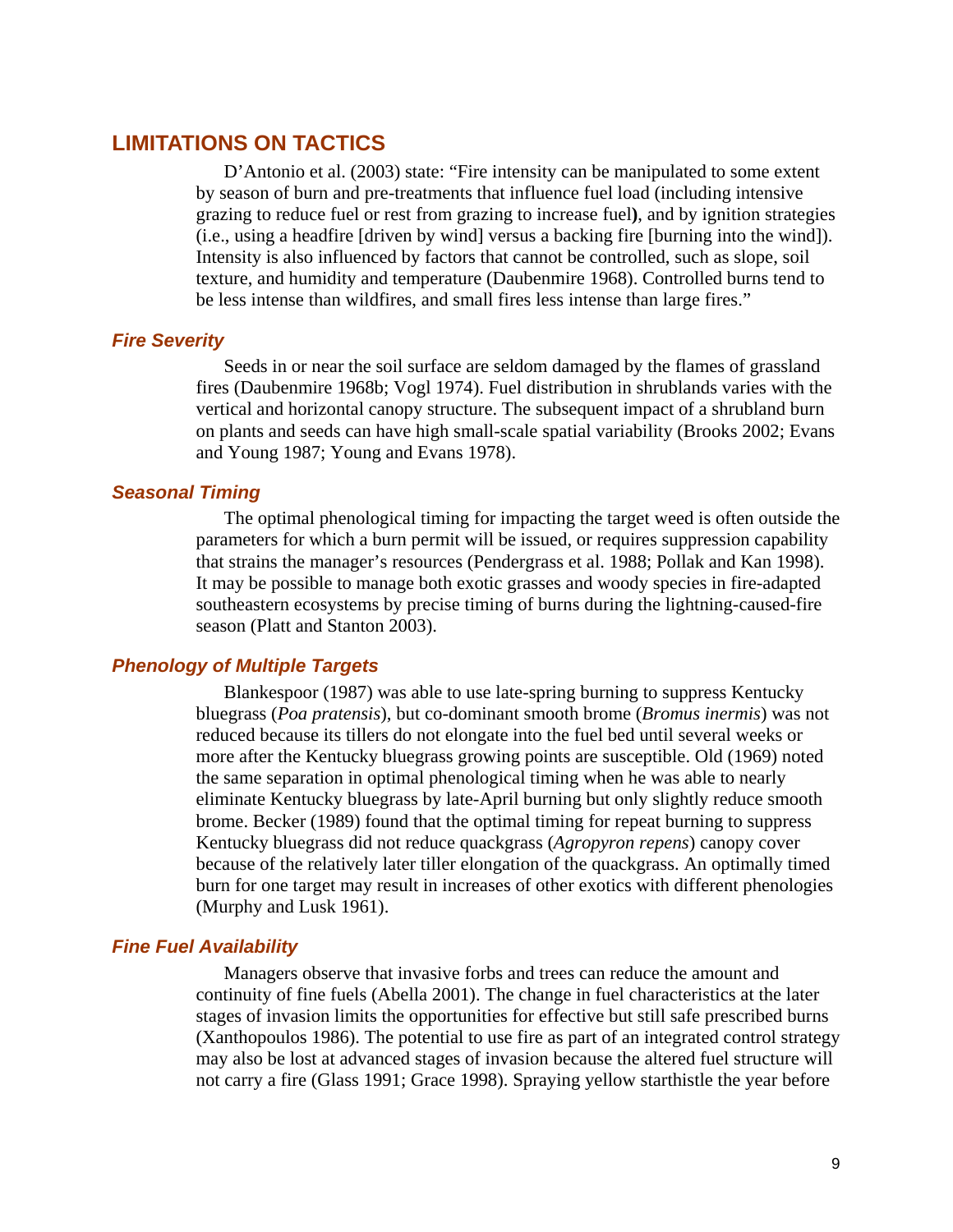## LIMITATIONS ON TACTICS

D'Antonio et al. (2003) state: "Fire intensity can be manipulated to some extent by season of burn and pre-treatments that influence fuel load (including intensive grazing to reduce fuel or rest from grazing to increase fuel**)**, and by ignition strategies (i.e., using a headfire [driven by wind] versus a backing fire [burning into the wind]). Intensity is also influenced by factors that cannot be controlled, such as slope, soil texture, and humidity and temperature (Daubenmire 1968). Controlled burns tend to be less intense than wildfires, and small fires less intense than large fires."

### *Fire Severity*

Seeds in or near the soil surface are seldom damaged by the flames of grassland fires (Daubenmire 1968b; Vogl 1974). Fuel distribution in shrublands varies with the vertical and horizontal canopy structure. The subsequent impact of a shrubland burn on plants and seeds can have high small-scale spatial variability (Brooks 2002; Evans and Young 1987; Young and Evans 1978).

### *Seasonal Timing*

The optimal phenological timing for impacting the target weed is often outside the parameters for which a burn permit will be issued, or requires suppression capability that strains the manager's resources (Pendergrass et al. 1988; Pollak and Kan 1998). It may be possible to manage both exotic grasses and woody species in fire-adapted southeastern ecosystems by precise timing of burns during the lightning-caused-fire season (Platt and Stanton 2003).

### *Phenology of Multiple Targets*

Blankespoor (1987) was able to use late-spring burning to suppress Kentucky bluegrass (*Poa pratensis*), but co-dominant smooth brome (*Bromus inermis*) was not reduced because its tillers do not elongate into the fuel bed until several weeks or more after the Kentucky bluegrass growing points are susceptible. Old (1969) noted the same separation in optimal phenological timing when he was able to nearly eliminate Kentucky bluegrass by late-April burning but only slightly reduce smooth brome. Becker (1989) found that the optimal timing for repeat burning to suppress Kentucky bluegrass did not reduce quackgrass (*Agropyron repens*) canopy cover because of the relatively later tiller elongation of the quackgrass. An optimally timed burn for one target may result in increases of other exotics with different phenologies (Murphy and Lusk 1961).

### *Fine Fuel Availability*

Managers observe that invasive forbs and trees can reduce the amount and continuity of fine fuels (Abella 2001). The change in fuel characteristics at the later stages of invasion limits the opportunities for effective but still safe prescribed burns (Xanthopoulos 1986). The potential to use fire as part of an integrated control strategy may also be lost at advanced stages of invasion because the altered fuel structure will not carry a fire (Glass 1991; Grace 1998). Spraying yellow starthistle the year before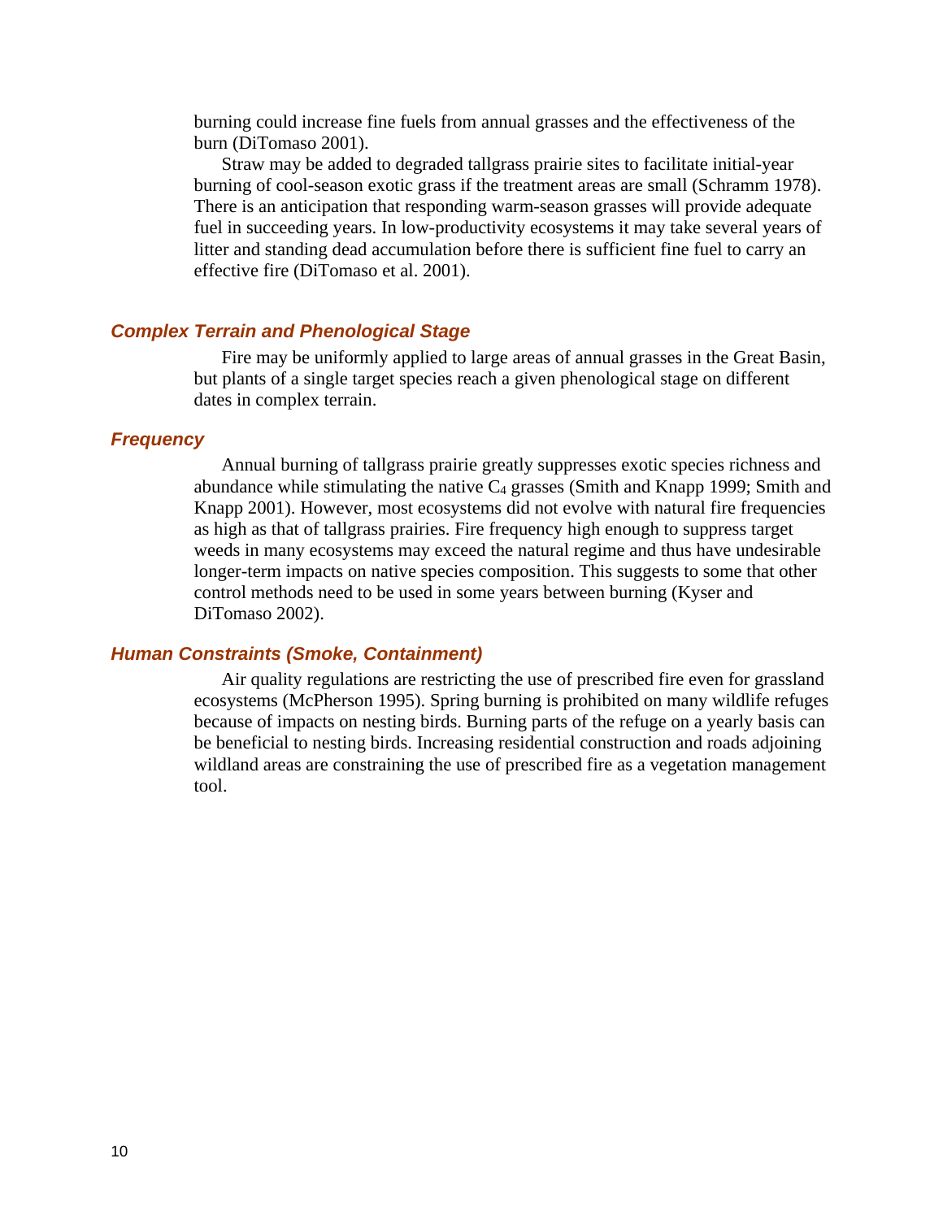burning could increase fine fuels from annual grasses and the effectiveness of the burn (DiTomaso 2001).

Straw may be added to degraded tallgrass prairie sites to facilitate initial-year burning of cool-season exotic grass if the treatment areas are small (Schramm 1978). There is an anticipation that responding warm-season grasses will provide adequate fuel in succeeding years. In low-productivity ecosystems it may take several years of litter and standing dead accumulation before there is sufficient fine fuel to carry an effective fire (DiTomaso et al. 2001).

### *Complex Terrain and Phenological Stage*

Fire may be uniformly applied to large areas of annual grasses in the Great Basin, but plants of a single target species reach a given phenological stage on different dates in complex terrain.

### *Frequency*

Annual burning of tallgrass prairie greatly suppresses exotic species richness and abundance while stimulating the native $C_4$ grasses (Smith and Knapp 1999; Smith and Knapp 2001). However, most ecosystems did not evolve with natural fire frequencies as high as that of tallgrass prairies. Fire frequency high enough to suppress target weeds in many ecosystems may exceed the natural regime and thus have undesirable longer-term impacts on native species composition. This suggests to some that other control methods need to be used in some years between burning (Kyser and DiTomaso 2002).

### *Human Constraints (Smoke, Containment)*

Air quality regulations are restricting the use of prescribed fire even for grassland ecosystems (McPherson 1995). Spring burning is prohibited on many wildlife refuges because of impacts on nesting birds. Burning parts of the refuge on a yearly basis can be beneficial to nesting birds. Increasing residential construction and roads adjoining wildland areas are constraining the use of prescribed fire as a vegetation management tool.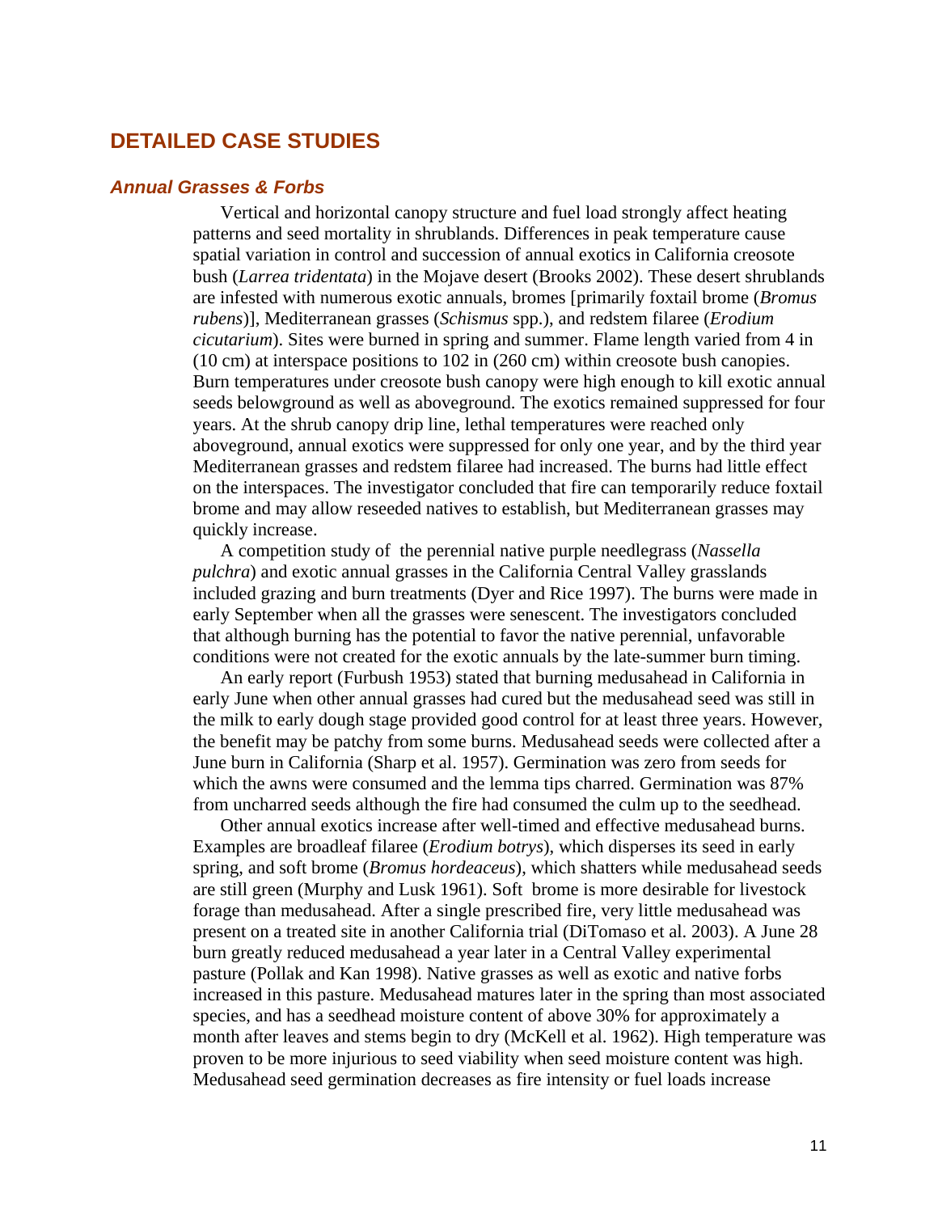# DETAILED CASE STUDIES

## *Annual Grasses & Forbs*

Vertical and horizontal canopy structure and fuel load strongly affect heating patterns and seed mortality in shrublands. Differences in peak temperature cause spatial variation in control and succession of annual exotics in California creosote bush (*Larrea tridentata*) in the Mojave desert (Brooks 2002). These desert shrublands are infested with numerous exotic annuals, bromes [primarily foxtail brome (*Bromus rubens*)], Mediterranean grasses (*Schismus* spp.), and redstem filaree (*Erodium cicutarium*). Sites were burned in spring and summer. Flame length varied from 4 in (10 cm) at interspace positions to 102 in (260 cm) within creosote bush canopies. Burn temperatures under creosote bush canopy were high enough to kill exotic annual seeds belowground as well as aboveground. The exotics remained suppressed for four years. At the shrub canopy drip line, lethal temperatures were reached only aboveground, annual exotics were suppressed for only one year, and by the third year Mediterranean grasses and redstem filaree had increased. The burns had little effect on the interspaces. The investigator concluded that fire can temporarily reduce foxtail brome and may allow reseeded natives to establish, but Mediterranean grasses may quickly increase.

A competition study of the perennial native purple needlegrass (*Nassella pulchra*) and exotic annual grasses in the California Central Valley grasslands included grazing and burn treatments (Dyer and Rice 1997). The burns were made in early September when all the grasses were senescent. The investigators concluded that although burning has the potential to favor the native perennial, unfavorable conditions were not created for the exotic annuals by the late-summer burn timing.

An early report (Furbush 1953) stated that burning medusahead in California in early June when other annual grasses had cured but the medusahead seed was still in the milk to early dough stage provided good control for at least three years. However, the benefit may be patchy from some burns. Medusahead seeds were collected after a June burn in California (Sharp et al. 1957). Germination was zero from seeds for which the awns were consumed and the lemma tips charred. Germination was 87% from uncharred seeds although the fire had consumed the culm up to the seedhead.

Other annual exotics increase after well-timed and effective medusahead burns. Examples are broadleaf filaree (*Erodium botrys*), which disperses its seed in early spring, and soft brome (*Bromus hordeaceus*), which shatters while medusahead seeds are still green (Murphy and Lusk 1961). Soft brome is more desirable for livestock forage than medusahead. After a single prescribed fire, very little medusahead was present on a treated site in another California trial (DiTomaso et al. 2003). A June 28 burn greatly reduced medusahead a year later in a Central Valley experimental pasture (Pollak and Kan 1998). Native grasses as well as exotic and native forbs increased in this pasture. Medusahead matures later in the spring than most associated species, and has a seedhead moisture content of above 30% for approximately a month after leaves and stems begin to dry (McKell et al. 1962). High temperature was proven to be more injurious to seed viability when seed moisture content was high. Medusahead seed germination decreases as fire intensity or fuel loads increase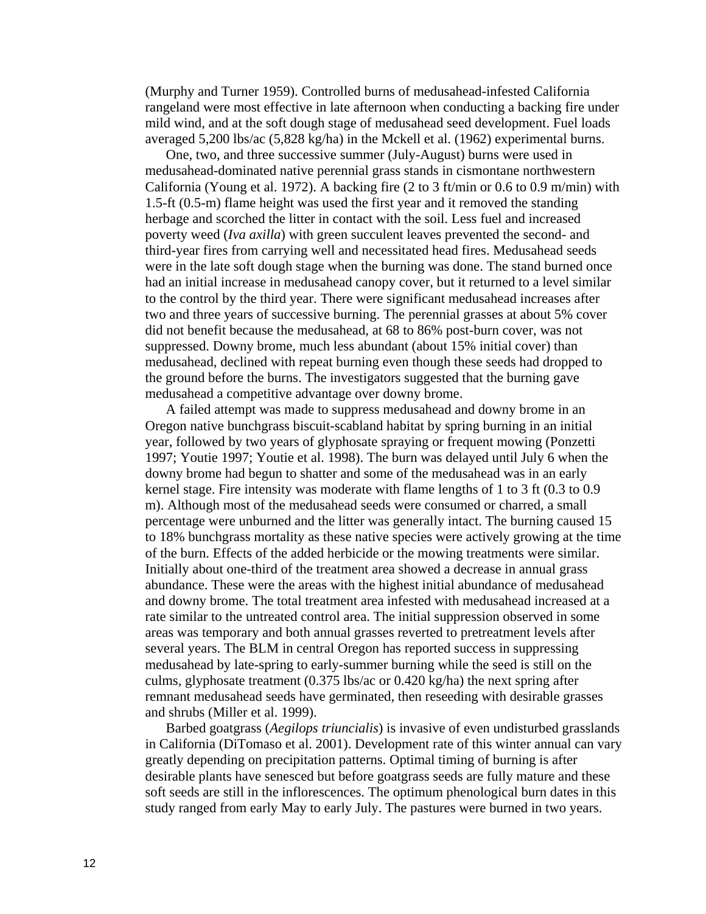(Murphy and Turner 1959). Controlled burns of medusahead-infested California rangeland were most effective in late afternoon when conducting a backing fire under mild wind, and at the soft dough stage of medusahead seed development. Fuel loads averaged 5,200 lbs/ac (5,828 kg/ha) in the Mckell et al. (1962) experimental burns.

One, two, and three successive summer (July-August) burns were used in medusahead-dominated native perennial grass stands in cismontane northwestern California (Young et al. 1972). A backing fire (2 to 3 ft/min or 0.6 to 0.9 m/min) with 1.5-ft (0.5-m) flame height was used the first year and it removed the standing herbage and scorched the litter in contact with the soil. Less fuel and increased poverty weed (*Iva axilla*) with green succulent leaves prevented the second- and third-year fires from carrying well and necessitated head fires. Medusahead seeds were in the late soft dough stage when the burning was done. The stand burned once had an initial increase in medusahead canopy cover, but it returned to a level similar to the control by the third year. There were significant medusahead increases after two and three years of successive burning. The perennial grasses at about 5% cover did not benefit because the medusahead, at 68 to 86% post-burn cover, was not suppressed. Downy brome, much less abundant (about 15% initial cover) than medusahead, declined with repeat burning even though these seeds had dropped to the ground before the burns. The investigators suggested that the burning gave medusahead a competitive advantage over downy brome.

A failed attempt was made to suppress medusahead and downy brome in an Oregon native bunchgrass biscuit-scabland habitat by spring burning in an initial year, followed by two years of glyphosate spraying or frequent mowing (Ponzetti 1997; Youtie 1997; Youtie et al. 1998). The burn was delayed until July 6 when the downy brome had begun to shatter and some of the medusahead was in an early kernel stage. Fire intensity was moderate with flame lengths of 1 to 3 ft (0.3 to 0.9 m). Although most of the medusahead seeds were consumed or charred, a small percentage were unburned and the litter was generally intact. The burning caused 15 to 18% bunchgrass mortality as these native species were actively growing at the time of the burn. Effects of the added herbicide or the mowing treatments were similar. Initially about one-third of the treatment area showed a decrease in annual grass abundance. These were the areas with the highest initial abundance of medusahead and downy brome. The total treatment area infested with medusahead increased at a rate similar to the untreated control area. The initial suppression observed in some areas was temporary and both annual grasses reverted to pretreatment levels after several years. The BLM in central Oregon has reported success in suppressing medusahead by late-spring to early-summer burning while the seed is still on the culms, glyphosate treatment (0.375 lbs/ac or 0.420 kg/ha) the next spring after remnant medusahead seeds have germinated, then reseeding with desirable grasses and shrubs (Miller et al. 1999).

Barbed goatgrass (*Aegilops triuncialis*) is invasive of even undisturbed grasslands in California (DiTomaso et al. 2001). Development rate of this winter annual can vary greatly depending on precipitation patterns. Optimal timing of burning is after desirable plants have senesced but before goatgrass seeds are fully mature and these soft seeds are still in the inflorescences. The optimum phenological burn dates in this study ranged from early May to early July. The pastures were burned in two years.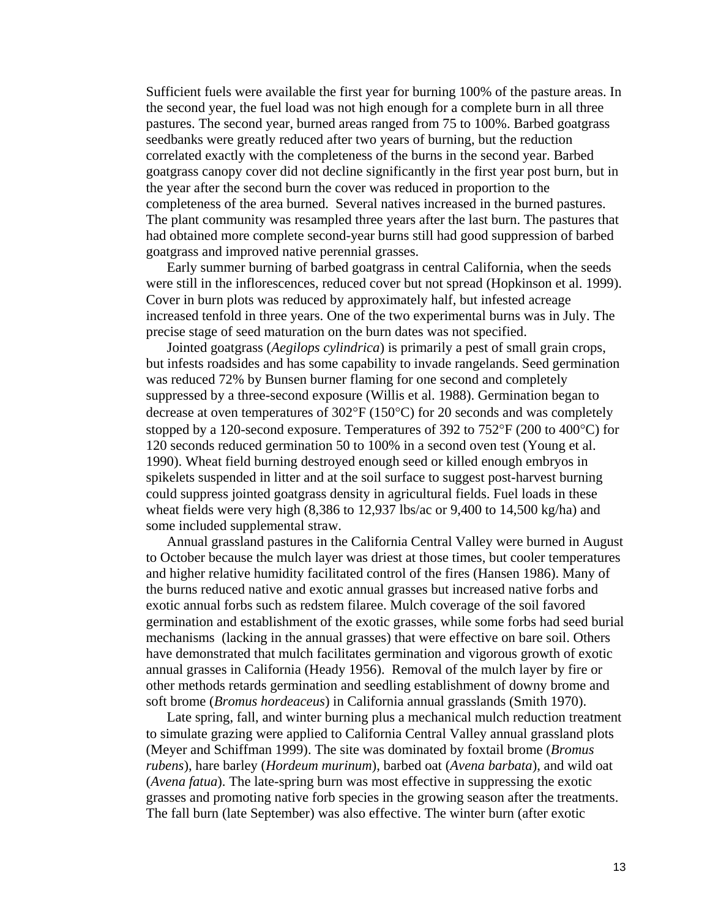Sufficient fuels were available the first year for burning 100% of the pasture areas. In the second year, the fuel load was not high enough for a complete burn in all three pastures. The second year, burned areas ranged from 75 to 100%. Barbed goatgrass seedbanks were greatly reduced after two years of burning, but the reduction correlated exactly with the completeness of the burns in the second year. Barbed goatgrass canopy cover did not decline significantly in the first year post burn, but in the year after the second burn the cover was reduced in proportion to the completeness of the area burned. Several natives increased in the burned pastures. The plant community was resampled three years after the last burn. The pastures that had obtained more complete second-year burns still had good suppression of barbed goatgrass and improved native perennial grasses.

Early summer burning of barbed goatgrass in central California, when the seeds were still in the inflorescences, reduced cover but not spread (Hopkinson et al. 1999). Cover in burn plots was reduced by approximately half, but infested acreage increased tenfold in three years. One of the two experimental burns was in July. The precise stage of seed maturation on the burn dates was not specified.

Jointed goatgrass (*Aegilops cylindrica*) is primarily a pest of small grain crops, but infests roadsides and has some capability to invade rangelands. Seed germination was reduced 72% by Bunsen burner flaming for one second and completely suppressed by a three-second exposure (Willis et al. 1988). Germination began to decrease at oven temperatures of 302°F (150°C) for 20 seconds and was completely stopped by a 120-second exposure. Temperatures of 392 to 752°F (200 to 400°C) for 120 seconds reduced germination 50 to 100% in a second oven test (Young et al. 1990). Wheat field burning destroyed enough seed or killed enough embryos in spikelets suspended in litter and at the soil surface to suggest post-harvest burning could suppress jointed goatgrass density in agricultural fields. Fuel loads in these wheat fields were very high (8,386 to 12,937 lbs/ac or 9,400 to 14,500 kg/ha) and some included supplemental straw.

Annual grassland pastures in the California Central Valley were burned in August to October because the mulch layer was driest at those times, but cooler temperatures and higher relative humidity facilitated control of the fires (Hansen 1986). Many of the burns reduced native and exotic annual grasses but increased native forbs and exotic annual forbs such as redstem filaree. Mulch coverage of the soil favored germination and establishment of the exotic grasses, while some forbs had seed burial mechanisms (lacking in the annual grasses) that were effective on bare soil. Others have demonstrated that mulch facilitates germination and vigorous growth of exotic annual grasses in California (Heady 1956). Removal of the mulch layer by fire or other methods retards germination and seedling establishment of downy brome and soft brome (*Bromus hordeaceus*) in California annual grasslands (Smith 1970).

Late spring, fall, and winter burning plus a mechanical mulch reduction treatment to simulate grazing were applied to California Central Valley annual grassland plots (Meyer and Schiffman 1999). The site was dominated by foxtail brome (*Bromus rubens*), hare barley (*Hordeum murinum*), barbed oat (*Avena barbata*), and wild oat (*Avena fatua*). The late-spring burn was most effective in suppressing the exotic grasses and promoting native forb species in the growing season after the treatments. The fall burn (late September) was also effective. The winter burn (after exotic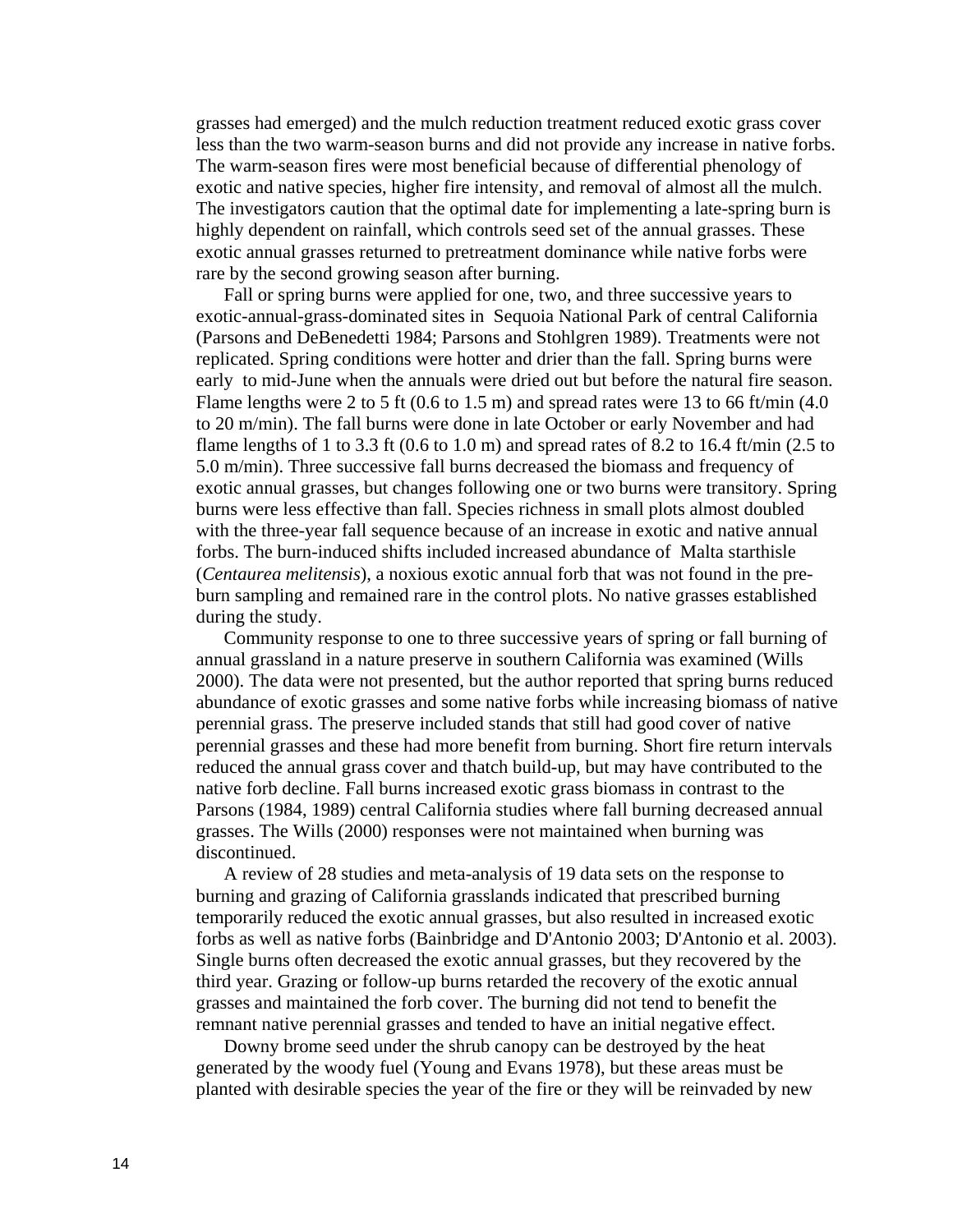grasses had emerged) and the mulch reduction treatment reduced exotic grass cover less than the two warm-season burns and did not provide any increase in native forbs. The warm-season fires were most beneficial because of differential phenology of exotic and native species, higher fire intensity, and removal of almost all the mulch. The investigators caution that the optimal date for implementing a late-spring burn is highly dependent on rainfall, which controls seed set of the annual grasses. These exotic annual grasses returned to pretreatment dominance while native forbs were rare by the second growing season after burning.

Fall or spring burns were applied for one, two, and three successive years to exotic-annual-grass-dominated sites in Sequoia National Park of central California (Parsons and DeBenedetti 1984; Parsons and Stohlgren 1989). Treatments were not replicated. Spring conditions were hotter and drier than the fall. Spring burns were early to mid-June when the annuals were dried out but before the natural fire season. Flame lengths were 2 to 5 ft (0.6 to 1.5 m) and spread rates were 13 to 66 ft/min (4.0 to 20 m/min). The fall burns were done in late October or early November and had flame lengths of 1 to 3.3 ft (0.6 to 1.0 m) and spread rates of 8.2 to 16.4 ft/min (2.5 to 5.0 m/min). Three successive fall burns decreased the biomass and frequency of exotic annual grasses, but changes following one or two burns were transitory. Spring burns were less effective than fall. Species richness in small plots almost doubled with the three-year fall sequence because of an increase in exotic and native annual forbs. The burn-induced shifts included increased abundance of Malta starthisle (*Centaurea melitensis*), a noxious exotic annual forb that was not found in the pre-burn sampling and remained rare in the control plots. No native grasses established during the study.

Community response to one to three successive years of spring or fall burning of annual grassland in a nature preserve in southern California was examined (Wills 2000). The data were not presented, but the author reported that spring burns reduced abundance of exotic grasses and some native forbs while increasing biomass of native perennial grass. The preserve included stands that still had good cover of native perennial grasses and these had more benefit from burning. Short fire return intervals reduced the annual grass cover and thatch build-up, but may have contributed to the native forb decline. Fall burns increased exotic grass biomass in contrast to the Parsons (1984, 1989) central California studies where fall burning decreased annual grasses. The Wills (2000) responses were not maintained when burning was discontinued.

A review of 28 studies and meta-analysis of 19 data sets on the response to burning and grazing of California grasslands indicated that prescribed burning temporarily reduced the exotic annual grasses, but also resulted in increased exotic forbs as well as native forbs (Bainbridge and D'Antonio 2003; D'Antonio et al. 2003). Single burns often decreased the exotic annual grasses, but they recovered by the third year. Grazing or follow-up burns retarded the recovery of the exotic annual grasses and maintained the forb cover. The burning did not tend to benefit the remnant native perennial grasses and tended to have an initial negative effect.

Downy brome seed under the shrub canopy can be destroyed by the heat generated by the woody fuel (Young and Evans 1978), but these areas must be planted with desirable species the year of the fire or they will be reinvaded by new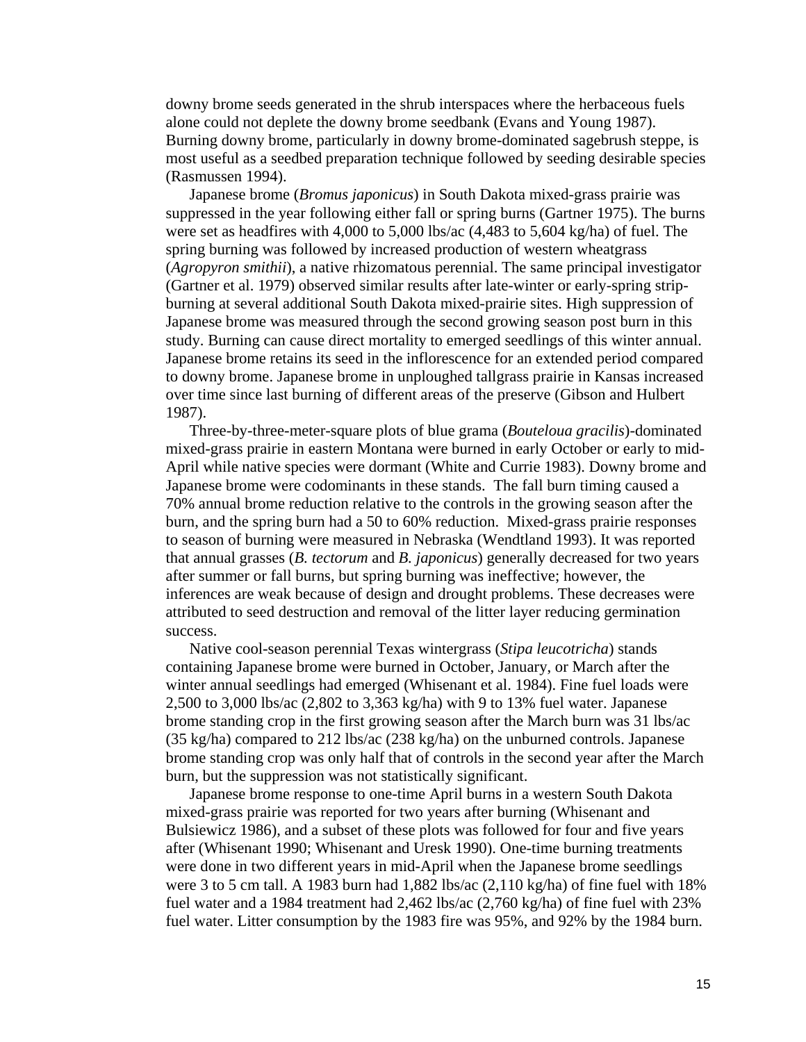downy brome seeds generated in the shrub interspaces where the herbaceous fuels alone could not deplete the downy brome seedbank (Evans and Young 1987). Burning downy brome, particularly in downy brome-dominated sagebrush steppe, is most useful as a seedbed preparation technique followed by seeding desirable species (Rasmussen 1994).

Japanese brome (*Bromus japonicus*) in South Dakota mixed-grass prairie was suppressed in the year following either fall or spring burns (Gartner 1975). The burns were set as headfires with 4,000 to 5,000 lbs/ac (4,483 to 5,604 kg/ha) of fuel. The spring burning was followed by increased production of western wheatgrass (*Agropyron smithii*), a native rhizomatous perennial. The same principal investigator (Gartner et al. 1979) observed similar results after late-winter or early-spring strip-burning at several additional South Dakota mixed-prairie sites. High suppression of Japanese brome was measured through the second growing season post burn in this study. Burning can cause direct mortality to emerged seedlings of this winter annual. Japanese brome retains its seed in the inflorescence for an extended period compared to downy brome. Japanese brome in unploughed tallgrass prairie in Kansas increased over time since last burning of different areas of the preserve (Gibson and Hulbert 1987).

Three-by-three-meter-square plots of blue grama (*Bouteloua gracilis*)-dominated mixed-grass prairie in eastern Montana were burned in early October or early to mid-April while native species were dormant (White and Currie 1983). Downy brome and Japanese brome were codominants in these stands. The fall burn timing caused a 70% annual brome reduction relative to the controls in the growing season after the burn, and the spring burn had a 50 to 60% reduction. Mixed-grass prairie responses to season of burning were measured in Nebraska (Wendtland 1993). It was reported that annual grasses (*B. tectorum* and *B. japonicus*) generally decreased for two years after summer or fall burns, but spring burning was ineffective; however, the inferences are weak because of design and drought problems. These decreases were attributed to seed destruction and removal of the litter layer reducing germination success.

Native cool-season perennial Texas wintergrass (*Stipa leucotricha*) stands containing Japanese brome were burned in October, January, or March after the winter annual seedlings had emerged (Whisenant et al. 1984). Fine fuel loads were 2,500 to 3,000 lbs/ac (2,802 to 3,363 kg/ha) with 9 to 13% fuel water. Japanese brome standing crop in the first growing season after the March burn was 31 lbs/ac (35 kg/ha) compared to 212 lbs/ac (238 kg/ha) on the unburned controls. Japanese brome standing crop was only half that of controls in the second year after the March burn, but the suppression was not statistically significant.

Japanese brome response to one-time April burns in a western South Dakota mixed-grass prairie was reported for two years after burning (Whisenant and Bulsiewicz 1986), and a subset of these plots was followed for four and five years after (Whisenant 1990; Whisenant and Uresk 1990). One-time burning treatments were done in two different years in mid-April when the Japanese brome seedlings were 3 to 5 cm tall. A 1983 burn had 1,882 lbs/ac (2,110 kg/ha) of fine fuel with 18% fuel water and a 1984 treatment had 2,462 lbs/ac (2,760 kg/ha) of fine fuel with 23% fuel water. Litter consumption by the 1983 fire was 95%, and 92% by the 1984 burn.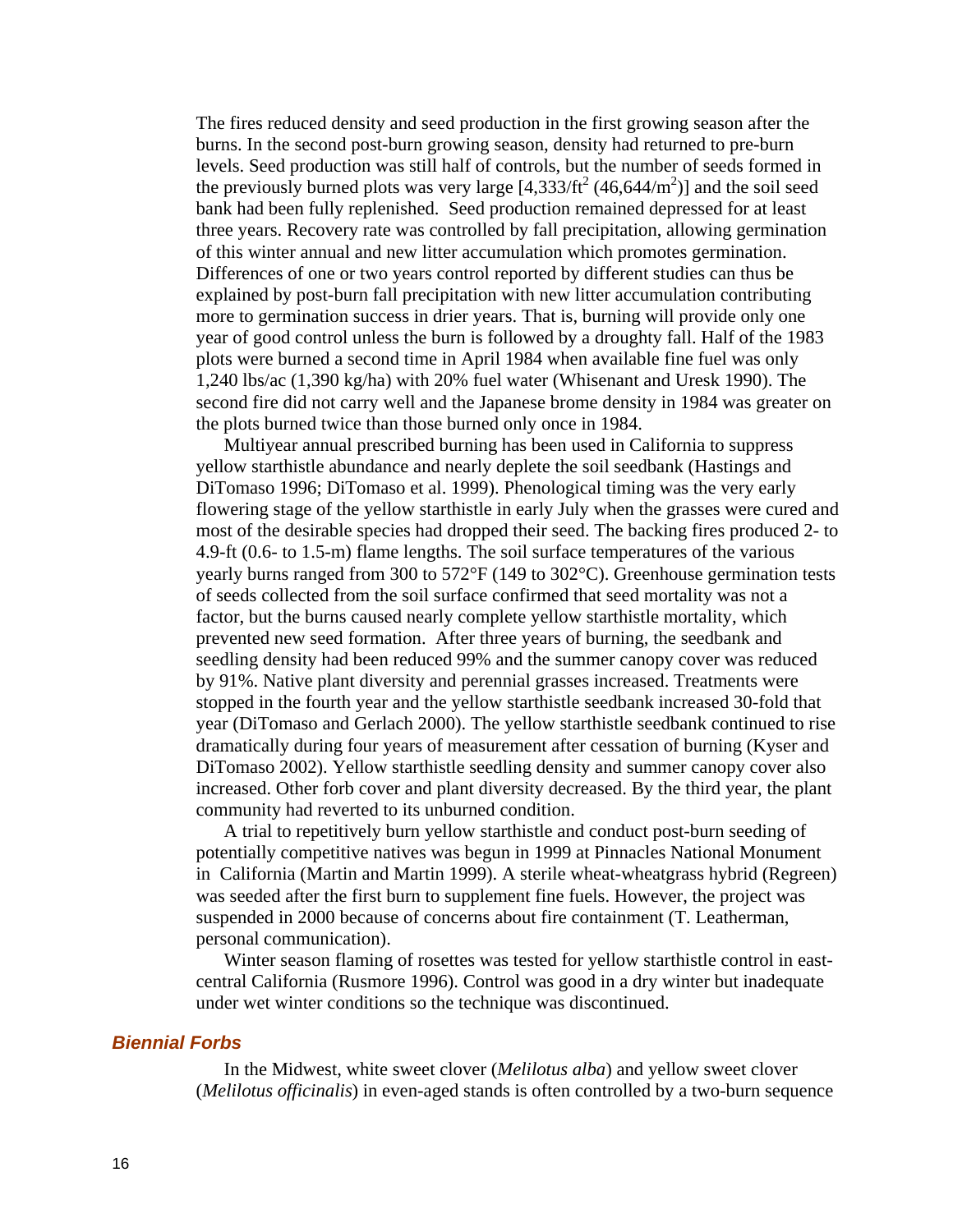The fires reduced density and seed production in the first growing season after the burns. In the second post-burn growing season, density had returned to pre-burn levels. Seed production was still half of controls, but the number of seeds formed in the previously burned plots was very large [4,333/ft$^2$ (46,644/m$^2$)] and the soil seed bank had been fully replenished. Seed production remained depressed for at least three years. Recovery rate was controlled by fall precipitation, allowing germination of this winter annual and new litter accumulation which promotes germination. Differences of one or two years control reported by different studies can thus be explained by post-burn fall precipitation with new litter accumulation contributing more to germination success in drier years. That is, burning will provide only one year of good control unless the burn is followed by a droughty fall. Half of the 1983 plots were burned a second time in April 1984 when available fine fuel was only 1,240 lbs/ac (1,390 kg/ha) with 20% fuel water (Whisenant and Uresk 1990). The second fire did not carry well and the Japanese brome density in 1984 was greater on the plots burned twice than those burned only once in 1984.

Multiyear annual prescribed burning has been used in California to suppress yellow starthistle abundance and nearly deplete the soil seedbank (Hastings and DiTomaso 1996; DiTomaso et al. 1999). Phenological timing was the very early flowering stage of the yellow starthistle in early July when the grasses were cured and most of the desirable species had dropped their seed. The backing fires produced 2- to 4.9-ft (0.6- to 1.5-m) flame lengths. The soil surface temperatures of the various yearly burns ranged from 300 to 572°F (149 to 302°C). Greenhouse germination tests of seeds collected from the soil surface confirmed that seed mortality was not a factor, but the burns caused nearly complete yellow starthistle mortality, which prevented new seed formation. After three years of burning, the seedbank and seedling density had been reduced 99% and the summer canopy cover was reduced by 91%. Native plant diversity and perennial grasses increased. Treatments were stopped in the fourth year and the yellow starthistle seedbank increased 30-fold that year (DiTomaso and Gerlach 2000). The yellow starthistle seedbank continued to rise dramatically during four years of measurement after cessation of burning (Kyser and DiTomaso 2002). Yellow starthistle seedling density and summer canopy cover also increased. Other forb cover and plant diversity decreased. By the third year, the plant community had reverted to its unburned condition.

A trial to repetitively burn yellow starthistle and conduct post-burn seeding of potentially competitive natives was begun in 1999 at Pinnacles National Monument in California (Martin and Martin 1999). A sterile wheat-wheatgrass hybrid (Regreen) was seeded after the first burn to supplement fine fuels. However, the project was suspended in 2000 because of concerns about fire containment (T. Leatherman, personal communication).

Winter season flaming of rosettes was tested for yellow starthistle control in east-central California (Rusmore 1996). Control was good in a dry winter but inadequate under wet winter conditions so the technique was discontinued.

### *Biennial Forbs*

In the Midwest, white sweet clover (*Melilotus alba*) and yellow sweet clover (*Melilotus officinalis*) in even-aged stands is often controlled by a two-burn sequence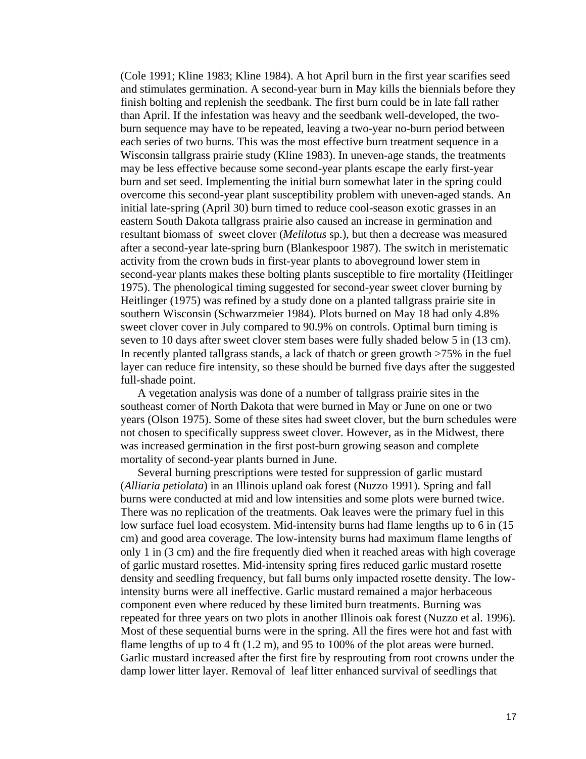(Cole 1991; Kline 1983; Kline 1984). A hot April burn in the first year scarifies seed and stimulates germination. A second-year burn in May kills the biennials before they finish bolting and replenish the seedbank. The first burn could be in late fall rather than April. If the infestation was heavy and the seedbank well-developed, the two-burn sequence may have to be repeated, leaving a two-year no-burn period between each series of two burns. This was the most effective burn treatment sequence in a Wisconsin tallgrass prairie study (Kline 1983). In uneven-age stands, the treatments may be less effective because some second-year plants escape the early first-year burn and set seed. Implementing the initial burn somewhat later in the spring could overcome this second-year plant susceptibility problem with uneven-aged stands. An initial late-spring (April 30) burn timed to reduce cool-season exotic grasses in an eastern South Dakota tallgrass prairie also caused an increase in germination and resultant biomass of sweet clover (*Melilotus* sp.), but then a decrease was measured after a second-year late-spring burn (Blankespoor 1987). The switch in meristematic activity from the crown buds in first-year plants to aboveground lower stem in second-year plants makes these bolting plants susceptible to fire mortality (Heitlinger 1975). The phenological timing suggested for second-year sweet clover burning by Heitlinger (1975) was refined by a study done on a planted tallgrass prairie site in southern Wisconsin (Schwarzmeier 1984). Plots burned on May 18 had only 4.8% sweet clover cover in July compared to 90.9% on controls. Optimal burn timing is seven to 10 days after sweet clover stem bases were fully shaded below 5 in (13 cm). In recently planted tallgrass stands, a lack of thatch or green growth >75% in the fuel layer can reduce fire intensity, so these should be burned five days after the suggested full-shade point.

A vegetation analysis was done of a number of tallgrass prairie sites in the southeast corner of North Dakota that were burned in May or June on one or two years (Olson 1975). Some of these sites had sweet clover, but the burn schedules were not chosen to specifically suppress sweet clover. However, as in the Midwest, there was increased germination in the first post-burn growing season and complete mortality of second-year plants burned in June.

Several burning prescriptions were tested for suppression of garlic mustard (*Alliaria petiolata*) in an Illinois upland oak forest (Nuzzo 1991). Spring and fall burns were conducted at mid and low intensities and some plots were burned twice. There was no replication of the treatments. Oak leaves were the primary fuel in this low surface fuel load ecosystem. Mid-intensity burns had flame lengths up to 6 in (15 cm) and good area coverage. The low-intensity burns had maximum flame lengths of only 1 in (3 cm) and the fire frequently died when it reached areas with high coverage of garlic mustard rosettes. Mid-intensity spring fires reduced garlic mustard rosette density and seedling frequency, but fall burns only impacted rosette density. The low-intensity burns were all ineffective. Garlic mustard remained a major herbaceous component even where reduced by these limited burn treatments. Burning was repeated for three years on two plots in another Illinois oak forest (Nuzzo et al. 1996). Most of these sequential burns were in the spring. All the fires were hot and fast with flame lengths of up to 4 ft (1.2 m), and 95 to 100% of the plot areas were burned. Garlic mustard increased after the first fire by resprouting from root crowns under the damp lower litter layer. Removal of leaf litter enhanced survival of seedlings that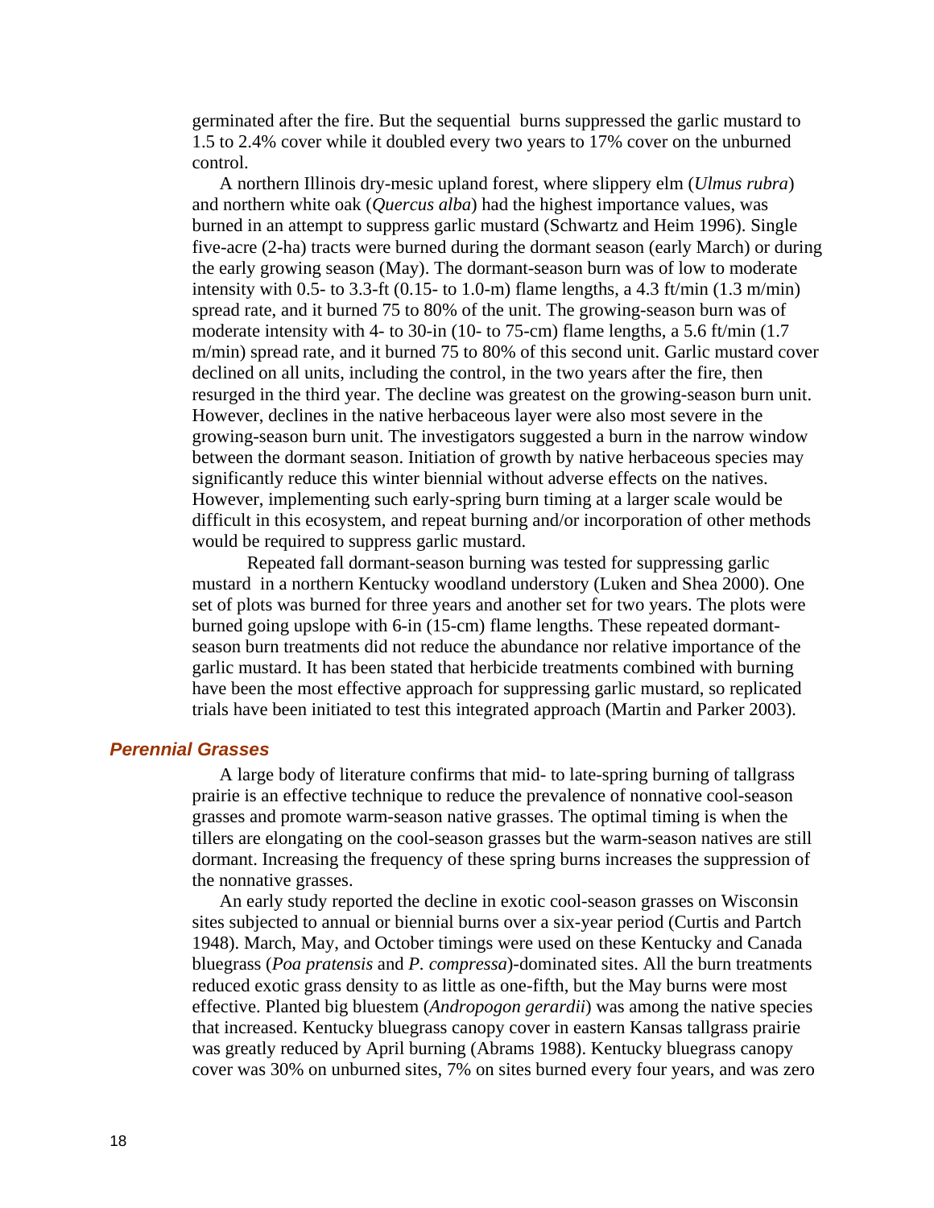germinated after the fire. But the sequential burns suppressed the garlic mustard to 1.5 to 2.4% cover while it doubled every two years to 17% cover on the unburned control.

A northern Illinois dry-mesic upland forest, where slippery elm (*Ulmus rubra*) and northern white oak (*Quercus alba*) had the highest importance values, was burned in an attempt to suppress garlic mustard (Schwartz and Heim 1996). Single five-acre (2-ha) tracts were burned during the dormant season (early March) or during the early growing season (May). The dormant-season burn was of low to moderate intensity with 0.5- to 3.3-ft (0.15- to 1.0-m) flame lengths, a 4.3 ft/min (1.3 m/min) spread rate, and it burned 75 to 80% of the unit. The growing-season burn was of moderate intensity with 4- to 30-in (10- to 75-cm) flame lengths, a 5.6 ft/min (1.7 m/min) spread rate, and it burned 75 to 80% of this second unit. Garlic mustard cover declined on all units, including the control, in the two years after the fire, then resurged in the third year. The decline was greatest on the growing-season burn unit. However, declines in the native herbaceous layer were also most severe in the growing-season burn unit. The investigators suggested a burn in the narrow window between the dormant season. Initiation of growth by native herbaceous species may significantly reduce this winter biennial without adverse effects on the natives. However, implementing such early-spring burn timing at a larger scale would be difficult in this ecosystem, and repeat burning and/or incorporation of other methods would be required to suppress garlic mustard.

Repeated fall dormant-season burning was tested for suppressing garlic mustard in a northern Kentucky woodland understory (Luken and Shea 2000). One set of plots was burned for three years and another set for two years. The plots were burned going upslope with 6-in (15-cm) flame lengths. These repeated dormant-season burn treatments did not reduce the abundance nor relative importance of the garlic mustard. It has been stated that herbicide treatments combined with burning have been the most effective approach for suppressing garlic mustard, so replicated trials have been initiated to test this integrated approach (Martin and Parker 2003).

### *Perennial Grasses*

A large body of literature confirms that mid- to late-spring burning of tallgrass prairie is an effective technique to reduce the prevalence of nonnative cool-season grasses and promote warm-season native grasses. The optimal timing is when the tillers are elongating on the cool-season grasses but the warm-season natives are still dormant. Increasing the frequency of these spring burns increases the suppression of the nonnative grasses.

An early study reported the decline in exotic cool-season grasses on Wisconsin sites subjected to annual or biennial burns over a six-year period (Curtis and Partch 1948). March, May, and October timings were used on these Kentucky and Canada bluegrass (*Poa pratensis* and *P. compressa*)-dominated sites. All the burn treatments reduced exotic grass density to as little as one-fifth, but the May burns were most effective. Planted big bluestem (*Andropogon gerardii*) was among the native species that increased. Kentucky bluegrass canopy cover in eastern Kansas tallgrass prairie was greatly reduced by April burning (Abrams 1988). Kentucky bluegrass canopy cover was 30% on unburned sites, 7% on sites burned every four years, and was zero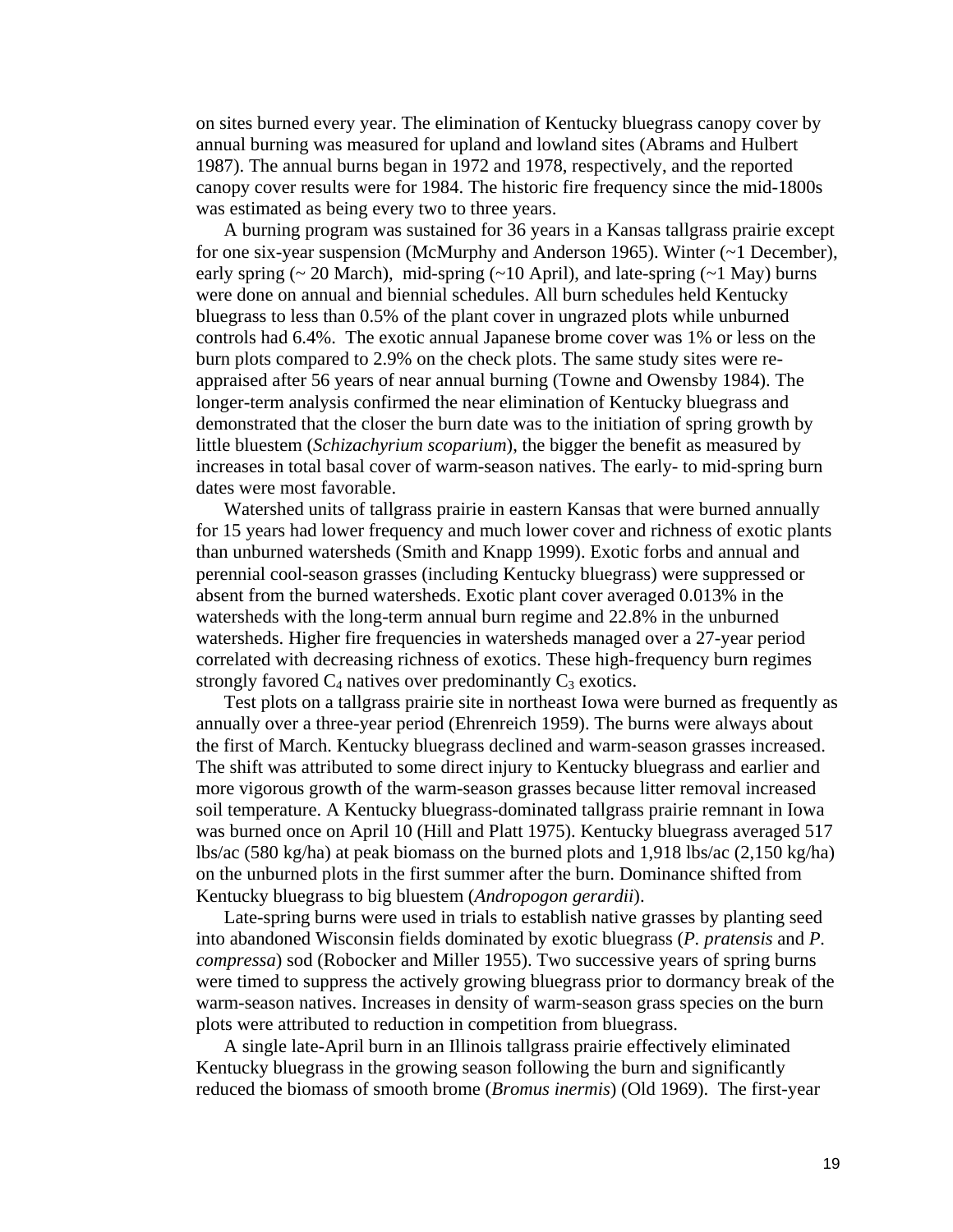on sites burned every year. The elimination of Kentucky bluegrass canopy cover by annual burning was measured for upland and lowland sites (Abrams and Hulbert 1987). The annual burns began in 1972 and 1978, respectively, and the reported canopy cover results were for 1984. The historic fire frequency since the mid-1800s was estimated as being every two to three years.

A burning program was sustained for 36 years in a Kansas tallgrass prairie except for one six-year suspension (McMurphy and Anderson 1965). Winter (~1 December), early spring (~ 20 March), mid-spring (~10 April), and late-spring (~1 May) burns were done on annual and biennial schedules. All burn schedules held Kentucky bluegrass to less than 0.5% of the plant cover in ungrazed plots while unburned controls had 6.4%. The exotic annual Japanese brome cover was 1% or less on the burn plots compared to 2.9% on the check plots. The same study sites were re-appraised after 56 years of near annual burning (Towne and Owensby 1984). The longer-term analysis confirmed the near elimination of Kentucky bluegrass and demonstrated that the closer the burn date was to the initiation of spring growth by little bluestem (*Schizachyrium scoparium*), the bigger the benefit as measured by increases in total basal cover of warm-season natives. The early- to mid-spring burn dates were most favorable.

Watershed units of tallgrass prairie in eastern Kansas that were burned annually for 15 years had lower frequency and much lower cover and richness of exotic plants than unburned watersheds (Smith and Knapp 1999). Exotic forbs and annual and perennial cool-season grasses (including Kentucky bluegrass) were suppressed or absent from the burned watersheds. Exotic plant cover averaged 0.013% in the watersheds with the long-term annual burn regime and 22.8% in the unburned watersheds. Higher fire frequencies in watersheds managed over a 27-year period correlated with decreasing richness of exotics. These high-frequency burn regimes strongly favored $C_4$ natives over predominantly $C_3$ exotics.

Test plots on a tallgrass prairie site in northeast Iowa were burned as frequently as annually over a three-year period (Ehrenreich 1959). The burns were always about the first of March. Kentucky bluegrass declined and warm-season grasses increased. The shift was attributed to some direct injury to Kentucky bluegrass and earlier and more vigorous growth of the warm-season grasses because litter removal increased soil temperature. A Kentucky bluegrass-dominated tallgrass prairie remnant in Iowa was burned once on April 10 (Hill and Platt 1975). Kentucky bluegrass averaged 517 lbs/ac (580 kg/ha) at peak biomass on the burned plots and 1,918 lbs/ac (2,150 kg/ha) on the unburned plots in the first summer after the burn. Dominance shifted from Kentucky bluegrass to big bluestem (*Andropogon gerardii*).

Late-spring burns were used in trials to establish native grasses by planting seed into abandoned Wisconsin fields dominated by exotic bluegrass (*P. pratensis* and *P. compressa*) sod (Robocker and Miller 1955). Two successive years of spring burns were timed to suppress the actively growing bluegrass prior to dormancy break of the warm-season natives. Increases in density of warm-season grass species on the burn plots were attributed to reduction in competition from bluegrass.

A single late-April burn in an Illinois tallgrass prairie effectively eliminated Kentucky bluegrass in the growing season following the burn and significantly reduced the biomass of smooth brome (*Bromus inermis*) (Old 1969). The first-year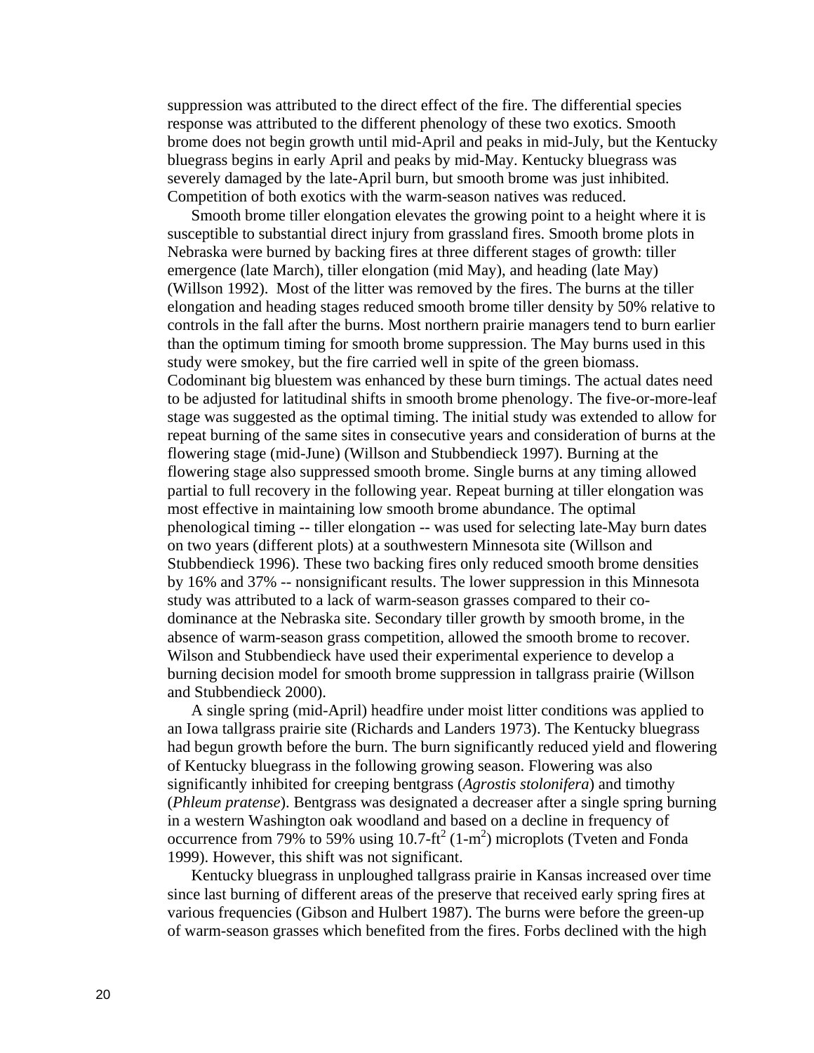suppression was attributed to the direct effect of the fire. The differential species response was attributed to the different phenology of these two exotics. Smooth brome does not begin growth until mid-April and peaks in mid-July, but the Kentucky bluegrass begins in early April and peaks by mid-May. Kentucky bluegrass was severely damaged by the late-April burn, but smooth brome was just inhibited. Competition of both exotics with the warm-season natives was reduced.

Smooth brome tiller elongation elevates the growing point to a height where it is susceptible to substantial direct injury from grassland fires. Smooth brome plots in Nebraska were burned by backing fires at three different stages of growth: tiller emergence (late March), tiller elongation (mid May), and heading (late May) (Willson 1992). Most of the litter was removed by the fires. The burns at the tiller elongation and heading stages reduced smooth brome tiller density by 50% relative to controls in the fall after the burns. Most northern prairie managers tend to burn earlier than the optimum timing for smooth brome suppression. The May burns used in this study were smokey, but the fire carried well in spite of the green biomass. Codominant big bluestem was enhanced by these burn timings. The actual dates need to be adjusted for latitudinal shifts in smooth brome phenology. The five-or-more-leaf stage was suggested as the optimal timing. The initial study was extended to allow for repeat burning of the same sites in consecutive years and consideration of burns at the flowering stage (mid-June) (Willson and Stubbendieck 1997). Burning at the flowering stage also suppressed smooth brome. Single burns at any timing allowed partial to full recovery in the following year. Repeat burning at tiller elongation was most effective in maintaining low smooth brome abundance. The optimal phenological timing -- tiller elongation -- was used for selecting late-May burn dates on two years (different plots) at a southwestern Minnesota site (Willson and Stubbendieck 1996). These two backing fires only reduced smooth brome densities by 16% and 37% -- nonsignificant results. The lower suppression in this Minnesota study was attributed to a lack of warm-season grasses compared to their co-dominance at the Nebraska site. Secondary tiller growth by smooth brome, in the absence of warm-season grass competition, allowed the smooth brome to recover. Wilson and Stubbendieck have used their experimental experience to develop a burning decision model for smooth brome suppression in tallgrass prairie (Willson and Stubbendieck 2000).

A single spring (mid-April) headfire under moist litter conditions was applied to an Iowa tallgrass prairie site (Richards and Landers 1973). The Kentucky bluegrass had begun growth before the burn. The burn significantly reduced yield and flowering of Kentucky bluegrass in the following growing season. Flowering was also significantly inhibited for creeping bentgrass (*Agrostis stolonifera*) and timothy (*Phleum pratense*). Bentgrass was designated a decreaser after a single spring burning in a western Washington oak woodland and based on a decline in frequency of occurrence from 79% to 59% using 10.7-ft$^2$ (1-m$^2$) microplots (Tveten and Fonda 1999). However, this shift was not significant.

Kentucky bluegrass in unploughed tallgrass prairie in Kansas increased over time since last burning of different areas of the preserve that received early spring fires at various frequencies (Gibson and Hulbert 1987). The burns were before the green-up of warm-season grasses which benefited from the fires. Forbs declined with the high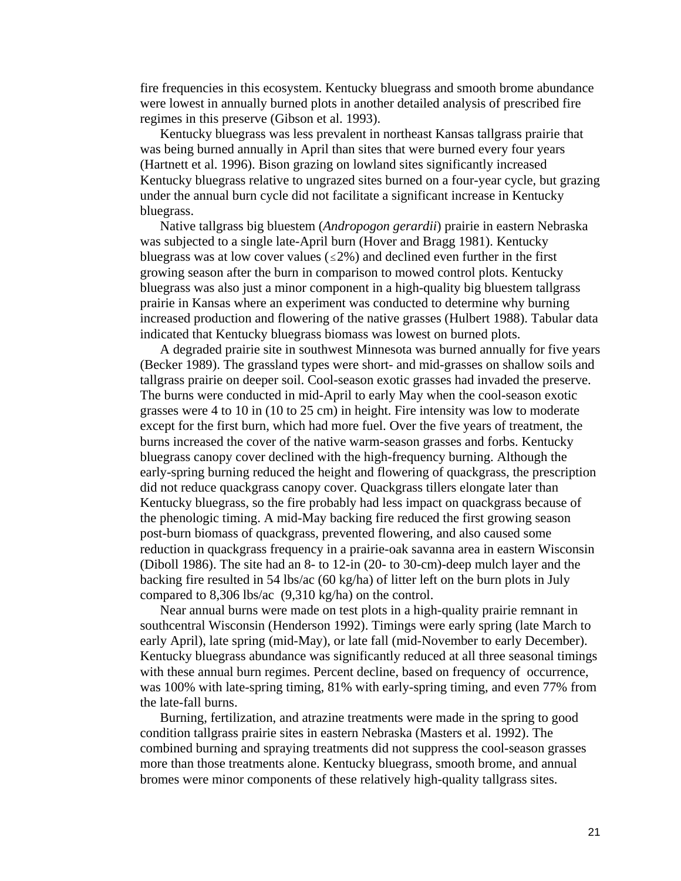fire frequencies in this ecosystem. Kentucky bluegrass and smooth brome abundance were lowest in annually burned plots in another detailed analysis of prescribed fire regimes in this preserve (Gibson et al. 1993).

Kentucky bluegrass was less prevalent in northeast Kansas tallgrass prairie that was being burned annually in April than sites that were burned every four years (Hartnett et al. 1996). Bison grazing on lowland sites significantly increased Kentucky bluegrass relative to ungrazed sites burned on a four-year cycle, but grazing under the annual burn cycle did not facilitate a significant increase in Kentucky bluegrass.

Native tallgrass big bluestem (*Andropogon gerardii*) prairie in eastern Nebraska was subjected to a single late-April burn (Hover and Bragg 1981). Kentucky bluegrass was at low cover values ($\leq$2%) and declined even further in the first growing season after the burn in comparison to mowed control plots. Kentucky bluegrass was also just a minor component in a high-quality big bluestem tallgrass prairie in Kansas where an experiment was conducted to determine why burning increased production and flowering of the native grasses (Hulbert 1988). Tabular data indicated that Kentucky bluegrass biomass was lowest on burned plots.

A degraded prairie site in southwest Minnesota was burned annually for five years (Becker 1989). The grassland types were short- and mid-grasses on shallow soils and tallgrass prairie on deeper soil. Cool-season exotic grasses had invaded the preserve. The burns were conducted in mid-April to early May when the cool-season exotic grasses were 4 to 10 in (10 to 25 cm) in height. Fire intensity was low to moderate except for the first burn, which had more fuel. Over the five years of treatment, the burns increased the cover of the native warm-season grasses and forbs. Kentucky bluegrass canopy cover declined with the high-frequency burning. Although the early-spring burning reduced the height and flowering of quackgrass, the prescription did not reduce quackgrass canopy cover. Quackgrass tillers elongate later than Kentucky bluegrass, so the fire probably had less impact on quackgrass because of the phenologic timing. A mid-May backing fire reduced the first growing season post-burn biomass of quackgrass, prevented flowering, and also caused some reduction in quackgrass frequency in a prairie-oak savanna area in eastern Wisconsin (Diboll 1986). The site had an 8- to 12-in (20- to 30-cm)-deep mulch layer and the backing fire resulted in 54 lbs/ac (60 kg/ha) of litter left on the burn plots in July compared to 8,306 lbs/ac (9,310 kg/ha) on the control.

Near annual burns were made on test plots in a high-quality prairie remnant in southcentral Wisconsin (Henderson 1992). Timings were early spring (late March to early April), late spring (mid-May), or late fall (mid-November to early December). Kentucky bluegrass abundance was significantly reduced at all three seasonal timings with these annual burn regimes. Percent decline, based on frequency of occurrence, was 100% with late-spring timing, 81% with early-spring timing, and even 77% from the late-fall burns.

Burning, fertilization, and atrazine treatments were made in the spring to good condition tallgrass prairie sites in eastern Nebraska (Masters et al. 1992). The combined burning and spraying treatments did not suppress the cool-season grasses more than those treatments alone. Kentucky bluegrass, smooth brome, and annual bromes were minor components of these relatively high-quality tallgrass sites.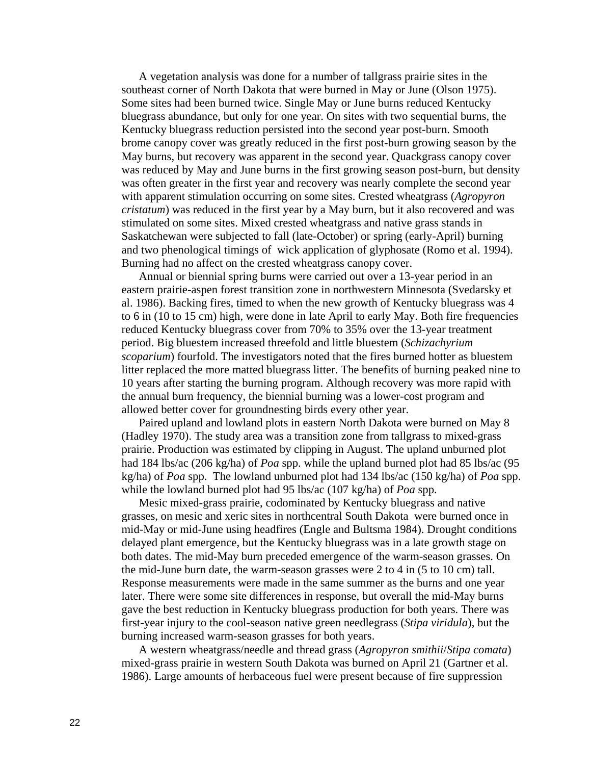A vegetation analysis was done for a number of tallgrass prairie sites in the southeast corner of North Dakota that were burned in May or June (Olson 1975). Some sites had been burned twice. Single May or June burns reduced Kentucky bluegrass abundance, but only for one year. On sites with two sequential burns, the Kentucky bluegrass reduction persisted into the second year post-burn. Smooth brome canopy cover was greatly reduced in the first post-burn growing season by the May burns, but recovery was apparent in the second year. Quackgrass canopy cover was reduced by May and June burns in the first growing season post-burn, but density was often greater in the first year and recovery was nearly complete the second year with apparent stimulation occurring on some sites. Crested wheatgrass (*Agropyron cristatum*) was reduced in the first year by a May burn, but it also recovered and was stimulated on some sites. Mixed crested wheatgrass and native grass stands in Saskatchewan were subjected to fall (late-October) or spring (early-April) burning and two phenological timings of wick application of glyphosate (Romo et al. 1994). Burning had no affect on the crested wheatgrass canopy cover.

Annual or biennial spring burns were carried out over a 13-year period in an eastern prairie-aspen forest transition zone in northwestern Minnesota (Svedarsky et al. 1986). Backing fires, timed to when the new growth of Kentucky bluegrass was 4 to 6 in (10 to 15 cm) high, were done in late April to early May. Both fire frequencies reduced Kentucky bluegrass cover from 70% to 35% over the 13-year treatment period. Big bluestem increased threefold and little bluestem (*Schizachyrium scoparium*) fourfold. The investigators noted that the fires burned hotter as bluestem litter replaced the more matted bluegrass litter. The benefits of burning peaked nine to 10 years after starting the burning program. Although recovery was more rapid with the annual burn frequency, the biennial burning was a lower-cost program and allowed better cover for groundnesting birds every other year.

Paired upland and lowland plots in eastern North Dakota were burned on May 8 (Hadley 1970). The study area was a transition zone from tallgrass to mixed-grass prairie. Production was estimated by clipping in August. The upland unburned plot had 184 lbs/ac (206 kg/ha) of *Poa* spp. while the upland burned plot had 85 lbs/ac (95 kg/ha) of *Poa* spp. The lowland unburned plot had 134 lbs/ac (150 kg/ha) of *Poa* spp. while the lowland burned plot had 95 lbs/ac (107 kg/ha) of *Poa* spp.

Mesic mixed-grass prairie, codominated by Kentucky bluegrass and native grasses, on mesic and xeric sites in northcentral South Dakota were burned once in mid-May or mid-June using headfires (Engle and Bultsma 1984). Drought conditions delayed plant emergence, but the Kentucky bluegrass was in a late growth stage on both dates. The mid-May burn preceded emergence of the warm-season grasses. On the mid-June burn date, the warm-season grasses were 2 to 4 in (5 to 10 cm) tall. Response measurements were made in the same summer as the burns and one year later. There were some site differences in response, but overall the mid-May burns gave the best reduction in Kentucky bluegrass production for both years. There was first-year injury to the cool-season native green needlegrass (*Stipa viridula*), but the burning increased warm-season grasses for both years.

A western wheatgrass/needle and thread grass (*Agropyron smithii*/*Stipa comata*) mixed-grass prairie in western South Dakota was burned on April 21 (Gartner et al. 1986). Large amounts of herbaceous fuel were present because of fire suppression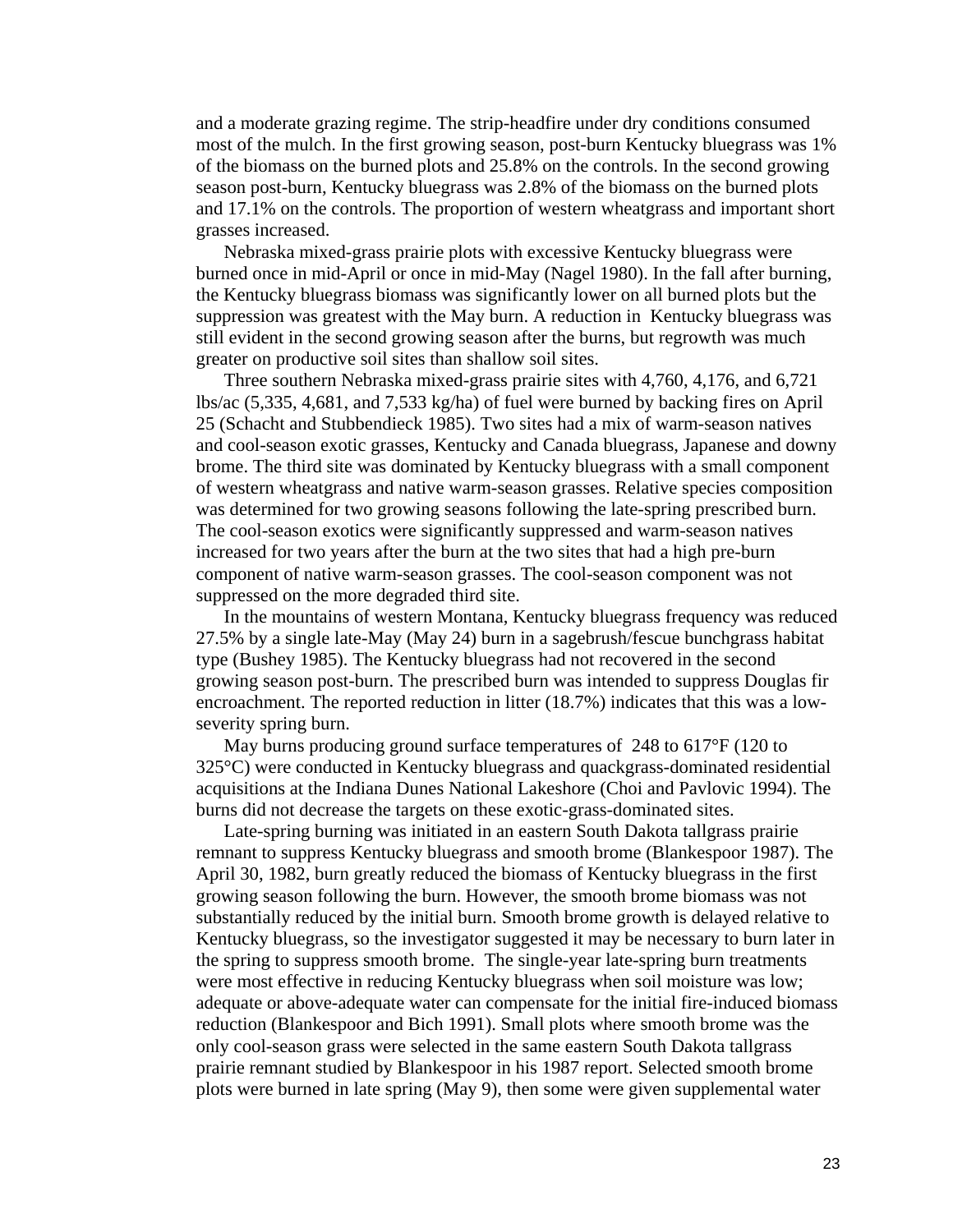and a moderate grazing regime. The strip-headfire under dry conditions consumed most of the mulch. In the first growing season, post-burn Kentucky bluegrass was 1% of the biomass on the burned plots and 25.8% on the controls. In the second growing season post-burn, Kentucky bluegrass was 2.8% of the biomass on the burned plots and 17.1% on the controls. The proportion of western wheatgrass and important short grasses increased.

Nebraska mixed-grass prairie plots with excessive Kentucky bluegrass were burned once in mid-April or once in mid-May (Nagel 1980). In the fall after burning, the Kentucky bluegrass biomass was significantly lower on all burned plots but the suppression was greatest with the May burn. A reduction in Kentucky bluegrass was still evident in the second growing season after the burns, but regrowth was much greater on productive soil sites than shallow soil sites.

Three southern Nebraska mixed-grass prairie sites with 4,760, 4,176, and 6,721 lbs/ac (5,335, 4,681, and 7,533 kg/ha) of fuel were burned by backing fires on April 25 (Schacht and Stubbendieck 1985). Two sites had a mix of warm-season natives and cool-season exotic grasses, Kentucky and Canada bluegrass, Japanese and downy brome. The third site was dominated by Kentucky bluegrass with a small component of western wheatgrass and native warm-season grasses. Relative species composition was determined for two growing seasons following the late-spring prescribed burn. The cool-season exotics were significantly suppressed and warm-season natives increased for two years after the burn at the two sites that had a high pre-burn component of native warm-season grasses. The cool-season component was not suppressed on the more degraded third site.

In the mountains of western Montana, Kentucky bluegrass frequency was reduced 27.5% by a single late-May (May 24) burn in a sagebrush/fescue bunchgrass habitat type (Bushey 1985). The Kentucky bluegrass had not recovered in the second growing season post-burn. The prescribed burn was intended to suppress Douglas fir encroachment. The reported reduction in litter (18.7%) indicates that this was a low-severity spring burn.

May burns producing ground surface temperatures of 248 to 617°F (120 to 325°C) were conducted in Kentucky bluegrass and quackgrass-dominated residential acquisitions at the Indiana Dunes National Lakeshore (Choi and Pavlovic 1994). The burns did not decrease the targets on these exotic-grass-dominated sites.

Late-spring burning was initiated in an eastern South Dakota tallgrass prairie remnant to suppress Kentucky bluegrass and smooth brome (Blankespoor 1987). The April 30, 1982, burn greatly reduced the biomass of Kentucky bluegrass in the first growing season following the burn. However, the smooth brome biomass was not substantially reduced by the initial burn. Smooth brome growth is delayed relative to Kentucky bluegrass, so the investigator suggested it may be necessary to burn later in the spring to suppress smooth brome. The single-year late-spring burn treatments were most effective in reducing Kentucky bluegrass when soil moisture was low; adequate or above-adequate water can compensate for the initial fire-induced biomass reduction (Blankespoor and Bich 1991). Small plots where smooth brome was the only cool-season grass were selected in the same eastern South Dakota tallgrass prairie remnant studied by Blankespoor in his 1987 report. Selected smooth brome plots were burned in late spring (May 9), then some were given supplemental water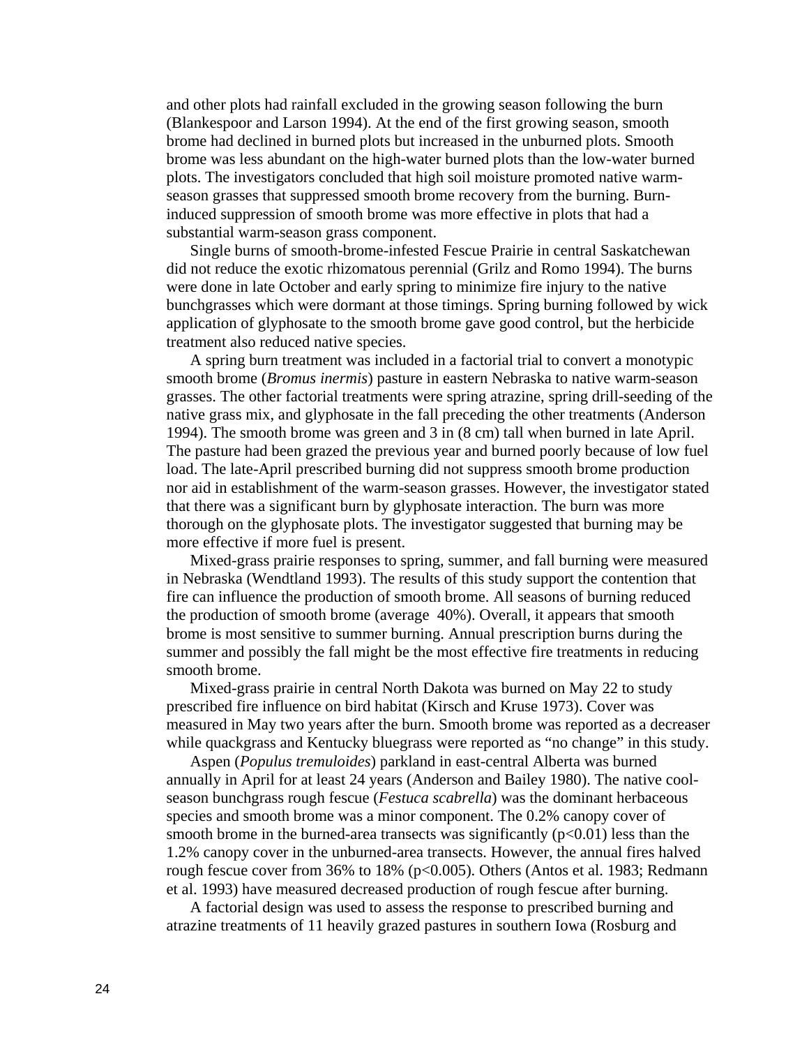and other plots had rainfall excluded in the growing season following the burn (Blankespoor and Larson 1994). At the end of the first growing season, smooth brome had declined in burned plots but increased in the unburned plots. Smooth brome was less abundant on the high-water burned plots than the low-water burned plots. The investigators concluded that high soil moisture promoted native warm-season grasses that suppressed smooth brome recovery from the burning. Burn-induced suppression of smooth brome was more effective in plots that had a substantial warm-season grass component.

Single burns of smooth-brome-infested Fescue Prairie in central Saskatchewan did not reduce the exotic rhizomatous perennial (Grilz and Romo 1994). The burns were done in late October and early spring to minimize fire injury to the native bunchgrasses which were dormant at those timings. Spring burning followed by wick application of glyphosate to the smooth brome gave good control, but the herbicide treatment also reduced native species.

A spring burn treatment was included in a factorial trial to convert a monotypic smooth brome (*Bromus inermis*) pasture in eastern Nebraska to native warm-season grasses. The other factorial treatments were spring atrazine, spring drill-seeding of the native grass mix, and glyphosate in the fall preceding the other treatments (Anderson 1994). The smooth brome was green and 3 in (8 cm) tall when burned in late April. The pasture had been grazed the previous year and burned poorly because of low fuel load. The late-April prescribed burning did not suppress smooth brome production nor aid in establishment of the warm-season grasses. However, the investigator stated that there was a significant burn by glyphosate interaction. The burn was more thorough on the glyphosate plots. The investigator suggested that burning may be more effective if more fuel is present.

Mixed-grass prairie responses to spring, summer, and fall burning were measured in Nebraska (Wendtland 1993). The results of this study support the contention that fire can influence the production of smooth brome. All seasons of burning reduced the production of smooth brome (average 40%). Overall, it appears that smooth brome is most sensitive to summer burning. Annual prescription burns during the summer and possibly the fall might be the most effective fire treatments in reducing smooth brome.

Mixed-grass prairie in central North Dakota was burned on May 22 to study prescribed fire influence on bird habitat (Kirsch and Kruse 1973). Cover was measured in May two years after the burn. Smooth brome was reported as a decreaser while quackgrass and Kentucky bluegrass were reported as “no change” in this study.

Aspen (*Populus tremuloides*) parkland in east-central Alberta was burned annually in April for at least 24 years (Anderson and Bailey 1980). The native cool-season bunchgrass rough fescue (*Festuca scabrella*) was the dominant herbaceous species and smooth brome was a minor component. The 0.2% canopy cover of smooth brome in the burned-area transects was significantly ($p<0.01$) less than the 1.2% canopy cover in the unburned-area transects. However, the annual fires halved rough fescue cover from 36% to 18% ($p<0.005$). Others (Antos et al. 1983; Redmann et al. 1993) have measured decreased production of rough fescue after burning.

A factorial design was used to assess the response to prescribed burning and atrazine treatments of 11 heavily grazed pastures in southern Iowa (Rosburg and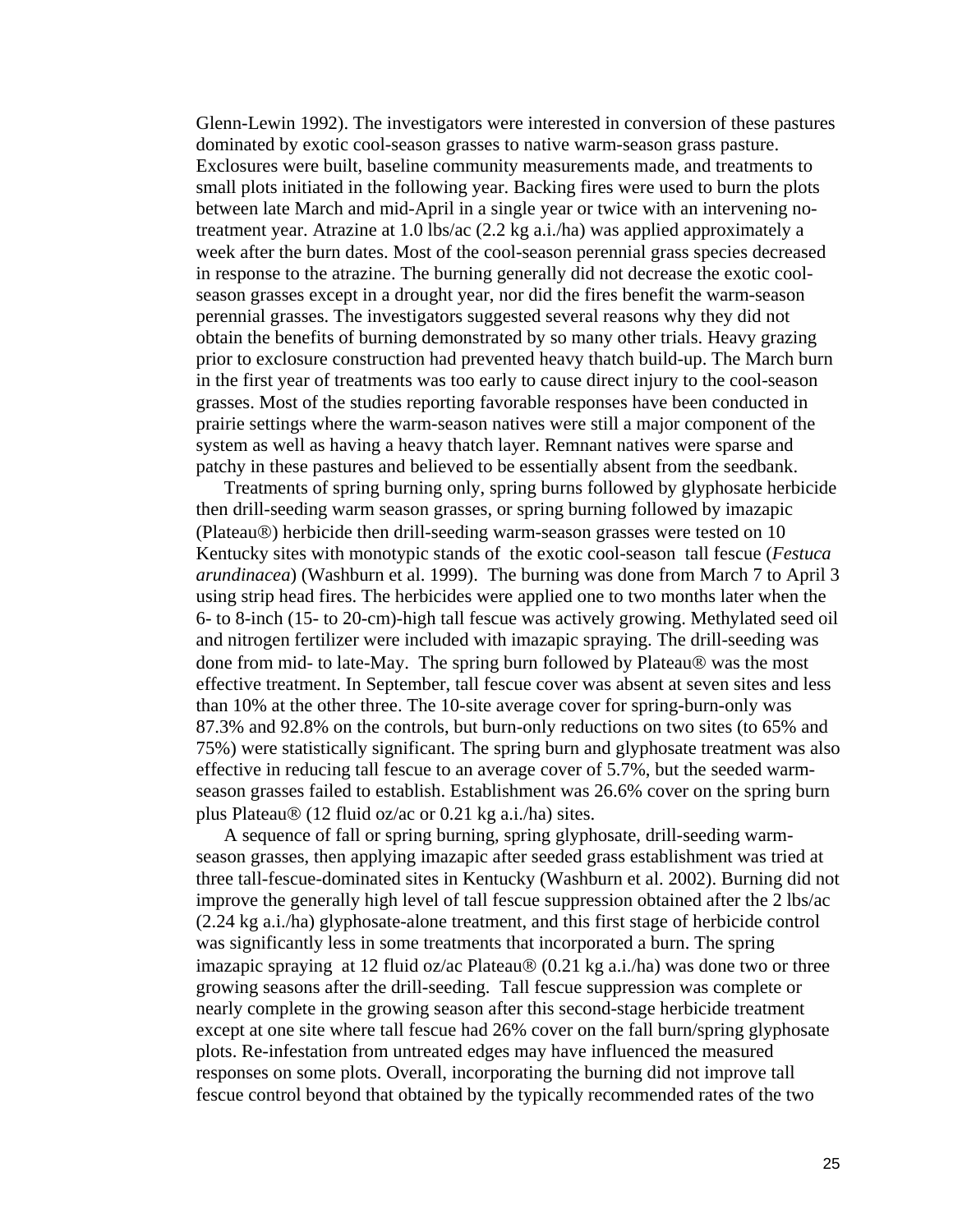Glenn-Lewin 1992). The investigators were interested in conversion of these pastures dominated by exotic cool-season grasses to native warm-season grass pasture. Exclosures were built, baseline community measurements made, and treatments to small plots initiated in the following year. Backing fires were used to burn the plots between late March and mid-April in a single year or twice with an intervening no-treatment year. Atrazine at 1.0 lbs/ac (2.2 kg a.i./ha) was applied approximately a week after the burn dates. Most of the cool-season perennial grass species decreased in response to the atrazine. The burning generally did not decrease the exotic cool-season grasses except in a drought year, nor did the fires benefit the warm-season perennial grasses. The investigators suggested several reasons why they did not obtain the benefits of burning demonstrated by so many other trials. Heavy grazing prior to exclosure construction had prevented heavy thatch build-up. The March burn in the first year of treatments was too early to cause direct injury to the cool-season grasses. Most of the studies reporting favorable responses have been conducted in prairie settings where the warm-season natives were still a major component of the system as well as having a heavy thatch layer. Remnant natives were sparse and patchy in these pastures and believed to be essentially absent from the seedbank.

Treatments of spring burning only, spring burns followed by glyphosate herbicide then drill-seeding warm season grasses, or spring burning followed by imazapic (Plateau®) herbicide then drill-seeding warm-season grasses were tested on 10 Kentucky sites with monotypic stands of the exotic cool-season tall fescue (*Festuca arundinacea*) (Washburn et al. 1999). The burning was done from March 7 to April 3 using strip head fires. The herbicides were applied one to two months later when the 6- to 8-inch (15- to 20-cm)-high tall fescue was actively growing. Methylated seed oil and nitrogen fertilizer were included with imazapic spraying. The drill-seeding was done from mid- to late-May. The spring burn followed by Plateau® was the most effective treatment. In September, tall fescue cover was absent at seven sites and less than 10% at the other three. The 10-site average cover for spring-burn-only was 87.3% and 92.8% on the controls, but burn-only reductions on two sites (to 65% and 75%) were statistically significant. The spring burn and glyphosate treatment was also effective in reducing tall fescue to an average cover of 5.7%, but the seeded warm-season grasses failed to establish. Establishment was 26.6% cover on the spring burn plus Plateau® (12 fluid oz/ac or 0.21 kg a.i./ha) sites.

A sequence of fall or spring burning, spring glyphosate, drill-seeding warm-season grasses, then applying imazapic after seeded grass establishment was tried at three tall-fescue-dominated sites in Kentucky (Washburn et al. 2002). Burning did not improve the generally high level of tall fescue suppression obtained after the 2 lbs/ac (2.24 kg a.i./ha) glyphosate-alone treatment, and this first stage of herbicide control was significantly less in some treatments that incorporated a burn. The spring imazapic spraying at 12 fluid oz/ac Plateau® (0.21 kg a.i./ha) was done two or three growing seasons after the drill-seeding. Tall fescue suppression was complete or nearly complete in the growing season after this second-stage herbicide treatment except at one site where tall fescue had 26% cover on the fall burn/spring glyphosate plots. Re-infestation from untreated edges may have influenced the measured responses on some plots. Overall, incorporating the burning did not improve tall fescue control beyond that obtained by the typically recommended rates of the two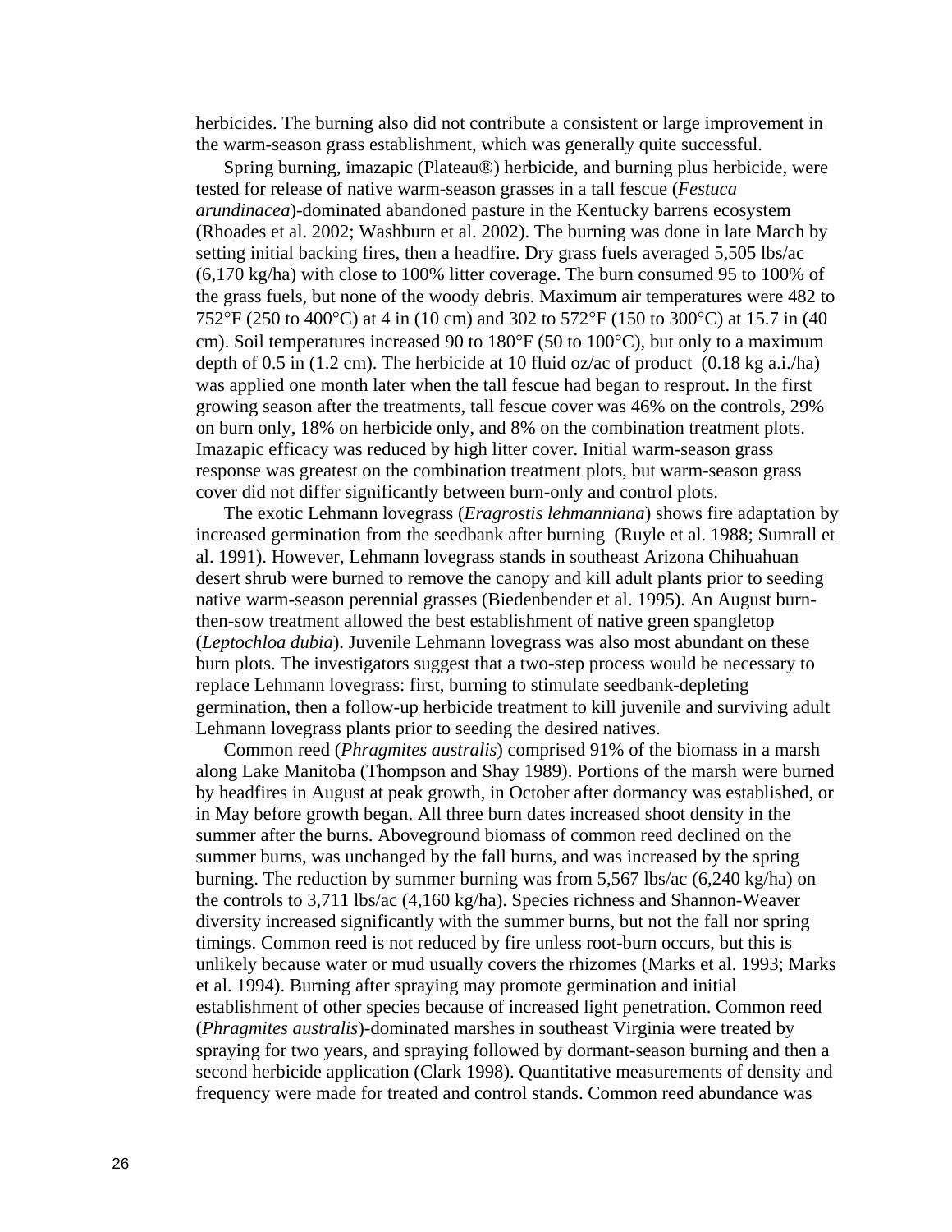herbicides. The burning also did not contribute a consistent or large improvement in the warm-season grass establishment, which was generally quite successful.

Spring burning, imazapic (Plateau®) herbicide, and burning plus herbicide, were tested for release of native warm-season grasses in a tall fescue (*Festuca arundinacea*)-dominated abandoned pasture in the Kentucky barrens ecosystem (Rhoades et al. 2002; Washburn et al. 2002). The burning was done in late March by setting initial backing fires, then a headfire. Dry grass fuels averaged 5,505 lbs/ac (6,170 kg/ha) with close to 100% litter coverage. The burn consumed 95 to 100% of the grass fuels, but none of the woody debris. Maximum air temperatures were 482 to 752°F (250 to 400°C) at 4 in (10 cm) and 302 to 572°F (150 to 300°C) at 15.7 in (40 cm). Soil temperatures increased 90 to 180°F (50 to 100°C), but only to a maximum depth of 0.5 in (1.2 cm). The herbicide at 10 fluid oz/ac of product (0.18 kg a.i./ha) was applied one month later when the tall fescue had began to resprout. In the first growing season after the treatments, tall fescue cover was 46% on the controls, 29% on burn only, 18% on herbicide only, and 8% on the combination treatment plots. Imazapic efficacy was reduced by high litter cover. Initial warm-season grass response was greatest on the combination treatment plots, but warm-season grass cover did not differ significantly between burn-only and control plots.

The exotic Lehmann lovegrass (*Eragrostis lehmanniana*) shows fire adaptation by increased germination from the seedbank after burning (Ruyle et al. 1988; Sumrall et al. 1991). However, Lehmann lovegrass stands in southeast Arizona Chihuahuan desert shrub were burned to remove the canopy and kill adult plants prior to seeding native warm-season perennial grasses (Biedenbender et al. 1995). An August burn-then-sow treatment allowed the best establishment of native green spangletop (*Leptochloa dubia*). Juvenile Lehmann lovegrass was also most abundant on these burn plots. The investigators suggest that a two-step process would be necessary to replace Lehmann lovegrass: first, burning to stimulate seedbank-depleting germination, then a follow-up herbicide treatment to kill juvenile and surviving adult Lehmann lovegrass plants prior to seeding the desired natives.

Common reed (*Phragmites australis*) comprised 91% of the biomass in a marsh along Lake Manitoba (Thompson and Shay 1989). Portions of the marsh were burned by headfires in August at peak growth, in October after dormancy was established, or in May before growth began. All three burn dates increased shoot density in the summer after the burns. Aboveground biomass of common reed declined on the summer burns, was unchanged by the fall burns, and was increased by the spring burning. The reduction by summer burning was from 5,567 lbs/ac (6,240 kg/ha) on the controls to 3,711 lbs/ac (4,160 kg/ha). Species richness and Shannon-Weaver diversity increased significantly with the summer burns, but not the fall nor spring timings. Common reed is not reduced by fire unless root-burn occurs, but this is unlikely because water or mud usually covers the rhizomes (Marks et al. 1993; Marks et al. 1994). Burning after spraying may promote germination and initial establishment of other species because of increased light penetration. Common reed (*Phragmites australis*)-dominated marshes in southeast Virginia were treated by spraying for two years, and spraying followed by dormant-season burning and then a second herbicide application (Clark 1998). Quantitative measurements of density and frequency were made for treated and control stands. Common reed abundance was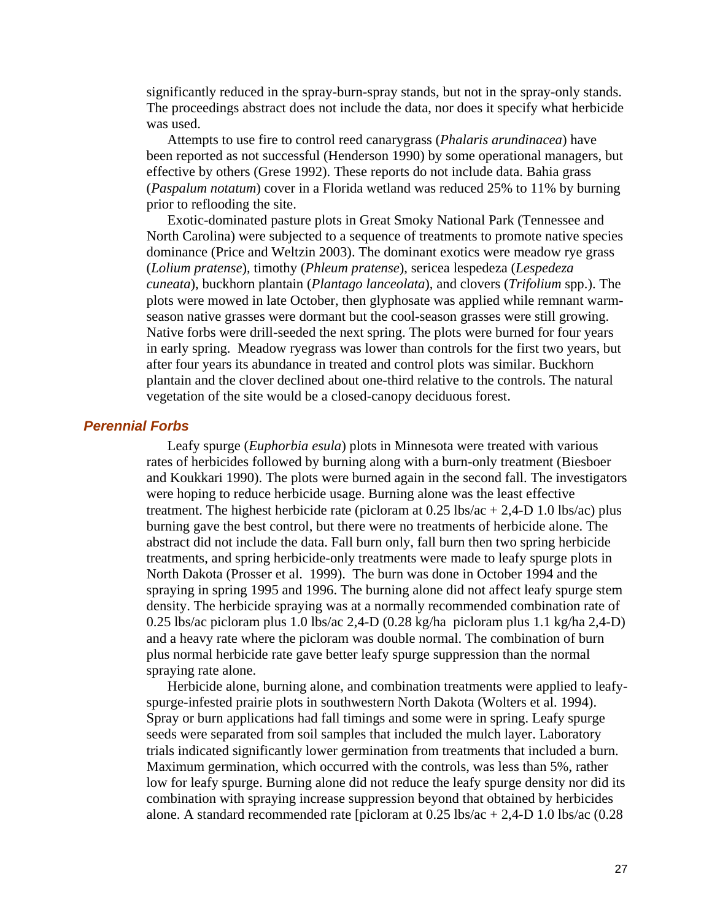significantly reduced in the spray-burn-spray stands, but not in the spray-only stands. The proceedings abstract does not include the data, nor does it specify what herbicide was used.

Attempts to use fire to control reed canarygrass (*Phalaris arundinacea*) have been reported as not successful (Henderson 1990) by some operational managers, but effective by others (Grese 1992). These reports do not include data. Bahia grass (*Paspalum notatum*) cover in a Florida wetland was reduced 25% to 11% by burning prior to reflooding the site.

Exotic-dominated pasture plots in Great Smoky National Park (Tennessee and North Carolina) were subjected to a sequence of treatments to promote native species dominance (Price and Weltzin 2003). The dominant exotics were meadow rye grass (*Lolium pratense*), timothy (*Phleum pratense*), sericea lespedeza (*Lespedeza cuneata*), buckhorn plantain (*Plantago lanceolata*), and clovers (*Trifolium* spp.). The plots were mowed in late October, then glyphosate was applied while remnant warm-season native grasses were dormant but the cool-season grasses were still growing. Native forbs were drill-seeded the next spring. The plots were burned for four years in early spring. Meadow ryegrass was lower than controls for the first two years, but after four years its abundance in treated and control plots was similar. Buckhorn plantain and the clover declined about one-third relative to the controls. The natural vegetation of the site would be a closed-canopy deciduous forest.

### *Perennial Forbs*

Leafy spurge (*Euphorbia esula*) plots in Minnesota were treated with various rates of herbicides followed by burning along with a burn-only treatment (Biesboer and Koukkari 1990). The plots were burned again in the second fall. The investigators were hoping to reduce herbicide usage. Burning alone was the least effective treatment. The highest herbicide rate (picloram at 0.25 lbs/ac + 2,4-D 1.0 lbs/ac) plus burning gave the best control, but there were no treatments of herbicide alone. The abstract did not include the data. Fall burn only, fall burn then two spring herbicide treatments, and spring herbicide-only treatments were made to leafy spurge plots in North Dakota (Prosser et al. 1999). The burn was done in October 1994 and the spraying in spring 1995 and 1996. The burning alone did not affect leafy spurge stem density. The herbicide spraying was at a normally recommended combination rate of 0.25 lbs/ac picloram plus 1.0 lbs/ac 2,4-D (0.28 kg/ha picloram plus 1.1 kg/ha 2,4-D) and a heavy rate where the picloram was double normal. The combination of burn plus normal herbicide rate gave better leafy spurge suppression than the normal spraying rate alone.

Herbicide alone, burning alone, and combination treatments were applied to leafy-spurge-infested prairie plots in southwestern North Dakota (Wolters et al. 1994). Spray or burn applications had fall timings and some were in spring. Leafy spurge seeds were separated from soil samples that included the mulch layer. Laboratory trials indicated significantly lower germination from treatments that included a burn. Maximum germination, which occurred with the controls, was less than 5%, rather low for leafy spurge. Burning alone did not reduce the leafy spurge density nor did its combination with spraying increase suppression beyond that obtained by herbicides alone. A standard recommended rate [picloram at 0.25 lbs/ac + 2,4-D 1.0 lbs/ac (0.28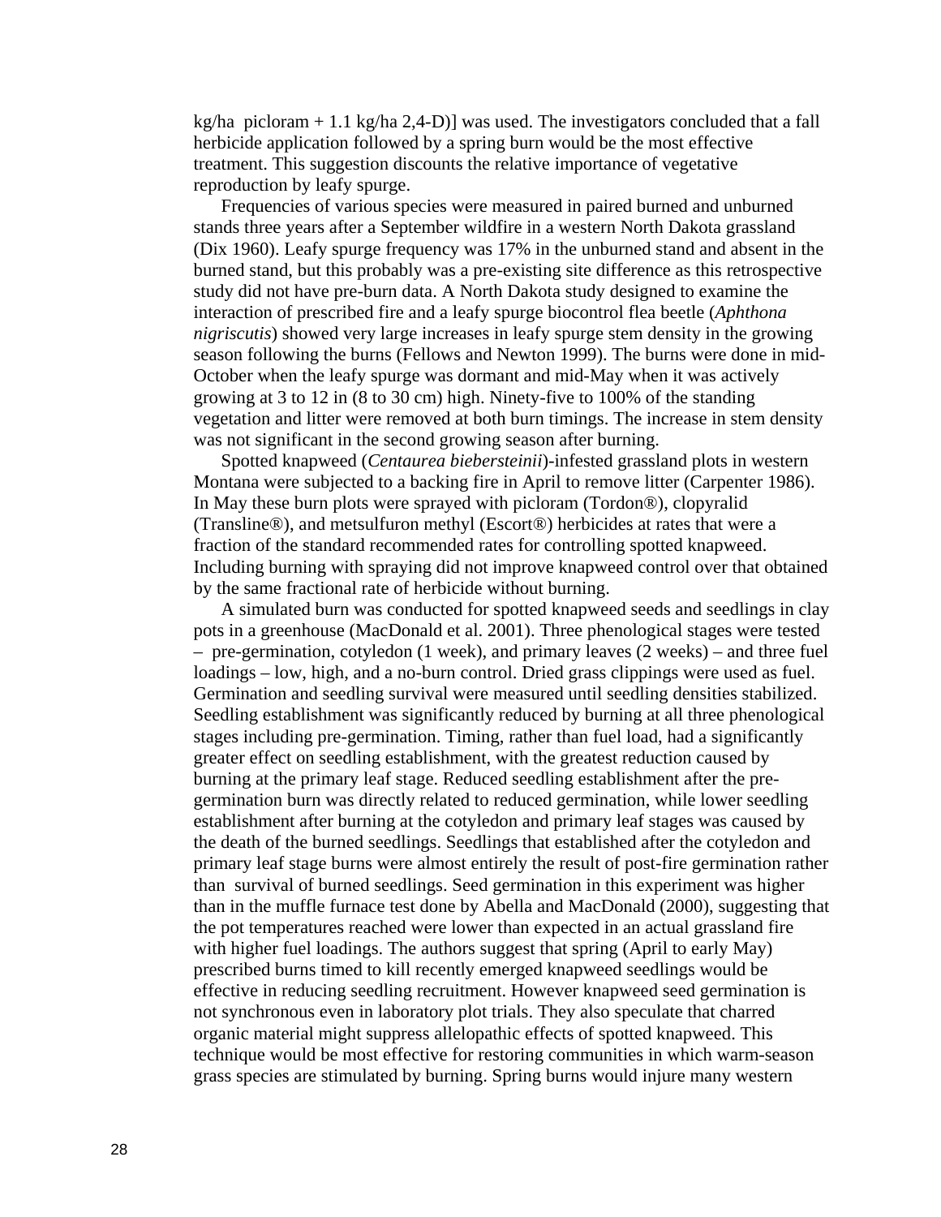kg/ha picloram + 1.1 kg/ha 2,4-D)] was used. The investigators concluded that a fall herbicide application followed by a spring burn would be the most effective treatment. This suggestion discounts the relative importance of vegetative reproduction by leafy spurge.

Frequencies of various species were measured in paired burned and unburned stands three years after a September wildfire in a western North Dakota grassland (Dix 1960). Leafy spurge frequency was 17% in the unburned stand and absent in the burned stand, but this probably was a pre-existing site difference as this retrospective study did not have pre-burn data. A North Dakota study designed to examine the interaction of prescribed fire and a leafy spurge biocontrol flea beetle (*Aphthona nigriscutis*) showed very large increases in leafy spurge stem density in the growing season following the burns (Fellows and Newton 1999). The burns were done in mid-October when the leafy spurge was dormant and mid-May when it was actively growing at 3 to 12 in (8 to 30 cm) high. Ninety-five to 100% of the standing vegetation and litter were removed at both burn timings. The increase in stem density was not significant in the second growing season after burning.

Spotted knapweed (*Centaurea biebersteinii*)-infested grassland plots in western Montana were subjected to a backing fire in April to remove litter (Carpenter 1986). In May these burn plots were sprayed with picloram (Tordon®), clopyralid (Transline®), and metsulfuron methyl (Escort®) herbicides at rates that were a fraction of the standard recommended rates for controlling spotted knapweed. Including burning with spraying did not improve knapweed control over that obtained by the same fractional rate of herbicide without burning.

A simulated burn was conducted for spotted knapweed seeds and seedlings in clay pots in a greenhouse (MacDonald et al. 2001). Three phenological stages were tested – pre-germination, cotyledon (1 week), and primary leaves (2 weeks) – and three fuel loadings – low, high, and a no-burn control. Dried grass clippings were used as fuel. Germination and seedling survival were measured until seedling densities stabilized. Seedling establishment was significantly reduced by burning at all three phenological stages including pre-germination. Timing, rather than fuel load, had a significantly greater effect on seedling establishment, with the greatest reduction caused by burning at the primary leaf stage. Reduced seedling establishment after the pre-germination burn was directly related to reduced germination, while lower seedling establishment after burning at the cotyledon and primary leaf stages was caused by the death of the burned seedlings. Seedlings that established after the cotyledon and primary leaf stage burns were almost entirely the result of post-fire germination rather than survival of burned seedlings. Seed germination in this experiment was higher than in the muffle furnace test done by Abella and MacDonald (2000), suggesting that the pot temperatures reached were lower than expected in an actual grassland fire with higher fuel loadings. The authors suggest that spring (April to early May) prescribed burns timed to kill recently emerged knapweed seedlings would be effective in reducing seedling recruitment. However knapweed seed germination is not synchronous even in laboratory plot trials. They also speculate that charred organic material might suppress allelopathic effects of spotted knapweed. This technique would be most effective for restoring communities in which warm-season grass species are stimulated by burning. Spring burns would injure many western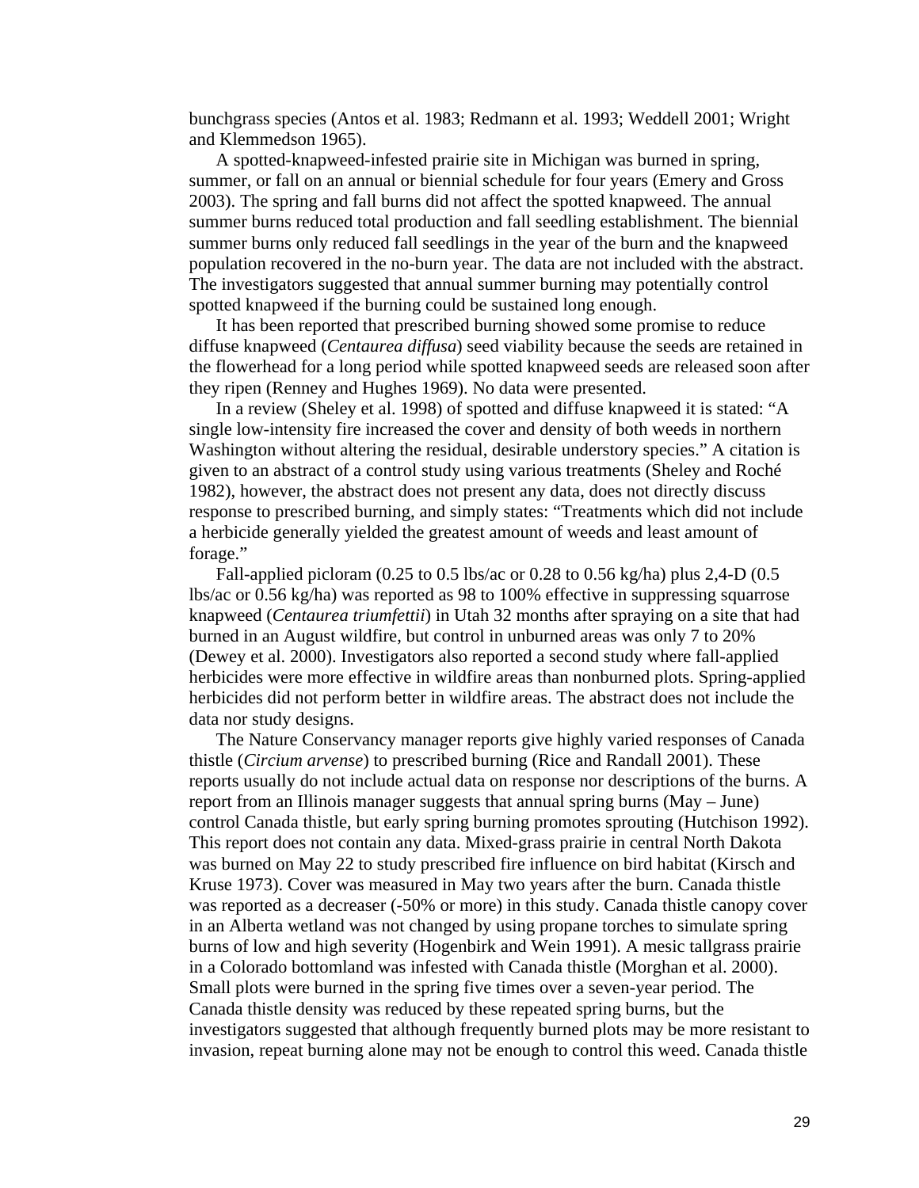bunchgrass species (Antos et al. 1983; Redmann et al. 1993; Weddell 2001; Wright and Klemmedson 1965).

A spotted-knapweed-infested prairie site in Michigan was burned in spring, summer, or fall on an annual or biennial schedule for four years (Emery and Gross 2003). The spring and fall burns did not affect the spotted knapweed. The annual summer burns reduced total production and fall seedling establishment. The biennial summer burns only reduced fall seedlings in the year of the burn and the knapweed population recovered in the no-burn year. The data are not included with the abstract. The investigators suggested that annual summer burning may potentially control spotted knapweed if the burning could be sustained long enough.

It has been reported that prescribed burning showed some promise to reduce diffuse knapweed (*Centaurea diffusa*) seed viability because the seeds are retained in the flowerhead for a long period while spotted knapweed seeds are released soon after they ripen (Renney and Hughes 1969). No data were presented.

In a review (Sheley et al. 1998) of spotted and diffuse knapweed it is stated: "A single low-intensity fire increased the cover and density of both weeds in northern Washington without altering the residual, desirable understory species." A citation is given to an abstract of a control study using various treatments (Sheley and Roché 1982), however, the abstract does not present any data, does not directly discuss response to prescribed burning, and simply states: "Treatments which did not include a herbicide generally yielded the greatest amount of weeds and least amount of forage."

Fall-applied picloram (0.25 to 0.5 lbs/ac or 0.28 to 0.56 kg/ha) plus 2,4-D (0.5 lbs/ac or 0.56 kg/ha) was reported as 98 to 100% effective in suppressing squarrose knapweed (*Centaurea triumfettii*) in Utah 32 months after spraying on a site that had burned in an August wildfire, but control in unburned areas was only 7 to 20% (Dewey et al. 2000). Investigators also reported a second study where fall-applied herbicides were more effective in wildfire areas than nonburned plots. Spring-applied herbicides did not perform better in wildfire areas. The abstract does not include the data nor study designs.

The Nature Conservancy manager reports give highly varied responses of Canada thistle (*Circium arvense*) to prescribed burning (Rice and Randall 2001). These reports usually do not include actual data on response nor descriptions of the burns. A report from an Illinois manager suggests that annual spring burns (May – June) control Canada thistle, but early spring burning promotes sprouting (Hutchison 1992). This report does not contain any data. Mixed-grass prairie in central North Dakota was burned on May 22 to study prescribed fire influence on bird habitat (Kirsch and Kruse 1973). Cover was measured in May two years after the burn. Canada thistle was reported as a decreaser (-50% or more) in this study. Canada thistle canopy cover in an Alberta wetland was not changed by using propane torches to simulate spring burns of low and high severity (Hogenbirk and Wein 1991). A mesic tallgrass prairie in a Colorado bottomland was infested with Canada thistle (Morghan et al. 2000). Small plots were burned in the spring five times over a seven-year period. The Canada thistle density was reduced by these repeated spring burns, but the investigators suggested that although frequently burned plots may be more resistant to invasion, repeat burning alone may not be enough to control this weed. Canada thistle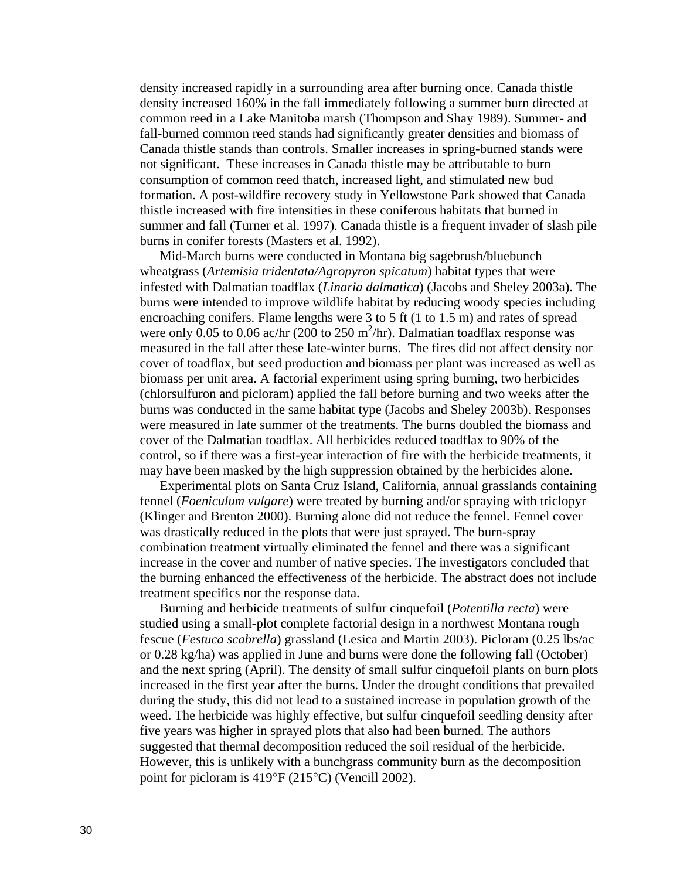density increased rapidly in a surrounding area after burning once. Canada thistle density increased 160% in the fall immediately following a summer burn directed at common reed in a Lake Manitoba marsh (Thompson and Shay 1989). Summer- and fall-burned common reed stands had significantly greater densities and biomass of Canada thistle stands than controls. Smaller increases in spring-burned stands were not significant. These increases in Canada thistle may be attributable to burn consumption of common reed thatch, increased light, and stimulated new bud formation. A post-wildfire recovery study in Yellowstone Park showed that Canada thistle increased with fire intensities in these coniferous habitats that burned in summer and fall (Turner et al. 1997). Canada thistle is a frequent invader of slash pile burns in conifer forests (Masters et al. 1992).

Mid-March burns were conducted in Montana big sagebrush/bluebunch wheatgrass (*Artemisia tridentata/Agropyron spicatum*) habitat types that were infested with Dalmatian toadflax (*Linaria dalmatica*) (Jacobs and Sheley 2003a). The burns were intended to improve wildlife habitat by reducing woody species including encroaching conifers. Flame lengths were 3 to 5 ft (1 to 1.5 m) and rates of spread were only 0.05 to 0.06 ac/hr (200 to 250 $m^2$/hr). Dalmatian toadflax response was measured in the fall after these late-winter burns. The fires did not affect density nor cover of toadflax, but seed production and biomass per plant was increased as well as biomass per unit area. A factorial experiment using spring burning, two herbicides (chlorsulfuron and picloram) applied the fall before burning and two weeks after the burns was conducted in the same habitat type (Jacobs and Sheley 2003b). Responses were measured in late summer of the treatments. The burns doubled the biomass and cover of the Dalmatian toadflax. All herbicides reduced toadflax to 90% of the control, so if there was a first-year interaction of fire with the herbicide treatments, it may have been masked by the high suppression obtained by the herbicides alone.

Experimental plots on Santa Cruz Island, California, annual grasslands containing fennel (*Foeniculum vulgare*) were treated by burning and/or spraying with triclopyr (Klinger and Brenton 2000). Burning alone did not reduce the fennel. Fennel cover was drastically reduced in the plots that were just sprayed. The burn-spray combination treatment virtually eliminated the fennel and there was a significant increase in the cover and number of native species. The investigators concluded that the burning enhanced the effectiveness of the herbicide. The abstract does not include treatment specifics nor the response data.

Burning and herbicide treatments of sulfur cinquefoil (*Potentilla recta*) were studied using a small-plot complete factorial design in a northwest Montana rough fescue (*Festuca scabrella*) grassland (Lesica and Martin 2003). Picloram (0.25 lbs/ac or 0.28 kg/ha) was applied in June and burns were done the following fall (October) and the next spring (April). The density of small sulfur cinquefoil plants on burn plots increased in the first year after the burns. Under the drought conditions that prevailed during the study, this did not lead to a sustained increase in population growth of the weed. The herbicide was highly effective, but sulfur cinquefoil seedling density after five years was higher in sprayed plots that also had been burned. The authors suggested that thermal decomposition reduced the soil residual of the herbicide. However, this is unlikely with a bunchgrass community burn as the decomposition point for picloram is 419°F (215°C) (Vencill 2002).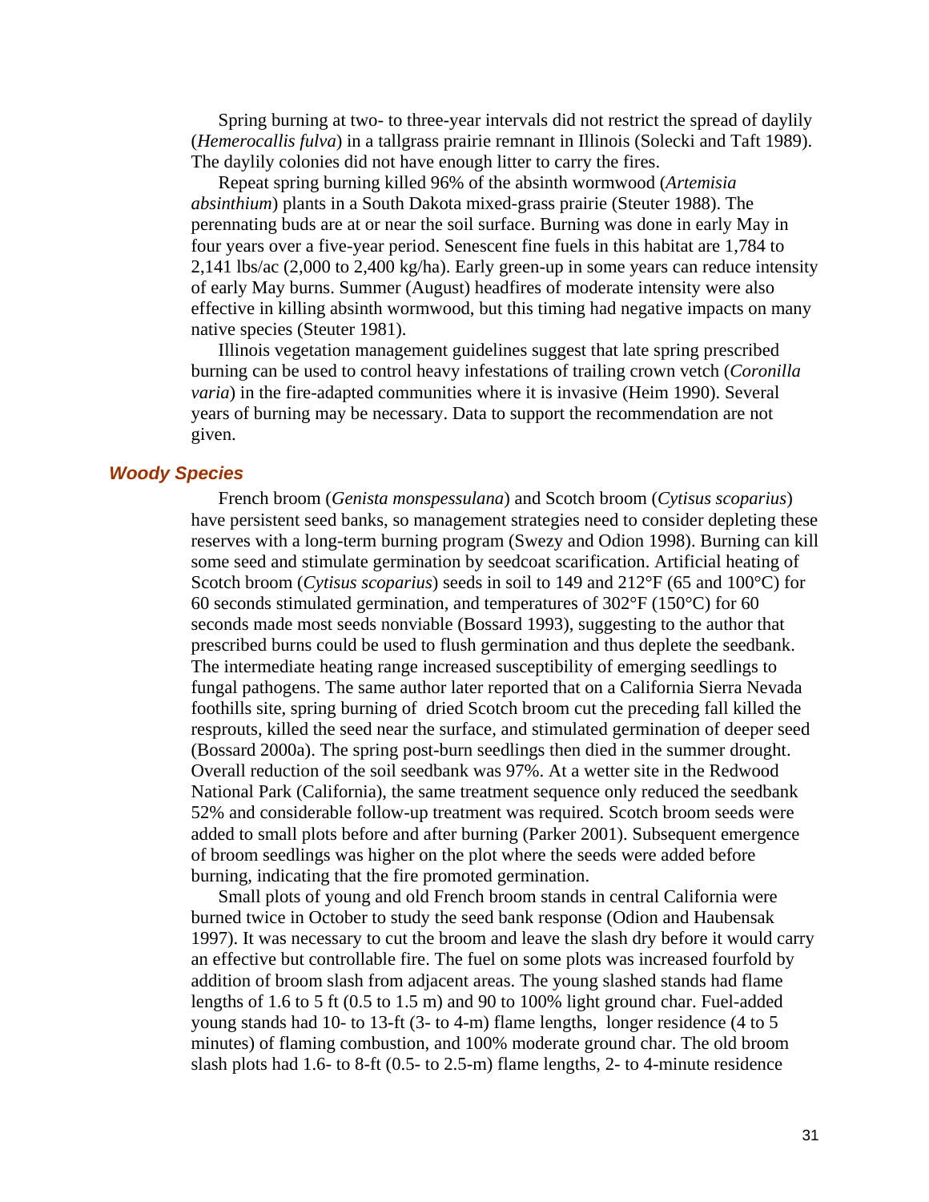Spring burning at two- to three-year intervals did not restrict the spread of daylily (*Hemerocallis fulva*) in a tallgrass prairie remnant in Illinois (Solecki and Taft 1989). The daylily colonies did not have enough litter to carry the fires.

Repeat spring burning killed 96% of the absinth wormwood (*Artemisia absinthium*) plants in a South Dakota mixed-grass prairie (Steuter 1988). The perennating buds are at or near the soil surface. Burning was done in early May in four years over a five-year period. Senescent fine fuels in this habitat are 1,784 to 2,141 lbs/ac (2,000 to 2,400 kg/ha). Early green-up in some years can reduce intensity of early May burns. Summer (August) headfires of moderate intensity were also effective in killing absinth wormwood, but this timing had negative impacts on many native species (Steuter 1981).

Illinois vegetation management guidelines suggest that late spring prescribed burning can be used to control heavy infestations of trailing crown vetch (*Coronilla varia*) in the fire-adapted communities where it is invasive (Heim 1990). Several years of burning may be necessary. Data to support the recommendation are not given.

### Woody Species

French broom (*Genista monspessulana*) and Scotch broom (*Cytisus scoparius*) have persistent seed banks, so management strategies need to consider depleting these reserves with a long-term burning program (Swezy and Odion 1998). Burning can kill some seed and stimulate germination by seedcoat scarification. Artificial heating of Scotch broom (*Cytisus scoparius*) seeds in soil to 149 and 212°F (65 and 100°C) for 60 seconds stimulated germination, and temperatures of 302°F (150°C) for 60 seconds made most seeds nonviable (Bossard 1993), suggesting to the author that prescribed burns could be used to flush germination and thus deplete the seedbank. The intermediate heating range increased susceptibility of emerging seedlings to fungal pathogens. The same author later reported that on a California Sierra Nevada foothills site, spring burning of dried Scotch broom cut the preceding fall killed the resprouts, killed the seed near the surface, and stimulated germination of deeper seed (Bossard 2000a). The spring post-burn seedlings then died in the summer drought. Overall reduction of the soil seedbank was 97%. At a wetter site in the Redwood National Park (California), the same treatment sequence only reduced the seedbank 52% and considerable follow-up treatment was required. Scotch broom seeds were added to small plots before and after burning (Parker 2001). Subsequent emergence of broom seedlings was higher on the plot where the seeds were added before burning, indicating that the fire promoted germination.

Small plots of young and old French broom stands in central California were burned twice in October to study the seed bank response (Odion and Haubensak 1997). It was necessary to cut the broom and leave the slash dry before it would carry an effective but controllable fire. The fuel on some plots was increased fourfold by addition of broom slash from adjacent areas. The young slashed stands had flame lengths of 1.6 to 5 ft (0.5 to 1.5 m) and 90 to 100% light ground char. Fuel-added young stands had 10- to 13-ft (3- to 4-m) flame lengths, longer residence (4 to 5 minutes) of flaming combustion, and 100% moderate ground char. The old broom slash plots had 1.6- to 8-ft (0.5- to 2.5-m) flame lengths, 2- to 4-minute residence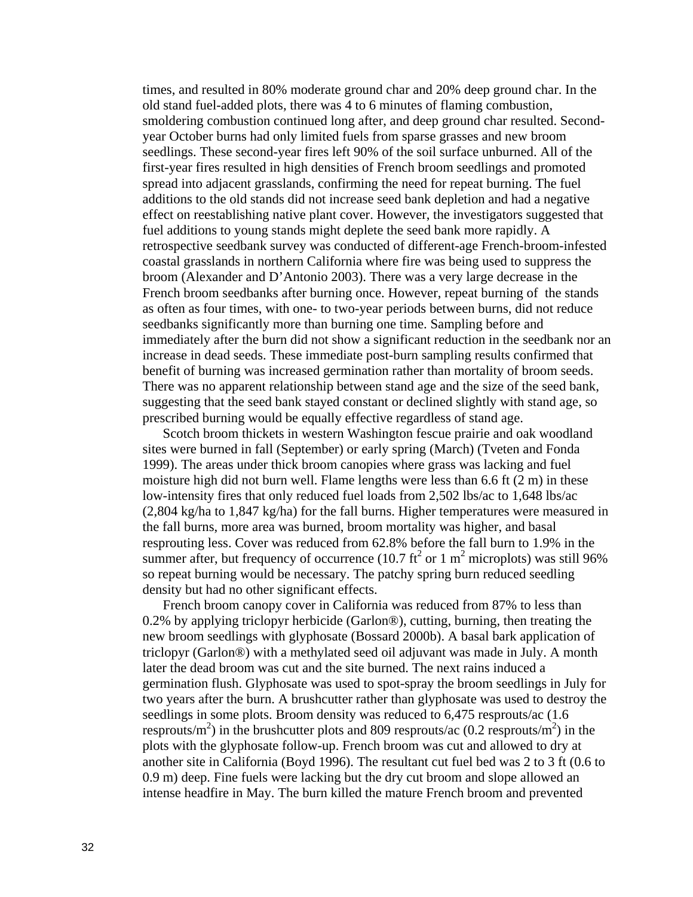times, and resulted in 80% moderate ground char and 20% deep ground char. In the old stand fuel-added plots, there was 4 to 6 minutes of flaming combustion, smoldering combustion continued long after, and deep ground char resulted. Second-year October burns had only limited fuels from sparse grasses and new broom seedlings. These second-year fires left 90% of the soil surface unburned. All of the first-year fires resulted in high densities of French broom seedlings and promoted spread into adjacent grasslands, confirming the need for repeat burning. The fuel additions to the old stands did not increase seed bank depletion and had a negative effect on reestablishing native plant cover. However, the investigators suggested that fuel additions to young stands might deplete the seed bank more rapidly. A retrospective seedbank survey was conducted of different-age French-broom-infested coastal grasslands in northern California where fire was being used to suppress the broom (Alexander and D'Antonio 2003). There was a very large decrease in the French broom seedbanks after burning once. However, repeat burning of the stands as often as four times, with one- to two-year periods between burns, did not reduce seedbanks significantly more than burning one time. Sampling before and immediately after the burn did not show a significant reduction in the seedbank nor an increase in dead seeds. These immediate post-burn sampling results confirmed that benefit of burning was increased germination rather than mortality of broom seeds. There was no apparent relationship between stand age and the size of the seed bank, suggesting that the seed bank stayed constant or declined slightly with stand age, so prescribed burning would be equally effective regardless of stand age.

Scotch broom thickets in western Washington fescue prairie and oak woodland sites were burned in fall (September) or early spring (March) (Tveten and Fonda 1999). The areas under thick broom canopies where grass was lacking and fuel moisture high did not burn well. Flame lengths were less than 6.6 ft (2 m) in these low-intensity fires that only reduced fuel loads from 2,502 lbs/ac to 1,648 lbs/ac (2,804 kg/ha to 1,847 kg/ha) for the fall burns. Higher temperatures were measured in the fall burns, more area was burned, broom mortality was higher, and basal resprouting less. Cover was reduced from 62.8% before the fall burn to 1.9% in the summer after, but frequency of occurrence (10.7 $ft^2$ or 1 $m^2$ microplots) was still 96% so repeat burning would be necessary. The patchy spring burn reduced seedling density but had no other significant effects.

French broom canopy cover in California was reduced from 87% to less than 0.2% by applying triclopyr herbicide (Garlon®), cutting, burning, then treating the new broom seedlings with glyphosate (Bossard 2000b). A basal bark application of triclopyr (Garlon®) with a methylated seed oil adjuvant was made in July. A month later the dead broom was cut and the site burned. The next rains induced a germination flush. Glyphosate was used to spot-spray the broom seedlings in July for two years after the burn. A brushcutter rather than glyphosate was used to destroy the seedlings in some plots. Broom density was reduced to 6,475 resprouts/ac (1.6 resprouts/$m^2$) in the brushcutter plots and 809 resprouts/ac (0.2 resprouts/$m^2$) in the plots with the glyphosate follow-up. French broom was cut and allowed to dry at another site in California (Boyd 1996). The resultant cut fuel bed was 2 to 3 ft (0.6 to 0.9 m) deep. Fine fuels were lacking but the dry cut broom and slope allowed an intense headfire in May. The burn killed the mature French broom and prevented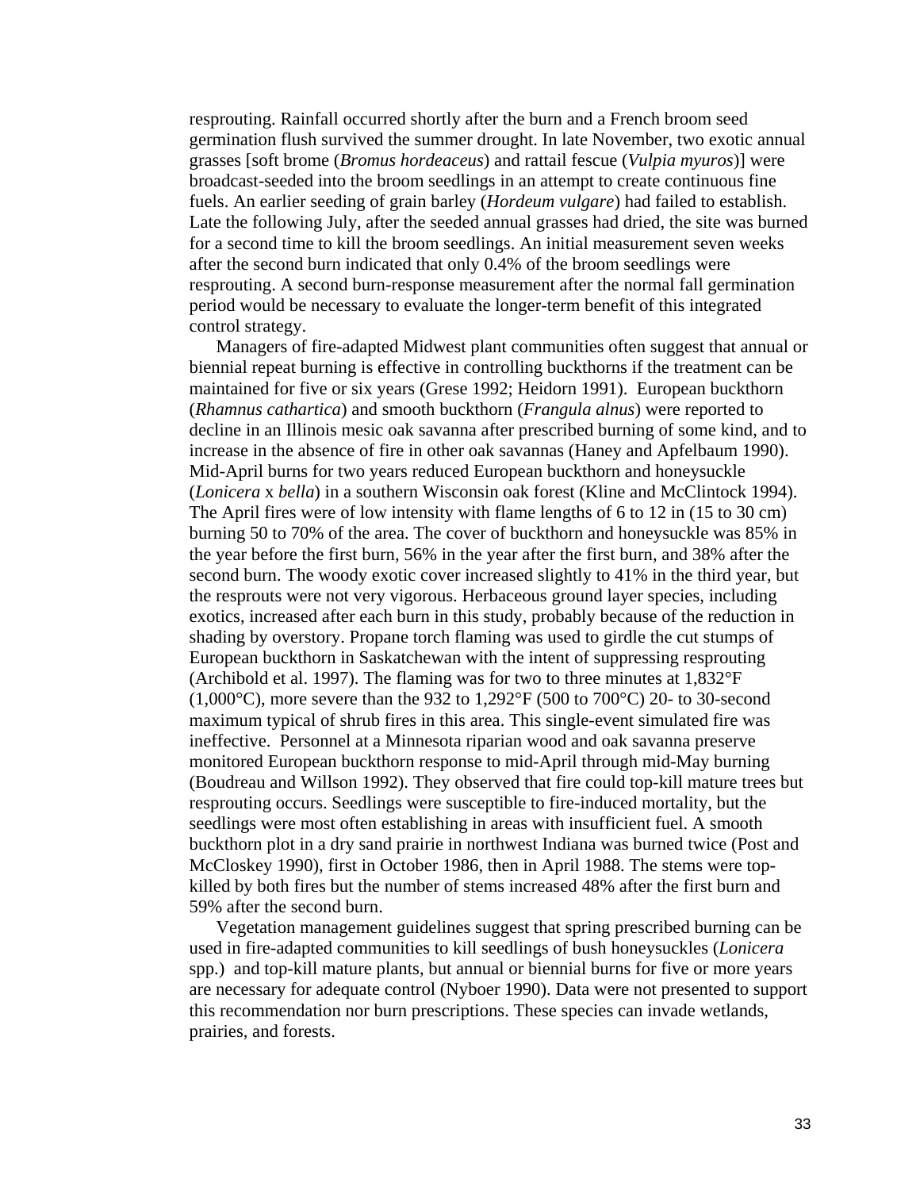resprouting. Rainfall occurred shortly after the burn and a French broom seed germination flush survived the summer drought. In late November, two exotic annual grasses [soft brome (*Bromus hordeaceus*) and rattail fescue (*Vulpia myuros*)] were broadcast-seeded into the broom seedlings in an attempt to create continuous fine fuels. An earlier seeding of grain barley (*Hordeum vulgare*) had failed to establish. Late the following July, after the seeded annual grasses had dried, the site was burned for a second time to kill the broom seedlings. An initial measurement seven weeks after the second burn indicated that only 0.4% of the broom seedlings were resprouting. A second burn-response measurement after the normal fall germination period would be necessary to evaluate the longer-term benefit of this integrated control strategy.

Managers of fire-adapted Midwest plant communities often suggest that annual or biennial repeat burning is effective in controlling buckthorns if the treatment can be maintained for five or six years (Grese 1992; Heidorn 1991). European buckthorn (*Rhamnus cathartica*) and smooth buckthorn (*Frangula alnus*) were reported to decline in an Illinois mesic oak savanna after prescribed burning of some kind, and to increase in the absence of fire in other oak savannas (Haney and Apfelbaum 1990). Mid-April burns for two years reduced European buckthorn and honeysuckle (*Lonicera* x *bella*) in a southern Wisconsin oak forest (Kline and McClintock 1994). The April fires were of low intensity with flame lengths of 6 to 12 in (15 to 30 cm) burning 50 to 70% of the area. The cover of buckthorn and honeysuckle was 85% in the year before the first burn, 56% in the year after the first burn, and 38% after the second burn. The woody exotic cover increased slightly to 41% in the third year, but the resprouts were not very vigorous. Herbaceous ground layer species, including exotics, increased after each burn in this study, probably because of the reduction in shading by overstory. Propane torch flaming was used to girdle the cut stumps of European buckthorn in Saskatchewan with the intent of suppressing resprouting (Archibold et al. 1997). The flaming was for two to three minutes at 1,832°F (1,000°C), more severe than the 932 to 1,292°F (500 to 700°C) 20- to 30-second maximum typical of shrub fires in this area. This single-event simulated fire was ineffective. Personnel at a Minnesota riparian wood and oak savanna preserve monitored European buckthorn response to mid-April through mid-May burning (Boudreau and Willson 1992). They observed that fire could top-kill mature trees but resprouting occurs. Seedlings were susceptible to fire-induced mortality, but the seedlings were most often establishing in areas with insufficient fuel. A smooth buckthorn plot in a dry sand prairie in northwest Indiana was burned twice (Post and McCloskey 1990), first in October 1986, then in April 1988. The stems were top-killed by both fires but the number of stems increased 48% after the first burn and 59% after the second burn.

Vegetation management guidelines suggest that spring prescribed burning can be used in fire-adapted communities to kill seedlings of bush honeysuckles (*Lonicera* spp.) and top-kill mature plants, but annual or biennial burns for five or more years are necessary for adequate control (Nyboer 1990). Data were not presented to support this recommendation nor burn prescriptions. These species can invade wetlands, prairies, and forests.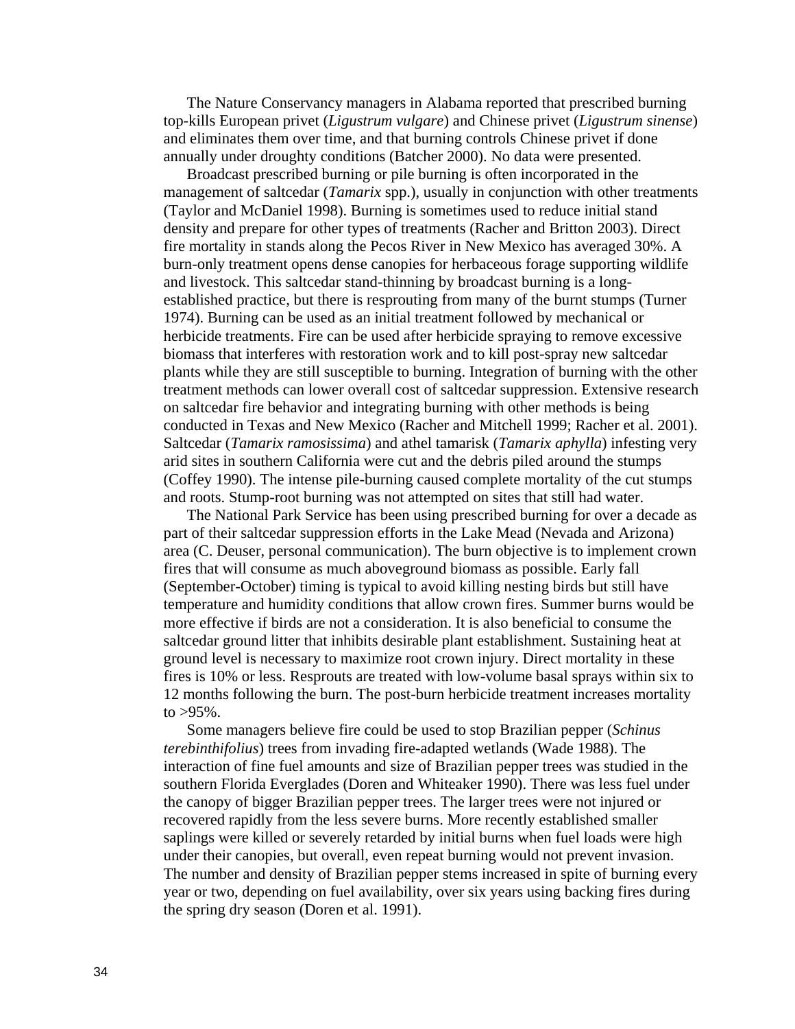The Nature Conservancy managers in Alabama reported that prescribed burning top-kills European privet (*Ligustrum vulgare*) and Chinese privet (*Ligustrum sinense*) and eliminates them over time, and that burning controls Chinese privet if done annually under droughty conditions (Batcher 2000). No data were presented.

Broadcast prescribed burning or pile burning is often incorporated in the management of saltcedar (*Tamarix* spp.), usually in conjunction with other treatments (Taylor and McDaniel 1998). Burning is sometimes used to reduce initial stand density and prepare for other types of treatments (Racher and Britton 2003). Direct fire mortality in stands along the Pecos River in New Mexico has averaged 30%. A burn-only treatment opens dense canopies for herbaceous forage supporting wildlife and livestock. This saltcedar stand-thinning by broadcast burning is a long-established practice, but there is resprouting from many of the burnt stumps (Turner 1974). Burning can be used as an initial treatment followed by mechanical or herbicide treatments. Fire can be used after herbicide spraying to remove excessive biomass that interferes with restoration work and to kill post-spray new saltcedar plants while they are still susceptible to burning. Integration of burning with the other treatment methods can lower overall cost of saltcedar suppression. Extensive research on saltcedar fire behavior and integrating burning with other methods is being conducted in Texas and New Mexico (Racher and Mitchell 1999; Racher et al. 2001). Saltcedar (*Tamarix ramosissima*) and athel tamarisk (*Tamarix aphylla*) infesting very arid sites in southern California were cut and the debris piled around the stumps (Coffey 1990). The intense pile-burning caused complete mortality of the cut stumps and roots. Stump-root burning was not attempted on sites that still had water.

The National Park Service has been using prescribed burning for over a decade as part of their saltcedar suppression efforts in the Lake Mead (Nevada and Arizona) area (C. Deuser, personal communication). The burn objective is to implement crown fires that will consume as much aboveground biomass as possible. Early fall (September-October) timing is typical to avoid killing nesting birds but still have temperature and humidity conditions that allow crown fires. Summer burns would be more effective if birds are not a consideration. It is also beneficial to consume the saltcedar ground litter that inhibits desirable plant establishment. Sustaining heat at ground level is necessary to maximize root crown injury. Direct mortality in these fires is 10% or less. Resprouts are treated with low-volume basal sprays within six to 12 months following the burn. The post-burn herbicide treatment increases mortality to >95%.

Some managers believe fire could be used to stop Brazilian pepper (*Schinus terebinthifolius*) trees from invading fire-adapted wetlands (Wade 1988). The interaction of fine fuel amounts and size of Brazilian pepper trees was studied in the southern Florida Everglades (Doren and Whiteaker 1990). There was less fuel under the canopy of bigger Brazilian pepper trees. The larger trees were not injured or recovered rapidly from the less severe burns. More recently established smaller saplings were killed or severely retarded by initial burns when fuel loads were high under their canopies, but overall, even repeat burning would not prevent invasion. The number and density of Brazilian pepper stems increased in spite of burning every year or two, depending on fuel availability, over six years using backing fires during the spring dry season (Doren et al. 1991).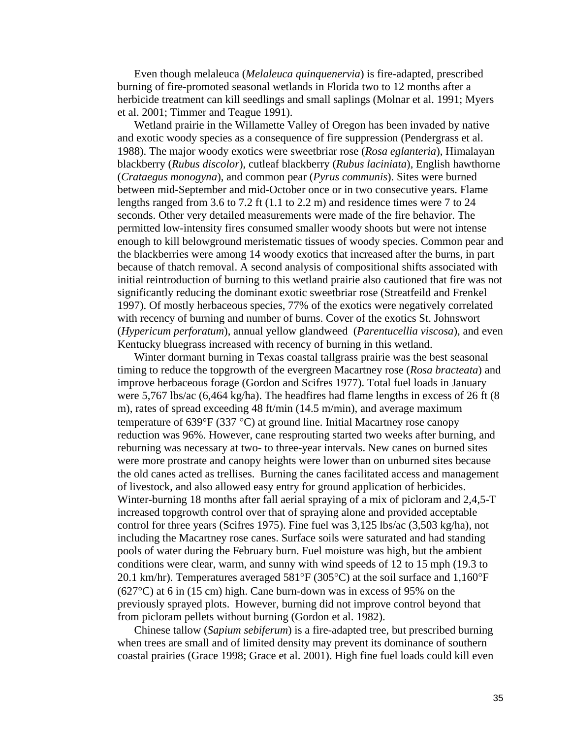Even though melaleuca (*Melaleuca quinquenervia*) is fire-adapted, prescribed burning of fire-promoted seasonal wetlands in Florida two to 12 months after a herbicide treatment can kill seedlings and small saplings (Molnar et al. 1991; Myers et al. 2001; Timmer and Teague 1991).

Wetland prairie in the Willamette Valley of Oregon has been invaded by native and exotic woody species as a consequence of fire suppression (Pendergrass et al. 1988). The major woody exotics were sweetbriar rose (*Rosa eglanteria*), Himalayan blackberry (*Rubus discolor*), cutleaf blackberry (*Rubus laciniata*), English hawthorne (*Crataegus monogyna*), and common pear (*Pyrus communis*). Sites were burned between mid-September and mid-October once or in two consecutive years. Flame lengths ranged from 3.6 to 7.2 ft (1.1 to 2.2 m) and residence times were 7 to 24 seconds. Other very detailed measurements were made of the fire behavior. The permitted low-intensity fires consumed smaller woody shoots but were not intense enough to kill belowground meristematic tissues of woody species. Common pear and the blackberries were among 14 woody exotics that increased after the burns, in part because of thatch removal. A second analysis of compositional shifts associated with initial reintroduction of burning to this wetland prairie also cautioned that fire was not significantly reducing the dominant exotic sweetbriar rose (Streatfeild and Frenkel 1997). Of mostly herbaceous species, 77% of the exotics were negatively correlated with recency of burning and number of burns. Cover of the exotics St. Johnswort (*Hypericum perforatum*), annual yellow glandweed (*Parentucellia viscosa*), and even Kentucky bluegrass increased with recency of burning in this wetland.

Winter dormant burning in Texas coastal tallgrass prairie was the best seasonal timing to reduce the topgrowth of the evergreen Macartney rose (*Rosa bracteata*) and improve herbaceous forage (Gordon and Scifres 1977). Total fuel loads in January were 5,767 lbs/ac (6,464 kg/ha). The headfires had flame lengths in excess of 26 ft (8 m), rates of spread exceeding 48 ft/min (14.5 m/min), and average maximum temperature of 639°F (337 °C) at ground line. Initial Macartney rose canopy reduction was 96%. However, cane resprouting started two weeks after burning, and reburning was necessary at two- to three-year intervals. New canes on burned sites were more prostrate and canopy heights were lower than on unburned sites because the old canes acted as trellises. Burning the canes facilitated access and management of livestock, and also allowed easy entry for ground application of herbicides. Winter-burning 18 months after fall aerial spraying of a mix of picloram and 2,4,5-T increased topgrowth control over that of spraying alone and provided acceptable control for three years (Scifres 1975). Fine fuel was 3,125 lbs/ac (3,503 kg/ha), not including the Macartney rose canes. Surface soils were saturated and had standing pools of water during the February burn. Fuel moisture was high, but the ambient conditions were clear, warm, and sunny with wind speeds of 12 to 15 mph (19.3 to 20.1 km/hr). Temperatures averaged 581°F (305°C) at the soil surface and 1,160°F (627°C) at 6 in (15 cm) high. Cane burn-down was in excess of 95% on the previously sprayed plots. However, burning did not improve control beyond that from picloram pellets without burning (Gordon et al. 1982).

Chinese tallow (*Sapium sebiferum*) is a fire-adapted tree, but prescribed burning when trees are small and of limited density may prevent its dominance of southern coastal prairies (Grace 1998; Grace et al. 2001). High fine fuel loads could kill even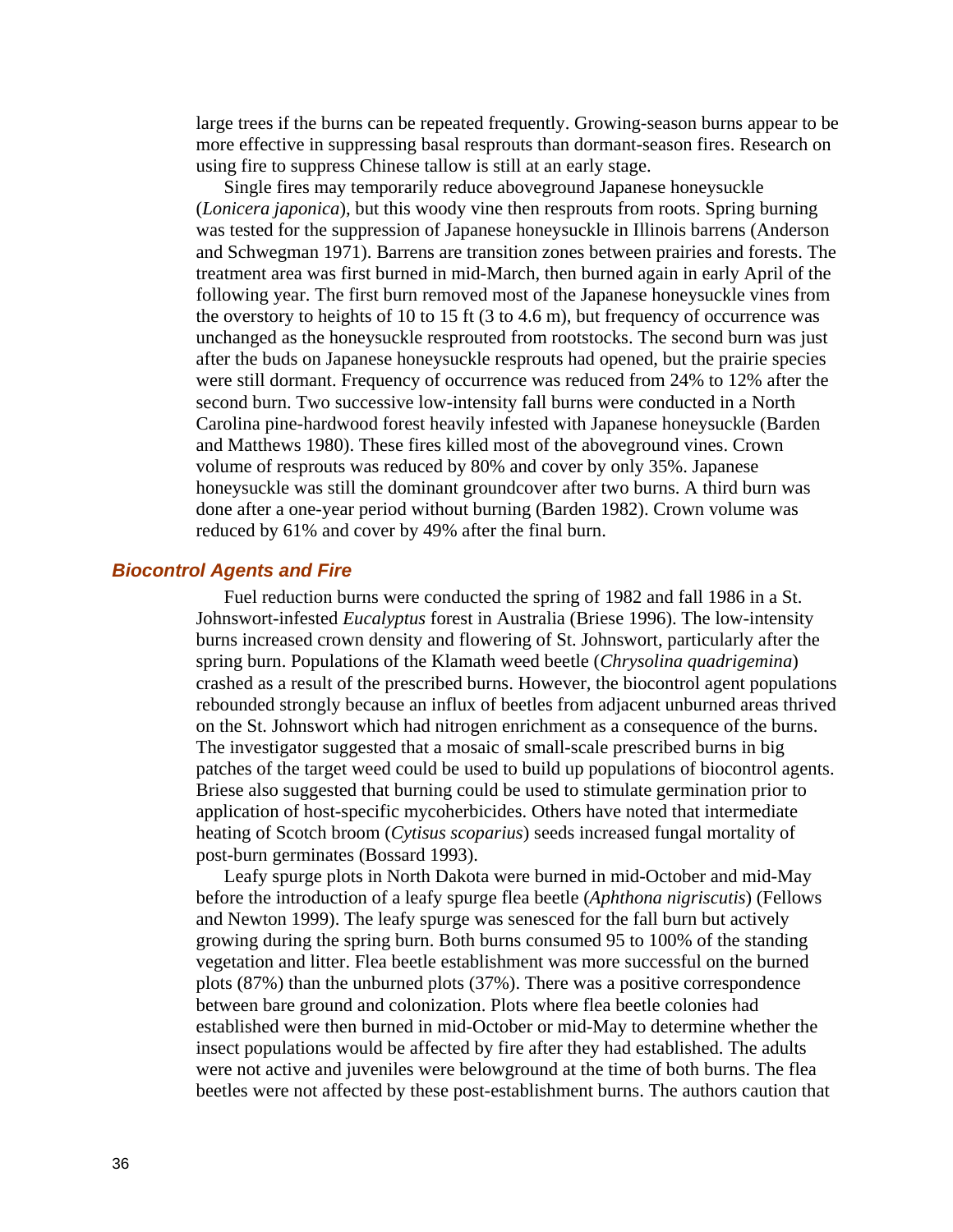large trees if the burns can be repeated frequently. Growing-season burns appear to be more effective in suppressing basal resprouts than dormant-season fires. Research on using fire to suppress Chinese tallow is still at an early stage.

Single fires may temporarily reduce aboveground Japanese honeysuckle (*Lonicera japonica*), but this woody vine then resprouts from roots. Spring burning was tested for the suppression of Japanese honeysuckle in Illinois barrens (Anderson and Schwegman 1971). Barrens are transition zones between prairies and forests. The treatment area was first burned in mid-March, then burned again in early April of the following year. The first burn removed most of the Japanese honeysuckle vines from the overstory to heights of 10 to 15 ft (3 to 4.6 m), but frequency of occurrence was unchanged as the honeysuckle resprouted from rootstocks. The second burn was just after the buds on Japanese honeysuckle resprouts had opened, but the prairie species were still dormant. Frequency of occurrence was reduced from 24% to 12% after the second burn. Two successive low-intensity fall burns were conducted in a North Carolina pine-hardwood forest heavily infested with Japanese honeysuckle (Barden and Matthews 1980). These fires killed most of the aboveground vines. Crown volume of resprouts was reduced by 80% and cover by only 35%. Japanese honeysuckle was still the dominant groundcover after two burns. A third burn was done after a one-year period without burning (Barden 1982). Crown volume was reduced by 61% and cover by 49% after the final burn.

### *Biocontrol Agents and Fire*

Fuel reduction burns were conducted the spring of 1982 and fall 1986 in a St. Johnswort-infested *Eucalyptus* forest in Australia (Briese 1996). The low-intensity burns increased crown density and flowering of St. Johnswort, particularly after the spring burn. Populations of the Klamath weed beetle (*Chrysolina quadrigemina*) crashed as a result of the prescribed burns. However, the biocontrol agent populations rebounded strongly because an influx of beetles from adjacent unburned areas thrived on the St. Johnswort which had nitrogen enrichment as a consequence of the burns. The investigator suggested that a mosaic of small-scale prescribed burns in big patches of the target weed could be used to build up populations of biocontrol agents. Briese also suggested that burning could be used to stimulate germination prior to application of host-specific mycoherbicides. Others have noted that intermediate heating of Scotch broom (*Cytisus scoparius*) seeds increased fungal mortality of post-burn germinates (Bossard 1993).

Leafy spurge plots in North Dakota were burned in mid-October and mid-May before the introduction of a leafy spurge flea beetle (*Aphthona nigriscutis*) (Fellows and Newton 1999). The leafy spurge was senesced for the fall burn but actively growing during the spring burn. Both burns consumed 95 to 100% of the standing vegetation and litter. Flea beetle establishment was more successful on the burned plots (87%) than the unburned plots (37%). There was a positive correspondence between bare ground and colonization. Plots where flea beetle colonies had established were then burned in mid-October or mid-May to determine whether the insect populations would be affected by fire after they had established. The adults were not active and juveniles were belowground at the time of both burns. The flea beetles were not affected by these post-establishment burns. The authors caution that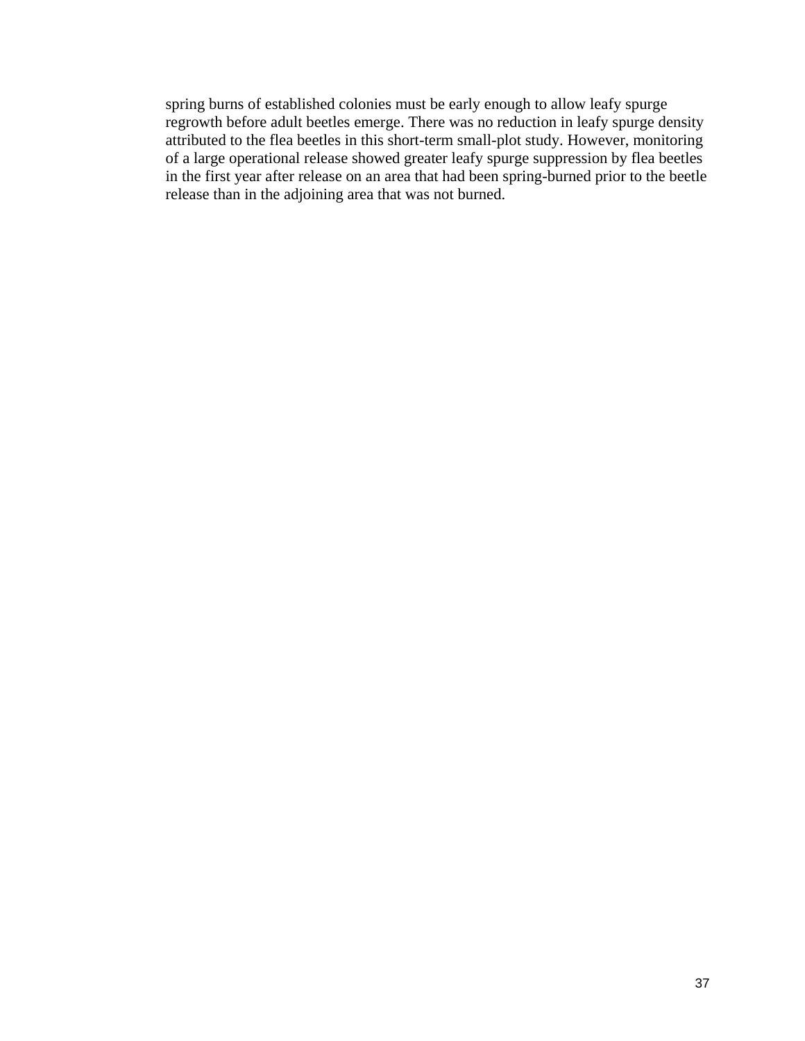spring burns of established colonies must be early enough to allow leafy spurge regrowth before adult beetles emerge. There was no reduction in leafy spurge density attributed to the flea beetles in this short-term small-plot study. However, monitoring of a large operational release showed greater leafy spurge suppression by flea beetles in the first year after release on an area that had been spring-burned prior to the beetle release than in the adjoining area that was not burned.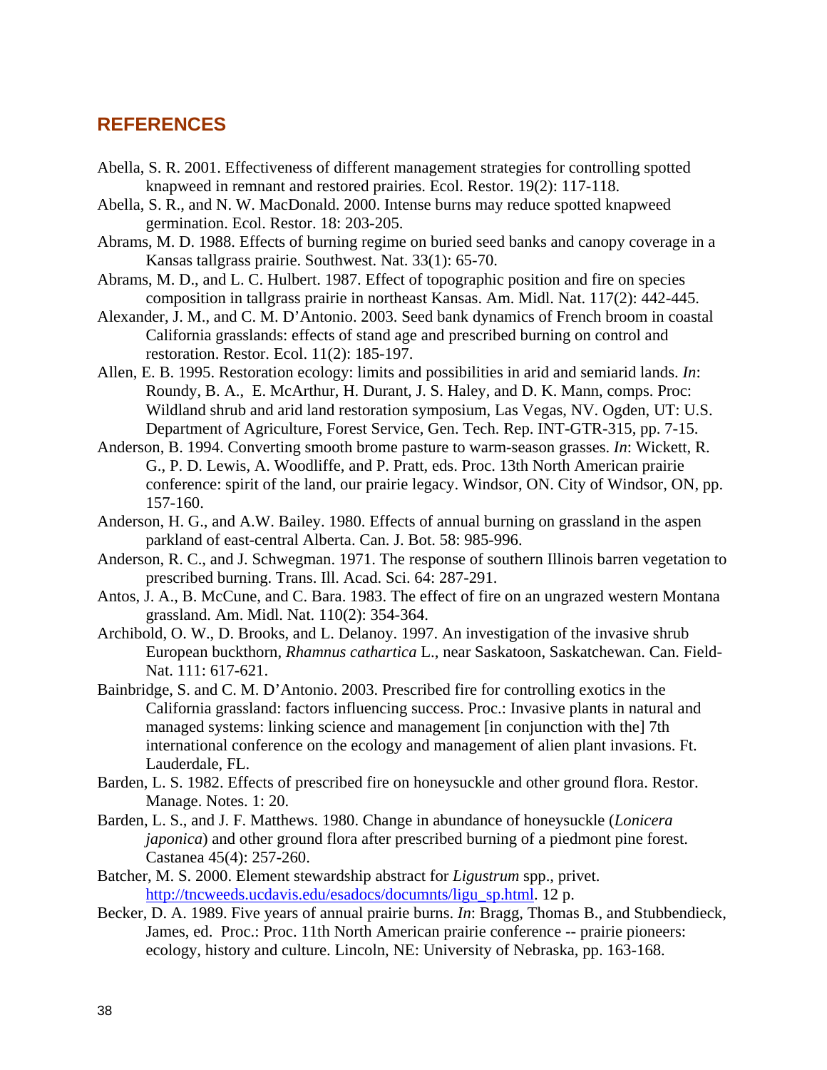## REFERENCES

Abella, S. R. 2001. Effectiveness of different management strategies for controlling spotted knapweed in remnant and restored prairies. Ecol. Restor. 19(2): 117-118.

Abella, S. R., and N. W. MacDonald. 2000. Intense burns may reduce spotted knapweed germination. Ecol. Restor. 18: 203-205.

Abrams, M. D. 1988. Effects of burning regime on buried seed banks and canopy coverage in a Kansas tallgrass prairie. Southwest. Nat. 33(1): 65-70.

Abrams, M. D., and L. C. Hulbert. 1987. Effect of topographic position and fire on species composition in tallgrass prairie in northeast Kansas. Am. Midl. Nat. 117(2): 442-445.

Alexander, J. M., and C. M. D'Antonio. 2003. Seed bank dynamics of French broom in coastal California grasslands: effects of stand age and prescribed burning on control and restoration. Restor. Ecol. 11(2): 185-197.

Allen, E. B. 1995. Restoration ecology: limits and possibilities in arid and semiarid lands. *In*: Roundy, B. A., E. McArthur, H. Durant, J. S. Haley, and D. K. Mann, comps. Proc: Wildland shrub and arid land restoration symposium, Las Vegas, NV. Ogden, UT: U.S. Department of Agriculture, Forest Service, Gen. Tech. Rep. INT-GTR-315, pp. 7-15.

Anderson, B. 1994. Converting smooth brome pasture to warm-season grasses. *In*: Wickett, R. G., P. D. Lewis, A. Woodliffe, and P. Pratt, eds. Proc. 13th North American prairie conference: spirit of the land, our prairie legacy. Windsor, ON. City of Windsor, ON, pp. 157-160.

Anderson, H. G., and A.W. Bailey. 1980. Effects of annual burning on grassland in the aspen parkland of east-central Alberta. Can. J. Bot. 58: 985-996.

Anderson, R. C., and J. Schwegman. 1971. The response of southern Illinois barren vegetation to prescribed burning. Trans. Ill. Acad. Sci. 64: 287-291.

Antos, J. A., B. McCune, and C. Bara. 1983. The effect of fire on an ungrazed western Montana grassland. Am. Midl. Nat. 110(2): 354-364.

Archibold, O. W., D. Brooks, and L. Delanoy. 1997. An investigation of the invasive shrub European buckthorn, *Rhamnus cathartica* L., near Saskatoon, Saskatchewan. Can. Field-Nat. 111: 617-621.

Bainbridge, S. and C. M. D'Antonio. 2003. Prescribed fire for controlling exotics in the California grassland: factors influencing success. Proc.: Invasive plants in natural and managed systems: linking science and management [in conjunction with the] 7th international conference on the ecology and management of alien plant invasions. Ft. Lauderdale, FL.

Barden, L. S. 1982. Effects of prescribed fire on honeysuckle and other ground flora. Restor. Manage. Notes. 1: 20.

Barden, L. S., and J. F. Matthews. 1980. Change in abundance of honeysuckle (*Lonicera japonica*) and other ground flora after prescribed burning of a piedmont pine forest. Castanea 45(4): 257-260.

Batcher, M. S. 2000. Element stewardship abstract for *Ligustrum* spp., privet. http://tncweeds.ucdavis.edu/esadocs/documnts/ligu_sp.html. 12 p.

Becker, D. A. 1989. Five years of annual prairie burns. *In*: Bragg, Thomas B., and Stubbendieck, James, ed. Proc.: Proc. 11th North American prairie conference -- prairie pioneers: ecology, history and culture. Lincoln, NE: University of Nebraska, pp. 163-168.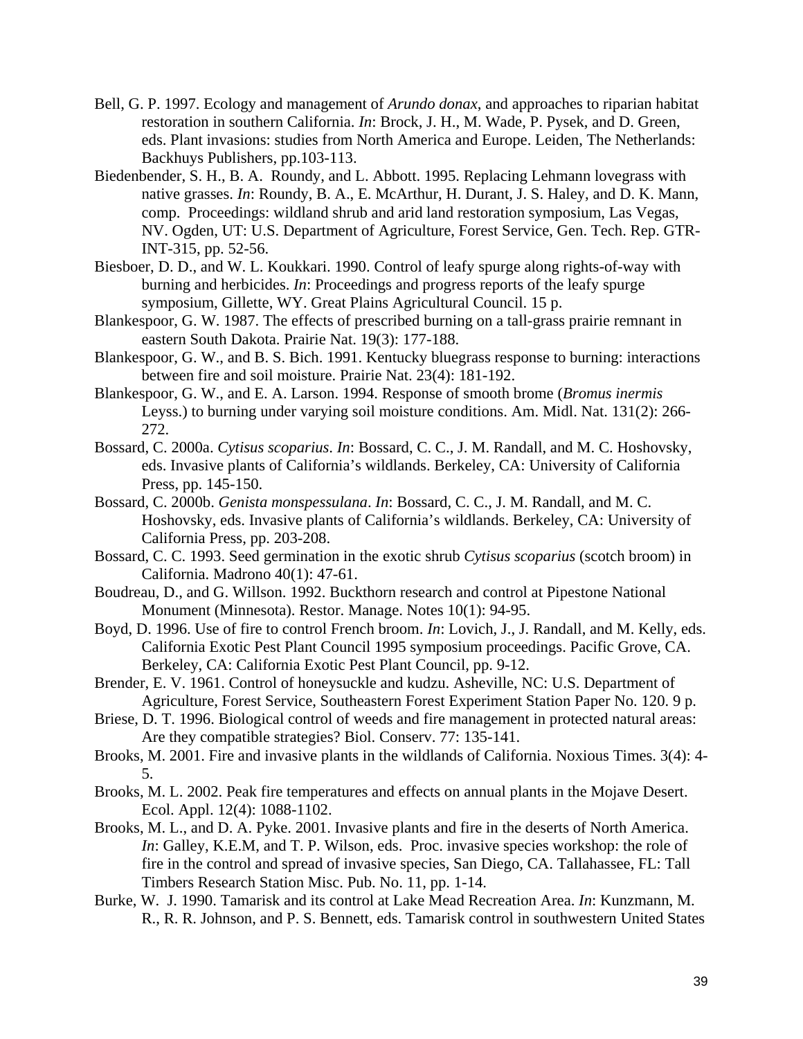Bell, G. P. 1997. Ecology and management of *Arundo donax*, and approaches to riparian habitat restoration in southern California. *In*: Brock, J. H., M. Wade, P. Pysek, and D. Green, eds. Plant invasions: studies from North America and Europe. Leiden, The Netherlands: Backhuys Publishers, pp.103-113.

Biedenbender, S. H., B. A. Roundy, and L. Abbott. 1995. Replacing Lehmann lovegrass with native grasses. *In*: Roundy, B. A., E. McArthur, H. Durant, J. S. Haley, and D. K. Mann, comp. Proceedings: wildland shrub and arid land restoration symposium, Las Vegas, NV. Ogden, UT: U.S. Department of Agriculture, Forest Service, Gen. Tech. Rep. GTR-INT-315, pp. 52-56.

Biesboer, D. D., and W. L. Koukkari. 1990. Control of leafy spurge along rights-of-way with burning and herbicides. *In*: Proceedings and progress reports of the leafy spurge symposium, Gillette, WY. Great Plains Agricultural Council. 15 p.

Blankespoor, G. W. 1987. The effects of prescribed burning on a tall-grass prairie remnant in eastern South Dakota. Prairie Nat. 19(3): 177-188.

Blankespoor, G. W., and B. S. Bich. 1991. Kentucky bluegrass response to burning: interactions between fire and soil moisture. Prairie Nat. 23(4): 181-192.

Blankespoor, G. W., and E. A. Larson. 1994. Response of smooth brome (*Bromus inermis* Leyss.) to burning under varying soil moisture conditions. Am. Midl. Nat. 131(2): 266-272.

Bossard, C. 2000a. *Cytisus scoparius*. *In*: Bossard, C. C., J. M. Randall, and M. C. Hoshovsky, eds. Invasive plants of California's wildlands. Berkeley, CA: University of California Press, pp. 145-150.

Bossard, C. 2000b. *Genista monspessulana*. *In*: Bossard, C. C., J. M. Randall, and M. C. Hoshovsky, eds. Invasive plants of California's wildlands. Berkeley, CA: University of California Press, pp. 203-208.

Bossard, C. C. 1993. Seed germination in the exotic shrub *Cytisus scoparius* (scotch broom) in California. Madrono 40(1): 47-61.

Boudreau, D., and G. Willson. 1992. Buckthorn research and control at Pipestone National Monument (Minnesota). Restor. Manage. Notes 10(1): 94-95.

Boyd, D. 1996. Use of fire to control French broom. *In*: Lovich, J., J. Randall, and M. Kelly, eds. California Exotic Pest Plant Council 1995 symposium proceedings. Pacific Grove, CA. Berkeley, CA: California Exotic Pest Plant Council, pp. 9-12.

Brender, E. V. 1961. Control of honeysuckle and kudzu. Asheville, NC: U.S. Department of Agriculture, Forest Service, Southeastern Forest Experiment Station Paper No. 120. 9 p.

Briese, D. T. 1996. Biological control of weeds and fire management in protected natural areas: Are they compatible strategies? Biol. Conserv. 77: 135-141.

Brooks, M. 2001. Fire and invasive plants in the wildlands of California. Noxious Times. 3(4): 4-5.

Brooks, M. L. 2002. Peak fire temperatures and effects on annual plants in the Mojave Desert. Ecol. Appl. 12(4): 1088-1102.

Brooks, M. L., and D. A. Pyke. 2001. Invasive plants and fire in the deserts of North America. *In*: Galley, K.E.M, and T. P. Wilson, eds. Proc. invasive species workshop: the role of fire in the control and spread of invasive species, San Diego, CA. Tallahassee, FL: Tall Timbers Research Station Misc. Pub. No. 11, pp. 1-14.

Burke, W. J. 1990. Tamarisk and its control at Lake Mead Recreation Area. *In*: Kunzmann, M. R., R. R. Johnson, and P. S. Bennett, eds. Tamarisk control in southwestern United States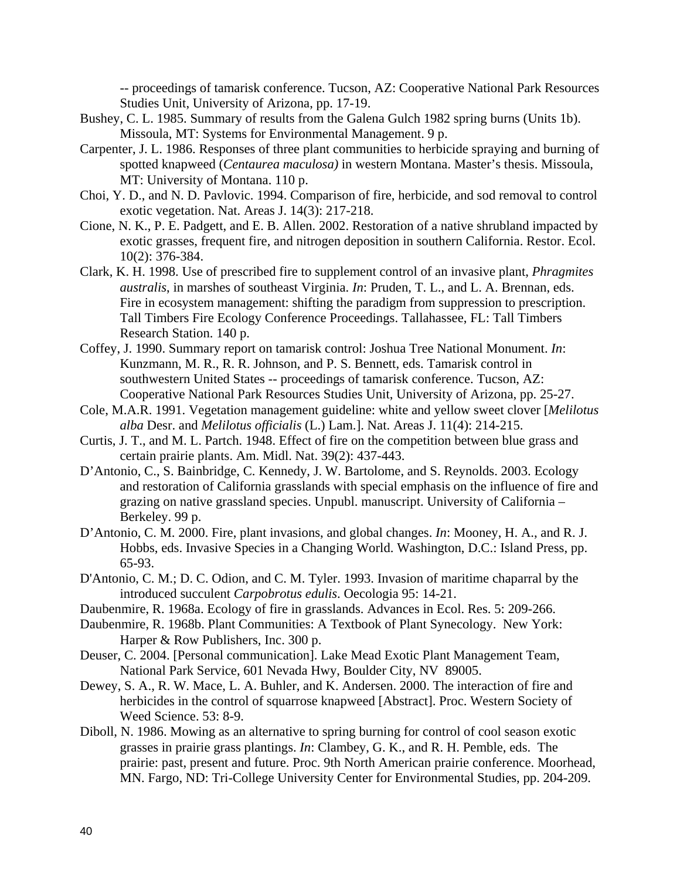-- proceedings of tamarisk conference. Tucson, AZ: Cooperative National Park Resources Studies Unit, University of Arizona, pp. 17-19.

Bushey, C. L. 1985. Summary of results from the Galena Gulch 1982 spring burns (Units 1b). Missoula, MT: Systems for Environmental Management. 9 p.

Carpenter, J. L. 1986. Responses of three plant communities to herbicide spraying and burning of spotted knapweed (*Centaurea maculosa)* in western Montana. Master's thesis. Missoula, MT: University of Montana. 110 p.

Choi, Y. D., and N. D. Pavlovic. 1994. Comparison of fire, herbicide, and sod removal to control exotic vegetation. Nat. Areas J. 14(3): 217-218.

Cione, N. K., P. E. Padgett, and E. B. Allen. 2002. Restoration of a native shrubland impacted by exotic grasses, frequent fire, and nitrogen deposition in southern California. Restor. Ecol. 10(2): 376-384.

Clark, K. H. 1998. Use of prescribed fire to supplement control of an invasive plant, *Phragmites australis*, in marshes of southeast Virginia. *In*: Pruden, T. L., and L. A. Brennan, eds. Fire in ecosystem management: shifting the paradigm from suppression to prescription. Tall Timbers Fire Ecology Conference Proceedings. Tallahassee, FL: Tall Timbers Research Station. 140 p.

Coffey, J. 1990. Summary report on tamarisk control: Joshua Tree National Monument. *In*: Kunzmann, M. R., R. R. Johnson, and P. S. Bennett, eds. Tamarisk control in southwestern United States -- proceedings of tamarisk conference. Tucson, AZ: Cooperative National Park Resources Studies Unit, University of Arizona, pp. 25-27.

Cole, M.A.R. 1991. Vegetation management guideline: white and yellow sweet clover [*Melilotus alba* Desr. and *Melilotus officialis* (L.) Lam.]. Nat. Areas J. 11(4): 214-215.

Curtis, J. T., and M. L. Partch. 1948. Effect of fire on the competition between blue grass and certain prairie plants. Am. Midl. Nat. 39(2): 437-443.

D'Antonio, C., S. Bainbridge, C. Kennedy, J. W. Bartolome, and S. Reynolds. 2003. Ecology and restoration of California grasslands with special emphasis on the influence of fire and grazing on native grassland species. Unpubl. manuscript. University of California – Berkeley. 99 p.

D'Antonio, C. M. 2000. Fire, plant invasions, and global changes. *In*: Mooney, H. A., and R. J. Hobbs, eds. Invasive Species in a Changing World. Washington, D.C.: Island Press, pp. 65-93.

D'Antonio, C. M.; D. C. Odion, and C. M. Tyler. 1993. Invasion of maritime chaparral by the introduced succulent *Carpobrotus edulis*. Oecologia 95: 14-21.

Daubenmire, R. 1968a. Ecology of fire in grasslands. Advances in Ecol. Res. 5: 209-266.

Daubenmire, R. 1968b. Plant Communities: A Textbook of Plant Synecology. New York: Harper & Row Publishers, Inc. 300 p.

Deuser, C. 2004. [Personal communication]. Lake Mead Exotic Plant Management Team, National Park Service, 601 Nevada Hwy, Boulder City, NV 89005.

Dewey, S. A., R. W. Mace, L. A. Buhler, and K. Andersen. 2000. The interaction of fire and herbicides in the control of squarrose knapweed [Abstract]. Proc. Western Society of Weed Science. 53: 8-9.

Diboll, N. 1986. Mowing as an alternative to spring burning for control of cool season exotic grasses in prairie grass plantings. *In*: Clambey, G. K., and R. H. Pemble, eds. The prairie: past, present and future. Proc. 9th North American prairie conference. Moorhead, MN. Fargo, ND: Tri-College University Center for Environmental Studies, pp. 204-209.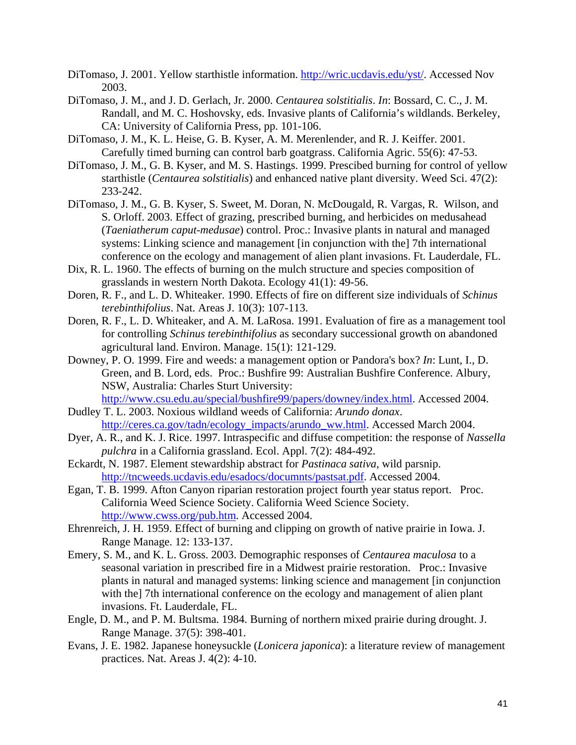DiTomaso, J. 2001. Yellow starthistle information. http://wric.ucdavis.edu/yst/. Accessed Nov 2003.

DiTomaso, J. M., and J. D. Gerlach, Jr. 2000. *Centaurea solstitialis*. *In*: Bossard, C. C., J. M. Randall, and M. C. Hoshovsky, eds. Invasive plants of California's wildlands. Berkeley, CA: University of California Press, pp. 101-106.

DiTomaso, J. M., K. L. Heise, G. B. Kyser, A. M. Merenlender, and R. J. Keiffer. 2001. Carefully timed burning can control barb goatgrass. California Agric. 55(6): 47-53.

DiTomaso, J. M., G. B. Kyser, and M. S. Hastings. 1999. Prescibed burning for control of yellow starthistle (*Centaurea solstitialis*) and enhanced native plant diversity. Weed Sci. 47(2): 233-242.

DiTomaso, J. M., G. B. Kyser, S. Sweet, M. Doran, N. McDougald, R. Vargas, R. Wilson, and S. Orloff. 2003. Effect of grazing, prescribed burning, and herbicides on medusahead (*Taeniatherum caput-medusae*) control. Proc.: Invasive plants in natural and managed systems: Linking science and management [in conjunction with the] 7th international conference on the ecology and management of alien plant invasions. Ft. Lauderdale, FL.

Dix, R. L. 1960. The effects of burning on the mulch structure and species composition of grasslands in western North Dakota. Ecology 41(1): 49-56.

Doren, R. F., and L. D. Whiteaker. 1990. Effects of fire on different size individuals of *Schinus terebinthifolius*. Nat. Areas J. 10(3): 107-113.

Doren, R. F., L. D. Whiteaker, and A. M. LaRosa. 1991. Evaluation of fire as a management tool for controlling *Schinus terebinthifolius* as secondary successional growth on abandoned agricultural land. Environ. Manage. 15(1): 121-129.

Downey, P. O. 1999. Fire and weeds: a management option or Pandora's box? *In*: Lunt, I., D. Green, and B. Lord, eds. Proc.: Bushfire 99: Australian Bushfire Conference. Albury, NSW, Australia: Charles Sturt University: http://www.csu.edu.au/special/bushfire99/papers/downey/index.html. Accessed 2004.

Dudley T. L. 2003. Noxious wildland weeds of California: *Arundo donax*. http://ceres.ca.gov/tadn/ecology_impacts/arundo_ww.html. Accessed March 2004.

Dyer, A. R., and K. J. Rice. 1997. Intraspecific and diffuse competition: the response of *Nassella pulchra* in a California grassland. Ecol. Appl. 7(2): 484-492.

Eckardt, N. 1987. Element stewardship abstract for *Pastinaca sativa*, wild parsnip. http://tncweeds.ucdavis.edu/esadocs/documnts/pastsat.pdf. Accessed 2004.

Egan, T. B. 1999. Afton Canyon riparian restoration project fourth year status report. Proc. California Weed Science Society. California Weed Science Society. http://www.cwss.org/pub.htm. Accessed 2004.

Ehrenreich, J. H. 1959. Effect of burning and clipping on growth of native prairie in Iowa. J. Range Manage. 12: 133-137.

Emery, S. M., and K. L. Gross. 2003. Demographic responses of *Centaurea maculosa* to a seasonal variation in prescribed fire in a Midwest prairie restoration. Proc.: Invasive plants in natural and managed systems: linking science and management [in conjunction with the] 7th international conference on the ecology and management of alien plant invasions. Ft. Lauderdale, FL.

Engle, D. M., and P. M. Bultsma. 1984. Burning of northern mixed prairie during drought. J. Range Manage. 37(5): 398-401.

Evans, J. E. 1982. Japanese honeysuckle (*Lonicera japonica*): a literature review of management practices. Nat. Areas J. 4(2): 4-10.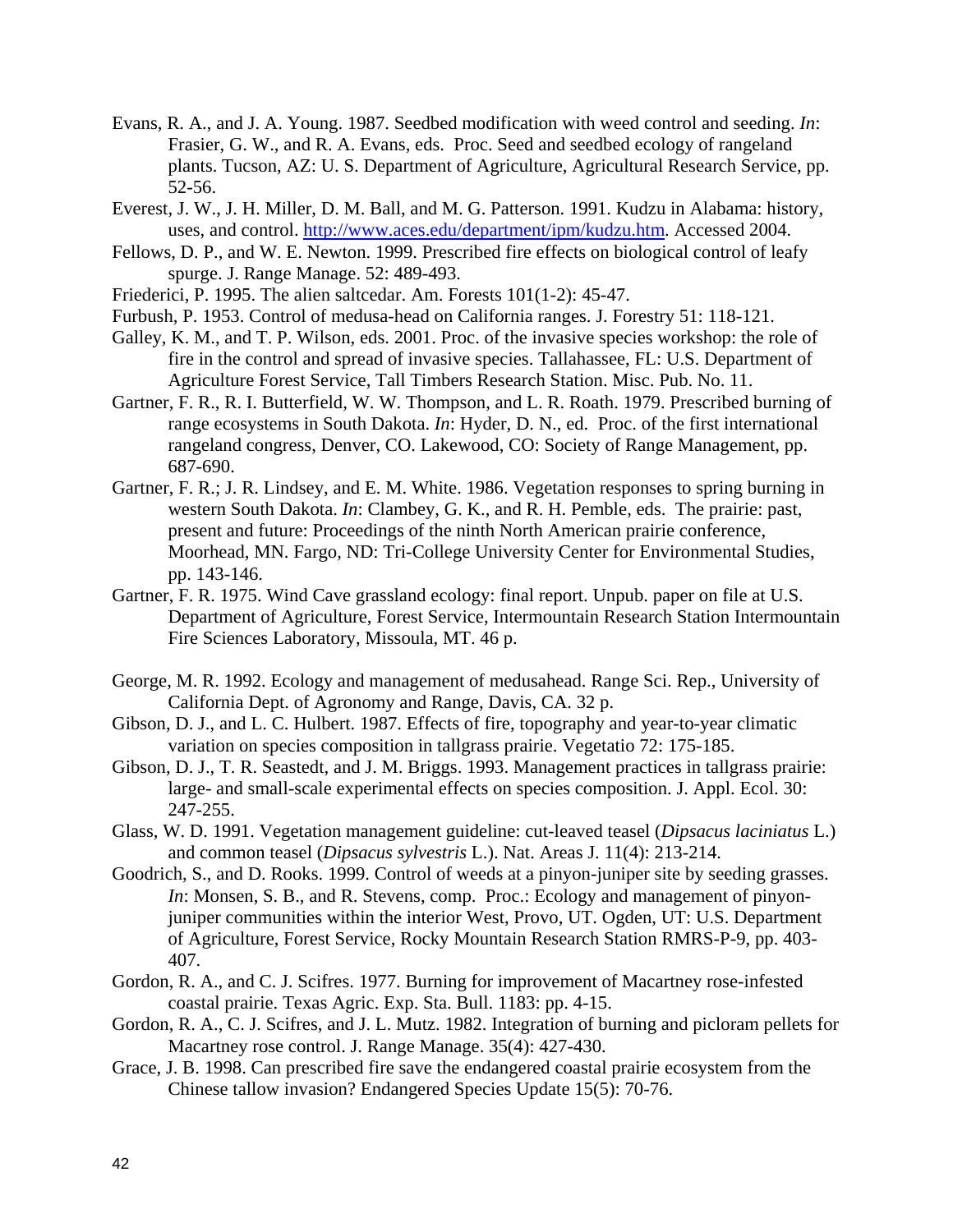Evans, R. A., and J. A. Young. 1987. Seedbed modification with weed control and seeding. *In*: Frasier, G. W., and R. A. Evans, eds. Proc. Seed and seedbed ecology of rangeland plants. Tucson, AZ: U. S. Department of Agriculture, Agricultural Research Service, pp. 52-56.

Everest, J. W., J. H. Miller, D. M. Ball, and M. G. Patterson. 1991. Kudzu in Alabama: history, uses, and control. http://www.aces.edu/department/ipm/kudzu.htm. Accessed 2004.

Fellows, D. P., and W. E. Newton. 1999. Prescribed fire effects on biological control of leafy spurge. J. Range Manage. 52: 489-493.

Friederici, P. 1995. The alien saltcedar. Am. Forests 101(1-2): 45-47.

Furbush, P. 1953. Control of medusa-head on California ranges. J. Forestry 51: 118-121.

Galley, K. M., and T. P. Wilson, eds. 2001. Proc. of the invasive species workshop: the role of fire in the control and spread of invasive species. Tallahassee, FL: U.S. Department of Agriculture Forest Service, Tall Timbers Research Station. Misc. Pub. No. 11.

Gartner, F. R., R. I. Butterfield, W. W. Thompson, and L. R. Roath. 1979. Prescribed burning of range ecosystems in South Dakota. *In*: Hyder, D. N., ed. Proc. of the first international rangeland congress, Denver, CO. Lakewood, CO: Society of Range Management, pp. 687-690.

Gartner, F. R.; J. R. Lindsey, and E. M. White. 1986. Vegetation responses to spring burning in western South Dakota. *In*: Clambey, G. K., and R. H. Pemble, eds. The prairie: past, present and future: Proceedings of the ninth North American prairie conference, Moorhead, MN. Fargo, ND: Tri-College University Center for Environmental Studies, pp. 143-146.

Gartner, F. R. 1975. Wind Cave grassland ecology: final report. Unpub. paper on file at U.S. Department of Agriculture, Forest Service, Intermountain Research Station Intermountain Fire Sciences Laboratory, Missoula, MT. 46 p.

George, M. R. 1992. Ecology and management of medusahead. Range Sci. Rep., University of California Dept. of Agronomy and Range, Davis, CA. 32 p.

Gibson, D. J., and L. C. Hulbert. 1987. Effects of fire, topography and year-to-year climatic variation on species composition in tallgrass prairie. Vegetatio 72: 175-185.

Gibson, D. J., T. R. Seastedt, and J. M. Briggs. 1993. Management practices in tallgrass prairie: large- and small-scale experimental effects on species composition. J. Appl. Ecol. 30: 247-255.

Glass, W. D. 1991. Vegetation management guideline: cut-leaved teasel (*Dipsacus laciniatus* L.) and common teasel (*Dipsacus sylvestris* L.). Nat. Areas J. 11(4): 213-214.

Goodrich, S., and D. Rooks. 1999. Control of weeds at a pinyon-juniper site by seeding grasses. *In*: Monsen, S. B., and R. Stevens, comp. Proc.: Ecology and management of pinyon-juniper communities within the interior West, Provo, UT. Ogden, UT: U.S. Department of Agriculture, Forest Service, Rocky Mountain Research Station RMRS-P-9, pp. 403-407.

Gordon, R. A., and C. J. Scifres. 1977. Burning for improvement of Macartney rose-infested coastal prairie. Texas Agric. Exp. Sta. Bull. 1183: pp. 4-15.

Gordon, R. A., C. J. Scifres, and J. L. Mutz. 1982. Integration of burning and picloram pellets for Macartney rose control. J. Range Manage. 35(4): 427-430.

Grace, J. B. 1998. Can prescribed fire save the endangered coastal prairie ecosystem from the Chinese tallow invasion? Endangered Species Update 15(5): 70-76.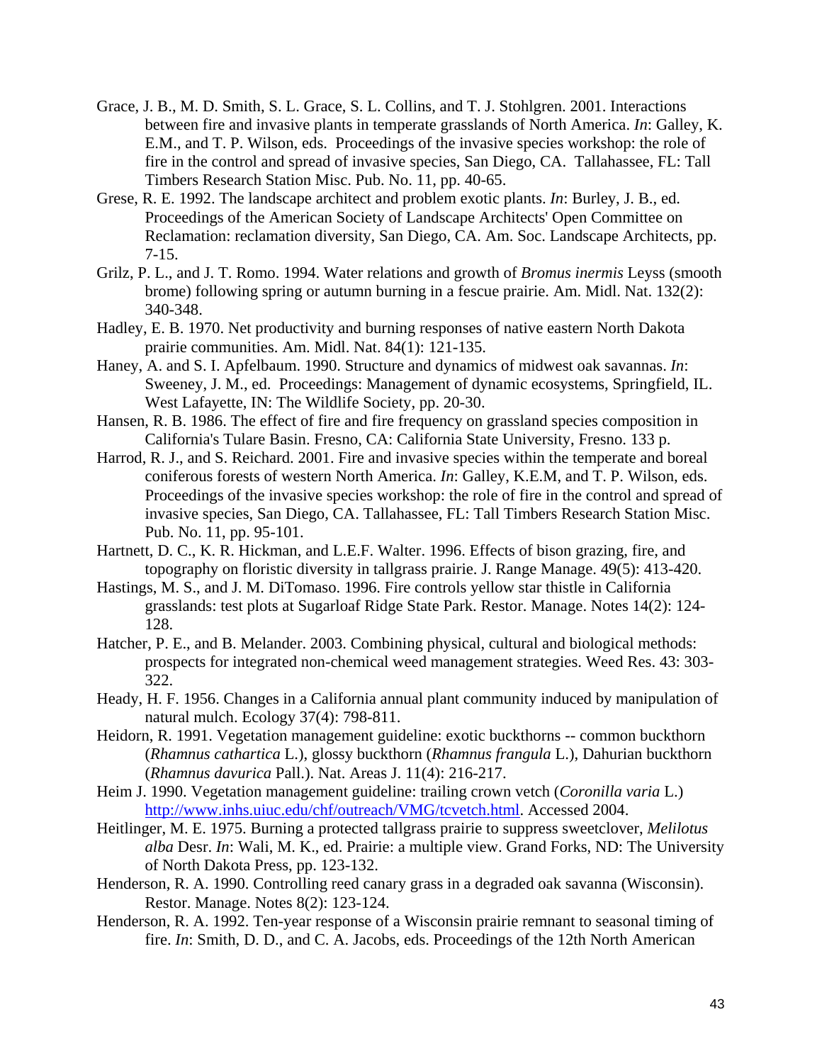Grace, J. B., M. D. Smith, S. L. Grace, S. L. Collins, and T. J. Stohlgren. 2001. Interactions between fire and invasive plants in temperate grasslands of North America. *In*: Galley, K. E.M., and T. P. Wilson, eds. Proceedings of the invasive species workshop: the role of fire in the control and spread of invasive species, San Diego, CA. Tallahassee, FL: Tall Timbers Research Station Misc. Pub. No. 11, pp. 40-65.

Grese, R. E. 1992. The landscape architect and problem exotic plants. *In*: Burley, J. B., ed. Proceedings of the American Society of Landscape Architects' Open Committee on Reclamation: reclamation diversity, San Diego, CA. Am. Soc. Landscape Architects, pp. 7-15.

Grilz, P. L., and J. T. Romo. 1994. Water relations and growth of *Bromus inermis* Leyss (smooth brome) following spring or autumn burning in a fescue prairie. Am. Midl. Nat. 132(2): 340-348.

Hadley, E. B. 1970. Net productivity and burning responses of native eastern North Dakota prairie communities. Am. Midl. Nat. 84(1): 121-135.

Haney, A. and S. I. Apfelbaum. 1990. Structure and dynamics of midwest oak savannas. *In*: Sweeney, J. M., ed. Proceedings: Management of dynamic ecosystems, Springfield, IL. West Lafayette, IN: The Wildlife Society, pp. 20-30.

Hansen, R. B. 1986. The effect of fire and fire frequency on grassland species composition in California's Tulare Basin. Fresno, CA: California State University, Fresno. 133 p.

Harrod, R. J., and S. Reichard. 2001. Fire and invasive species within the temperate and boreal coniferous forests of western North America. *In*: Galley, K.E.M, and T. P. Wilson, eds. Proceedings of the invasive species workshop: the role of fire in the control and spread of invasive species, San Diego, CA. Tallahassee, FL: Tall Timbers Research Station Misc. Pub. No. 11, pp. 95-101.

Hartnett, D. C., K. R. Hickman, and L.E.F. Walter. 1996. Effects of bison grazing, fire, and topography on floristic diversity in tallgrass prairie. J. Range Manage. 49(5): 413-420.

Hastings, M. S., and J. M. DiTomaso. 1996. Fire controls yellow star thistle in California grasslands: test plots at Sugarloaf Ridge State Park. Restor. Manage. Notes 14(2): 124-128.

Hatcher, P. E., and B. Melander. 2003. Combining physical, cultural and biological methods: prospects for integrated non-chemical weed management strategies. Weed Res. 43: 303-322.

Heady, H. F. 1956. Changes in a California annual plant community induced by manipulation of natural mulch. Ecology 37(4): 798-811.

Heidorn, R. 1991. Vegetation management guideline: exotic buckthorns -- common buckthorn (*Rhamnus cathartica* L.), glossy buckthorn (*Rhamnus frangula* L.), Dahurian buckthorn (*Rhamnus davurica* Pall.). Nat. Areas J. 11(4): 216-217.

Heim J. 1990. Vegetation management guideline: trailing crown vetch (*Coronilla varia* L.) http://www.inhs.uiuc.edu/chf/outreach/VMG/tcvetch.html. Accessed 2004.

Heitlinger, M. E. 1975. Burning a protected tallgrass prairie to suppress sweetclover, *Melilotus alba* Desr. *In*: Wali, M. K., ed. Prairie: a multiple view. Grand Forks, ND: The University of North Dakota Press, pp. 123-132.

Henderson, R. A. 1990. Controlling reed canary grass in a degraded oak savanna (Wisconsin). Restor. Manage. Notes 8(2): 123-124.

Henderson, R. A. 1992. Ten-year response of a Wisconsin prairie remnant to seasonal timing of fire. *In*: Smith, D. D., and C. A. Jacobs, eds. Proceedings of the 12th North American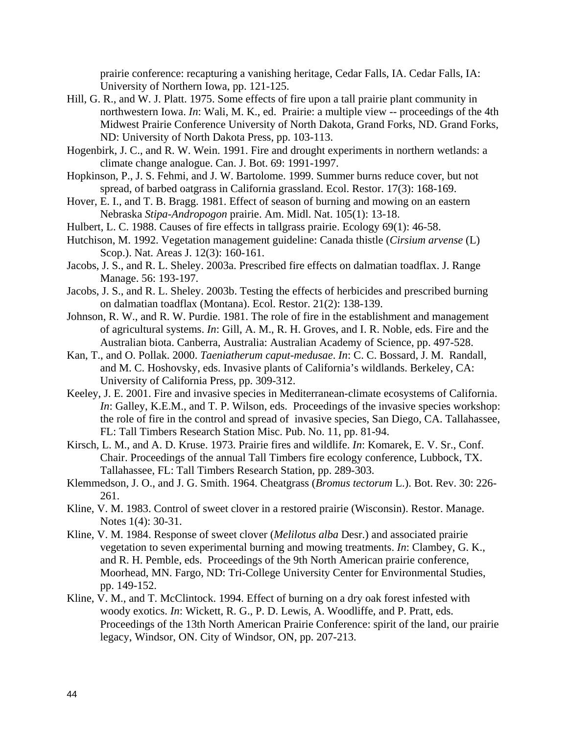prairie conference: recapturing a vanishing heritage, Cedar Falls, IA. Cedar Falls, IA: University of Northern Iowa, pp. 121-125.

Hill, G. R., and W. J. Platt. 1975. Some effects of fire upon a tall prairie plant community in northwestern Iowa. *In*: Wali, M. K., ed. Prairie: a multiple view -- proceedings of the 4th Midwest Prairie Conference University of North Dakota, Grand Forks, ND. Grand Forks, ND: University of North Dakota Press, pp. 103-113.

Hogenbirk, J. C., and R. W. Wein. 1991. Fire and drought experiments in northern wetlands: a climate change analogue. Can. J. Bot. 69: 1991-1997.

Hopkinson, P., J. S. Fehmi, and J. W. Bartolome. 1999. Summer burns reduce cover, but not spread, of barbed oatgrass in California grassland. Ecol. Restor. 17(3): 168-169.

Hover, E. I., and T. B. Bragg. 1981. Effect of season of burning and mowing on an eastern Nebraska *Stipa-Andropogon* prairie. Am. Midl. Nat. 105(1): 13-18.

Hulbert, L. C. 1988. Causes of fire effects in tallgrass prairie. Ecology 69(1): 46-58.

Hutchison, M. 1992. Vegetation management guideline: Canada thistle (*Cirsium arvense* (L) Scop.). Nat. Areas J. 12(3): 160-161.

Jacobs, J. S., and R. L. Sheley. 2003a. Prescribed fire effects on dalmatian toadflax. J. Range Manage. 56: 193-197.

Jacobs, J. S., and R. L. Sheley. 2003b. Testing the effects of herbicides and prescribed burning on dalmatian toadflax (Montana). Ecol. Restor. 21(2): 138-139.

Johnson, R. W., and R. W. Purdie. 1981. The role of fire in the establishment and management of agricultural systems. *In*: Gill, A. M., R. H. Groves, and I. R. Noble, eds. Fire and the Australian biota. Canberra, Australia: Australian Academy of Science, pp. 497-528.

Kan, T., and O. Pollak. 2000. *Taeniatherum caput-medusae*. *In*: C. C. Bossard, J. M. Randall, and M. C. Hoshovsky, eds. Invasive plants of California's wildlands. Berkeley, CA: University of California Press, pp. 309-312.

Keeley, J. E. 2001. Fire and invasive species in Mediterranean-climate ecosystems of California. *In*: Galley, K.E.M., and T. P. Wilson, eds. Proceedings of the invasive species workshop: the role of fire in the control and spread of invasive species, San Diego, CA. Tallahassee, FL: Tall Timbers Research Station Misc. Pub. No. 11, pp. 81-94.

Kirsch, L. M., and A. D. Kruse. 1973. Prairie fires and wildlife. *In*: Komarek, E. V. Sr., Conf. Chair. Proceedings of the annual Tall Timbers fire ecology conference, Lubbock, TX. Tallahassee, FL: Tall Timbers Research Station, pp. 289-303.

Klemmedson, J. O., and J. G. Smith. 1964. Cheatgrass (*Bromus tectorum* L.). Bot. Rev. 30: 226-261.

Kline, V. M. 1983. Control of sweet clover in a restored prairie (Wisconsin). Restor. Manage. Notes 1(4): 30-31.

Kline, V. M. 1984. Response of sweet clover (*Melilotus alba* Desr.) and associated prairie vegetation to seven experimental burning and mowing treatments. *In*: Clambey, G. K., and R. H. Pemble, eds. Proceedings of the 9th North American prairie conference, Moorhead, MN. Fargo, ND: Tri-College University Center for Environmental Studies, pp. 149-152.

Kline, V. M., and T. McClintock. 1994. Effect of burning on a dry oak forest infested with woody exotics. *In*: Wickett, R. G., P. D. Lewis, A. Woodliffe, and P. Pratt, eds. Proceedings of the 13th North American Prairie Conference: spirit of the land, our prairie legacy, Windsor, ON. City of Windsor, ON, pp. 207-213.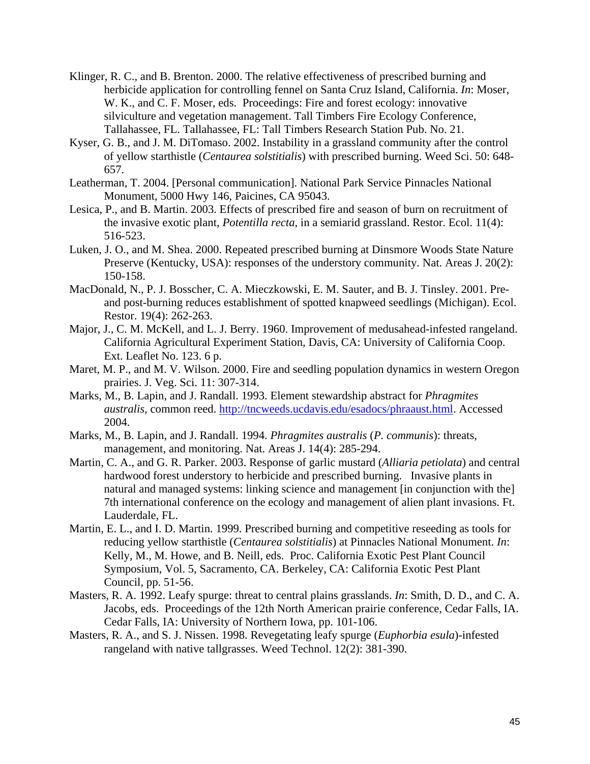Klinger, R. C., and B. Brenton. 2000. The relative effectiveness of prescribed burning and herbicide application for controlling fennel on Santa Cruz Island, California. *In*: Moser, W. K., and C. F. Moser, eds. Proceedings: Fire and forest ecology: innovative silviculture and vegetation management. Tall Timbers Fire Ecology Conference, Tallahassee, FL. Tallahassee, FL: Tall Timbers Research Station Pub. No. 21.

Kyser, G. B., and J. M. DiTomaso. 2002. Instability in a grassland community after the control of yellow starthistle (*Centaurea solstitialis*) with prescribed burning. Weed Sci. 50: 648-657.

Leatherman, T. 2004. [Personal communication]. National Park Service Pinnacles National Monument, 5000 Hwy 146, Paicines, CA 95043.

Lesica, P., and B. Martin. 2003. Effects of prescribed fire and season of burn on recruitment of the invasive exotic plant, *Potentilla recta*, in a semiarid grassland. Restor. Ecol. 11(4): 516-523.

Luken, J. O., and M. Shea. 2000. Repeated prescribed burning at Dinsmore Woods State Nature Preserve (Kentucky, USA): responses of the understory community. Nat. Areas J. 20(2): 150-158.

MacDonald, N., P. J. Bosscher, C. A. Mieczkowski, E. M. Sauter, and B. J. Tinsley. 2001. Pre- and post-burning reduces establishment of spotted knapweed seedlings (Michigan). Ecol. Restor. 19(4): 262-263.

Major, J., C. M. McKell, and L. J. Berry. 1960. Improvement of medusahead-infested rangeland. California Agricultural Experiment Station, Davis, CA: University of California Coop. Ext. Leaflet No. 123. 6 p.

Maret, M. P., and M. V. Wilson. 2000. Fire and seedling population dynamics in western Oregon prairies. J. Veg. Sci. 11: 307-314.

Marks, M., B. Lapin, and J. Randall. 1993. Element stewardship abstract for *Phragmites australis*, common reed. http://tncweeds.ucdavis.edu/esadocs/phraaust.html. Accessed 2004.

Marks, M., B. Lapin, and J. Randall. 1994. *Phragmites australis* (*P. communis*): threats, management, and monitoring. Nat. Areas J. 14(4): 285-294.

Martin, C. A., and G. R. Parker. 2003. Response of garlic mustard (*Alliaria petiolata*) and central hardwood forest understory to herbicide and prescribed burning. Invasive plants in natural and managed systems: linking science and management [in conjunction with the] 7th international conference on the ecology and management of alien plant invasions. Ft. Lauderdale, FL.

Martin, E. L., and I. D. Martin. 1999. Prescribed burning and competitive reseeding as tools for reducing yellow starthistle (*Centaurea solstitialis*) at Pinnacles National Monument. *In*: Kelly, M., M. Howe, and B. Neill, eds. Proc. California Exotic Pest Plant Council Symposium, Vol. 5, Sacramento, CA. Berkeley, CA: California Exotic Pest Plant Council, pp. 51-56.

Masters, R. A. 1992. Leafy spurge: threat to central plains grasslands. *In*: Smith, D. D., and C. A. Jacobs, eds. Proceedings of the 12th North American prairie conference, Cedar Falls, IA. Cedar Falls, IA: University of Northern Iowa, pp. 101-106.

Masters, R. A., and S. J. Nissen. 1998. Revegetating leafy spurge (*Euphorbia esula*)-infested rangeland with native tallgrasses. Weed Technol. 12(2): 381-390.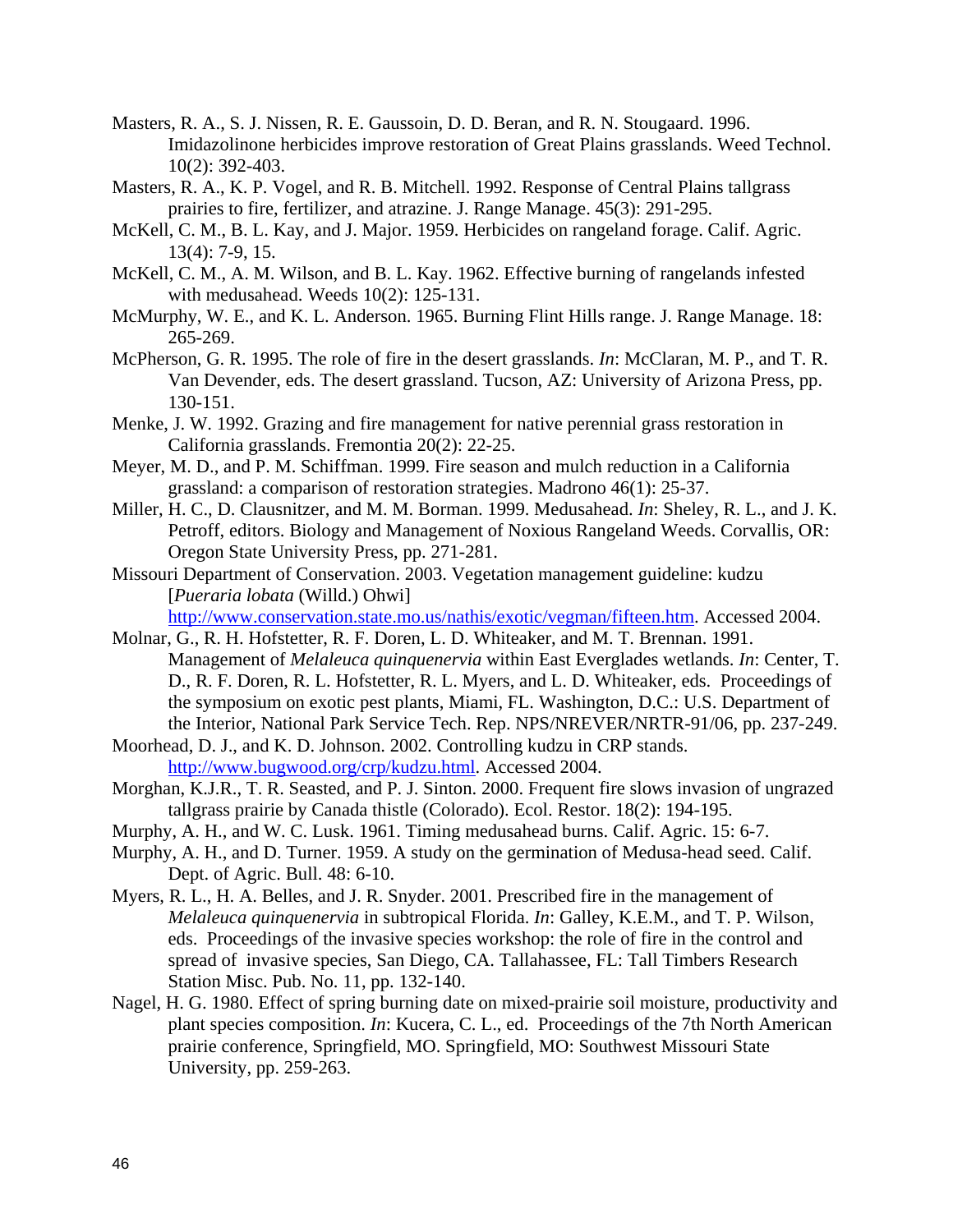Masters, R. A., S. J. Nissen, R. E. Gaussoin, D. D. Beran, and R. N. Stougaard. 1996. Imidazolinone herbicides improve restoration of Great Plains grasslands. Weed Technol. 10(2): 392-403.

Masters, R. A., K. P. Vogel, and R. B. Mitchell. 1992. Response of Central Plains tallgrass prairies to fire, fertilizer, and atrazine. J. Range Manage. 45(3): 291-295.

McKell, C. M., B. L. Kay, and J. Major. 1959. Herbicides on rangeland forage. Calif. Agric. 13(4): 7-9, 15.

McKell, C. M., A. M. Wilson, and B. L. Kay. 1962. Effective burning of rangelands infested with medusahead. Weeds 10(2): 125-131.

McMurphy, W. E., and K. L. Anderson. 1965. Burning Flint Hills range. J. Range Manage. 18: 265-269.

McPherson, G. R. 1995. The role of fire in the desert grasslands. *In*: McClaran, M. P., and T. R. Van Devender, eds. The desert grassland. Tucson, AZ: University of Arizona Press, pp. 130-151.

Menke, J. W. 1992. Grazing and fire management for native perennial grass restoration in California grasslands. Fremontia 20(2): 22-25.

Meyer, M. D., and P. M. Schiffman. 1999. Fire season and mulch reduction in a California grassland: a comparison of restoration strategies. Madrono 46(1): 25-37.

Miller, H. C., D. Clausnitzer, and M. M. Borman. 1999. Medusahead. *In*: Sheley, R. L., and J. K. Petroff, editors. Biology and Management of Noxious Rangeland Weeds. Corvallis, OR: Oregon State University Press, pp. 271-281.

Missouri Department of Conservation. 2003. Vegetation management guideline: kudzu [*Pueraria lobata* (Willd.) Ohwi] http://www.conservation.state.mo.us/nathis/exotic/vegman/fifteen.htm. Accessed 2004.

Molnar, G., R. H. Hofstetter, R. F. Doren, L. D. Whiteaker, and M. T. Brennan. 1991. Management of *Melaleuca quinquenervia* within East Everglades wetlands. *In*: Center, T. D., R. F. Doren, R. L. Hofstetter, R. L. Myers, and L. D. Whiteaker, eds. Proceedings of the symposium on exotic pest plants, Miami, FL. Washington, D.C.: U.S. Department of the Interior, National Park Service Tech. Rep. NPS/NREVER/NRTR-91/06, pp. 237-249.

Moorhead, D. J., and K. D. Johnson. 2002. Controlling kudzu in CRP stands. http://www.bugwood.org/crp/kudzu.html. Accessed 2004.

Morghan, K.J.R., T. R. Seasted, and P. J. Sinton. 2000. Frequent fire slows invasion of ungrazed tallgrass prairie by Canada thistle (Colorado). Ecol. Restor. 18(2): 194-195.

Murphy, A. H., and W. C. Lusk. 1961. Timing medusahead burns. Calif. Agric. 15: 6-7.

Murphy, A. H., and D. Turner. 1959. A study on the germination of Medusa-head seed. Calif. Dept. of Agric. Bull. 48: 6-10.

Myers, R. L., H. A. Belles, and J. R. Snyder. 2001. Prescribed fire in the management of *Melaleuca quinquenervia* in subtropical Florida. *In*: Galley, K.E.M., and T. P. Wilson, eds. Proceedings of the invasive species workshop: the role of fire in the control and spread of invasive species, San Diego, CA. Tallahassee, FL: Tall Timbers Research Station Misc. Pub. No. 11, pp. 132-140.

Nagel, H. G. 1980. Effect of spring burning date on mixed-prairie soil moisture, productivity and plant species composition. *In*: Kucera, C. L., ed. Proceedings of the 7th North American prairie conference, Springfield, MO. Springfield, MO: Southwest Missouri State University, pp. 259-263.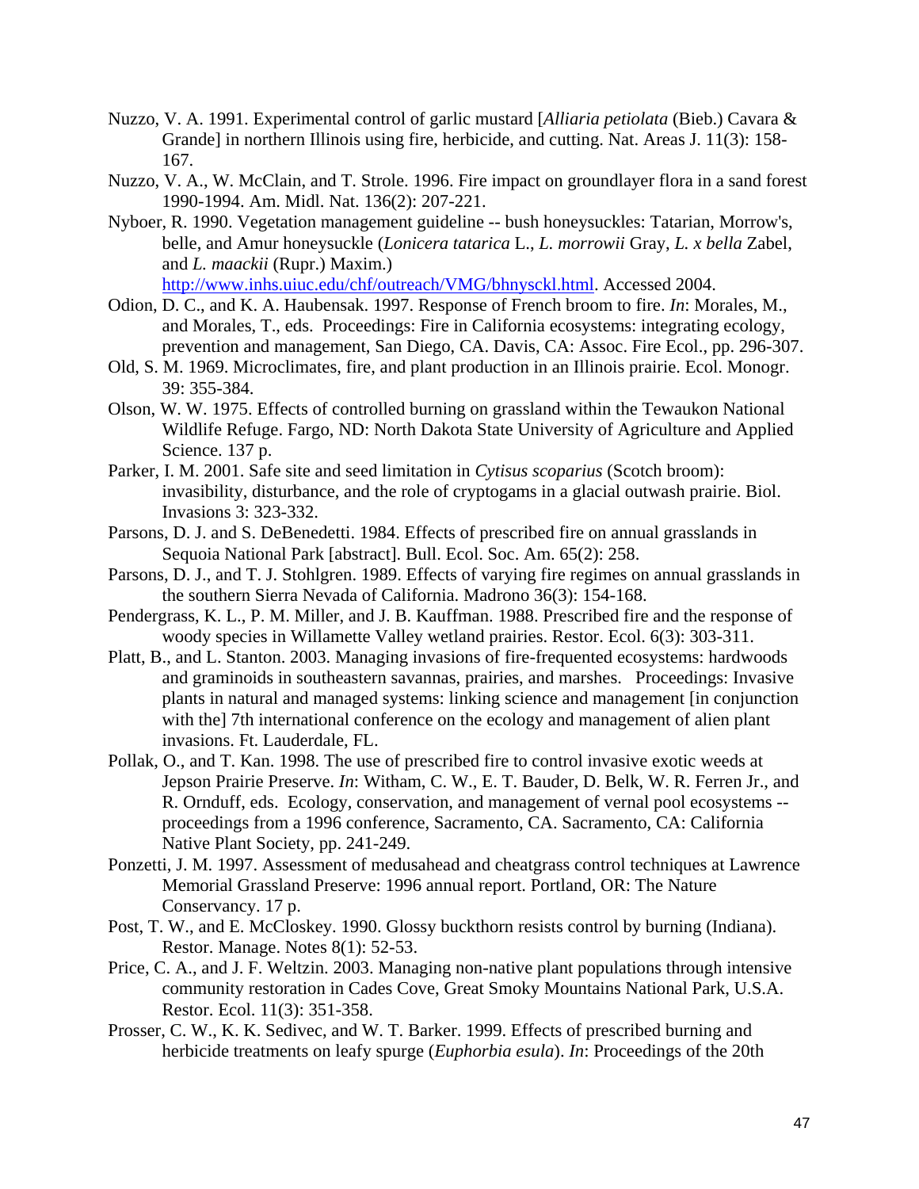Nuzzo, V. A. 1991. Experimental control of garlic mustard [*Alliaria petiolata* (Bieb.) Cavara & Grande] in northern Illinois using fire, herbicide, and cutting. Nat. Areas J. 11(3): 158-167.

Nuzzo, V. A., W. McClain, and T. Strole. 1996. Fire impact on groundlayer flora in a sand forest 1990-1994. Am. Midl. Nat. 136(2): 207-221.

Nyboer, R. 1990. Vegetation management guideline -- bush honeysuckles: Tatarian, Morrow's, belle, and Amur honeysuckle (*Lonicera tatarica* L., *L. morrowii* Gray, *L. x bella* Zabel, and *L. maackii* (Rupr.) Maxim.) http://www.inhs.uiuc.edu/chf/outreach/VMG/bhnysckl.html. Accessed 2004.

Odion, D. C., and K. A. Haubensak. 1997. Response of French broom to fire. *In*: Morales, M., and Morales, T., eds. Proceedings: Fire in California ecosystems: integrating ecology, prevention and management, San Diego, CA. Davis, CA: Assoc. Fire Ecol., pp. 296-307.

Old, S. M. 1969. Microclimates, fire, and plant production in an Illinois prairie. Ecol. Monogr. 39: 355-384.

Olson, W. W. 1975. Effects of controlled burning on grassland within the Tewaukon National Wildlife Refuge. Fargo, ND: North Dakota State University of Agriculture and Applied Science. 137 p.

Parker, I. M. 2001. Safe site and seed limitation in *Cytisus scoparius* (Scotch broom): invasibility, disturbance, and the role of cryptogams in a glacial outwash prairie. Biol. Invasions 3: 323-332.

Parsons, D. J. and S. DeBenedetti. 1984. Effects of prescribed fire on annual grasslands in Sequoia National Park [abstract]. Bull. Ecol. Soc. Am. 65(2): 258.

Parsons, D. J., and T. J. Stohlgren. 1989. Effects of varying fire regimes on annual grasslands in the southern Sierra Nevada of California. Madrono 36(3): 154-168.

Pendergrass, K. L., P. M. Miller, and J. B. Kauffman. 1988. Prescribed fire and the response of woody species in Willamette Valley wetland prairies. Restor. Ecol. 6(3): 303-311.

Platt, B., and L. Stanton. 2003. Managing invasions of fire-frequented ecosystems: hardwoods and graminoids in southeastern savannas, prairies, and marshes. Proceedings: Invasive plants in natural and managed systems: linking science and management [in conjunction with the] 7th international conference on the ecology and management of alien plant invasions. Ft. Lauderdale, FL.

Pollak, O., and T. Kan. 1998. The use of prescribed fire to control invasive exotic weeds at Jepson Prairie Preserve. *In*: Witham, C. W., E. T. Bauder, D. Belk, W. R. Ferren Jr., and R. Ornduff, eds. Ecology, conservation, and management of vernal pool ecosystems -- proceedings from a 1996 conference, Sacramento, CA. Sacramento, CA: California Native Plant Society, pp. 241-249.

Ponzetti, J. M. 1997. Assessment of medusahead and cheatgrass control techniques at Lawrence Memorial Grassland Preserve: 1996 annual report. Portland, OR: The Nature Conservancy. 17 p.

Post, T. W., and E. McCloskey. 1990. Glossy buckthorn resists control by burning (Indiana). Restor. Manage. Notes 8(1): 52-53.

Price, C. A., and J. F. Weltzin. 2003. Managing non-native plant populations through intensive community restoration in Cades Cove, Great Smoky Mountains National Park, U.S.A. Restor. Ecol. 11(3): 351-358.

Prosser, C. W., K. K. Sedivec, and W. T. Barker. 1999. Effects of prescribed burning and herbicide treatments on leafy spurge (*Euphorbia esula*). *In*: Proceedings of the 20th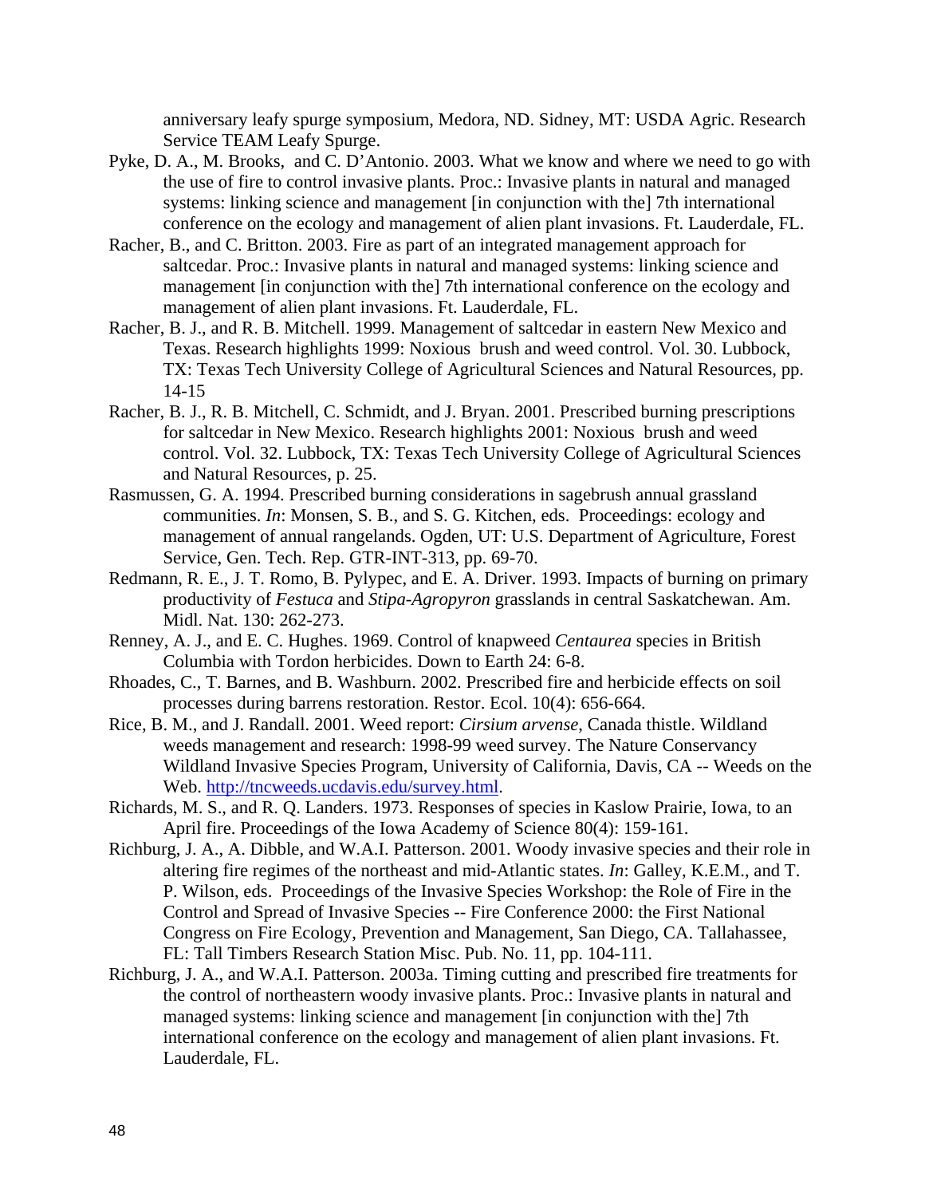anniversary leafy spurge symposium, Medora, ND. Sidney, MT: USDA Agric. Research Service TEAM Leafy Spurge.

Pyke, D. A., M. Brooks, and C. D'Antonio. 2003. What we know and where we need to go with the use of fire to control invasive plants. Proc.: Invasive plants in natural and managed systems: linking science and management [in conjunction with the] 7th international conference on the ecology and management of alien plant invasions. Ft. Lauderdale, FL.

Racher, B., and C. Britton. 2003. Fire as part of an integrated management approach for saltcedar. Proc.: Invasive plants in natural and managed systems: linking science and management [in conjunction with the] 7th international conference on the ecology and management of alien plant invasions. Ft. Lauderdale, FL.

Racher, B. J., and R. B. Mitchell. 1999. Management of saltcedar in eastern New Mexico and Texas. Research highlights 1999: Noxious brush and weed control. Vol. 30. Lubbock, TX: Texas Tech University College of Agricultural Sciences and Natural Resources, pp. 14-15

Racher, B. J., R. B. Mitchell, C. Schmidt, and J. Bryan. 2001. Prescribed burning prescriptions for saltcedar in New Mexico. Research highlights 2001: Noxious brush and weed control. Vol. 32. Lubbock, TX: Texas Tech University College of Agricultural Sciences and Natural Resources, p. 25.

Rasmussen, G. A. 1994. Prescribed burning considerations in sagebrush annual grassland communities. *In*: Monsen, S. B., and S. G. Kitchen, eds. Proceedings: ecology and management of annual rangelands. Ogden, UT: U.S. Department of Agriculture, Forest Service, Gen. Tech. Rep. GTR-INT-313, pp. 69-70.

Redmann, R. E., J. T. Romo, B. Pylypec, and E. A. Driver. 1993. Impacts of burning on primary productivity of *Festuca* and *Stipa-Agropyron* grasslands in central Saskatchewan. Am. Midl. Nat. 130: 262-273.

Renney, A. J., and E. C. Hughes. 1969. Control of knapweed *Centaurea* species in British Columbia with Tordon herbicides. Down to Earth 24: 6-8.

Rhoades, C., T. Barnes, and B. Washburn. 2002. Prescribed fire and herbicide effects on soil processes during barrens restoration. Restor. Ecol. 10(4): 656-664.

Rice, B. M., and J. Randall. 2001. Weed report: *Cirsium arvense*, Canada thistle. Wildland weeds management and research: 1998-99 weed survey. The Nature Conservancy Wildland Invasive Species Program, University of California, Davis, CA -- Weeds on the Web. http://tncweeds.ucdavis.edu/survey.html.

Richards, M. S., and R. Q. Landers. 1973. Responses of species in Kaslow Prairie, Iowa, to an April fire. Proceedings of the Iowa Academy of Science 80(4): 159-161.

Richburg, J. A., A. Dibble, and W.A.I. Patterson. 2001. Woody invasive species and their role in altering fire regimes of the northeast and mid-Atlantic states. *In*: Galley, K.E.M., and T. P. Wilson, eds. Proceedings of the Invasive Species Workshop: the Role of Fire in the Control and Spread of Invasive Species -- Fire Conference 2000: the First National Congress on Fire Ecology, Prevention and Management, San Diego, CA. Tallahassee, FL: Tall Timbers Research Station Misc. Pub. No. 11, pp. 104-111.

Richburg, J. A., and W.A.I. Patterson. 2003a. Timing cutting and prescribed fire treatments for the control of northeastern woody invasive plants. Proc.: Invasive plants in natural and managed systems: linking science and management [in conjunction with the] 7th international conference on the ecology and management of alien plant invasions. Ft. Lauderdale, FL.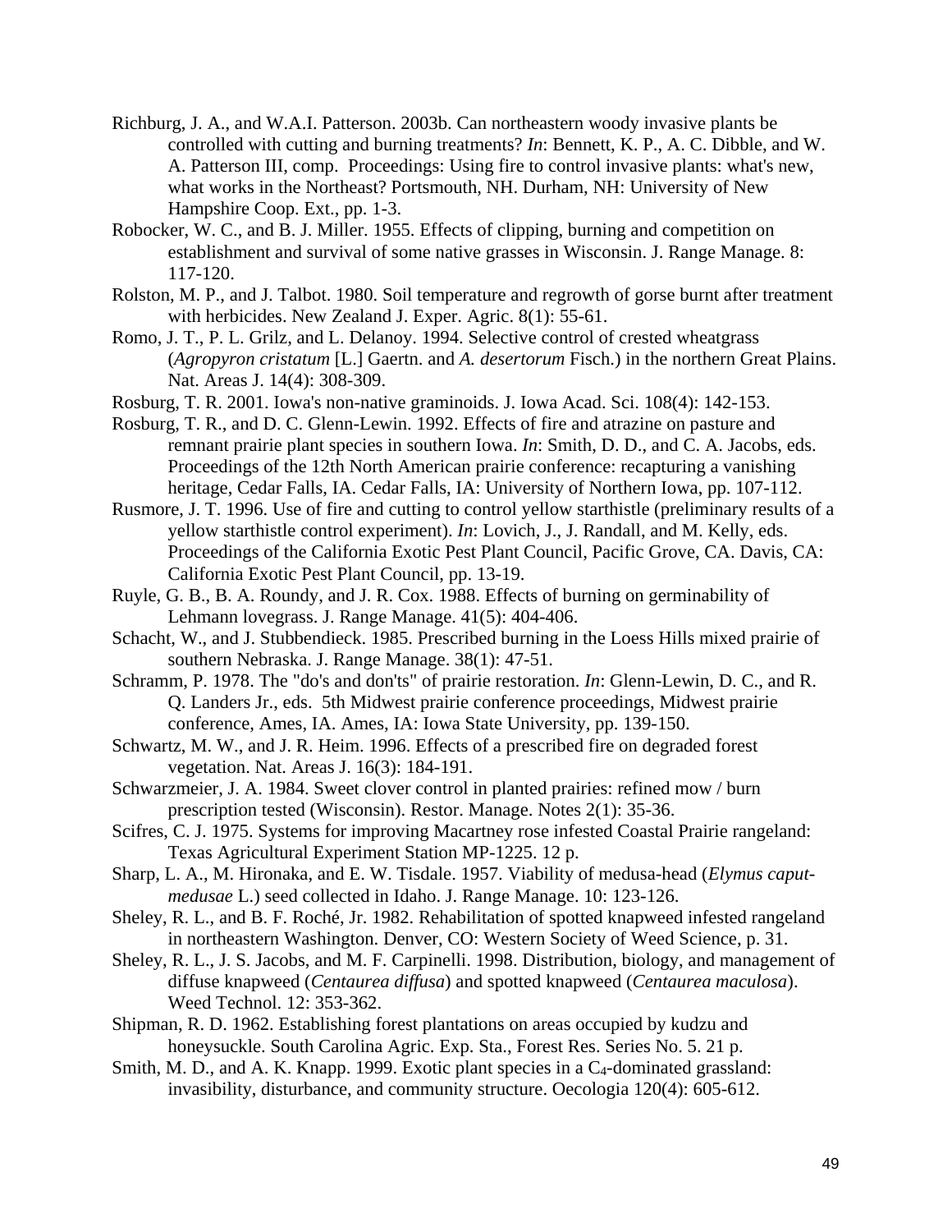Richburg, J. A., and W.A.I. Patterson. 2003b. Can northeastern woody invasive plants be controlled with cutting and burning treatments? *In*: Bennett, K. P., A. C. Dibble, and W. A. Patterson III, comp. Proceedings: Using fire to control invasive plants: what's new, what works in the Northeast? Portsmouth, NH. Durham, NH: University of New Hampshire Coop. Ext., pp. 1-3.

Robocker, W. C., and B. J. Miller. 1955. Effects of clipping, burning and competition on establishment and survival of some native grasses in Wisconsin. J. Range Manage. 8: 117-120.

Rolston, M. P., and J. Talbot. 1980. Soil temperature and regrowth of gorse burnt after treatment with herbicides. New Zealand J. Exper. Agric. 8(1): 55-61.

Romo, J. T., P. L. Grilz, and L. Delanoy. 1994. Selective control of crested wheatgrass (*Agropyron cristatum* [L.] Gaertn. and *A. desertorum* Fisch.) in the northern Great Plains. Nat. Areas J. 14(4): 308-309.

Rosburg, T. R. 2001. Iowa's non-native graminoids. J. Iowa Acad. Sci. 108(4): 142-153.

Rosburg, T. R., and D. C. Glenn-Lewin. 1992. Effects of fire and atrazine on pasture and remnant prairie plant species in southern Iowa. *In*: Smith, D. D., and C. A. Jacobs, eds. Proceedings of the 12th North American prairie conference: recapturing a vanishing heritage, Cedar Falls, IA. Cedar Falls, IA: University of Northern Iowa, pp. 107-112.

Rusmore, J. T. 1996. Use of fire and cutting to control yellow starthistle (preliminary results of a yellow starthistle control experiment). *In*: Lovich, J., J. Randall, and M. Kelly, eds. Proceedings of the California Exotic Pest Plant Council, Pacific Grove, CA. Davis, CA: California Exotic Pest Plant Council, pp. 13-19.

Ruyle, G. B., B. A. Roundy, and J. R. Cox. 1988. Effects of burning on germinability of Lehmann lovegrass. J. Range Manage. 41(5): 404-406.

Schacht, W., and J. Stubbendieck. 1985. Prescribed burning in the Loess Hills mixed prairie of southern Nebraska. J. Range Manage. 38(1): 47-51.

Schramm, P. 1978. The "do's and don'ts" of prairie restoration. *In*: Glenn-Lewin, D. C., and R. Q. Landers Jr., eds. 5th Midwest prairie conference proceedings, Midwest prairie conference, Ames, IA. Ames, IA: Iowa State University, pp. 139-150.

Schwartz, M. W., and J. R. Heim. 1996. Effects of a prescribed fire on degraded forest vegetation. Nat. Areas J. 16(3): 184-191.

Schwarzmeier, J. A. 1984. Sweet clover control in planted prairies: refined mow / burn prescription tested (Wisconsin). Restor. Manage. Notes 2(1): 35-36.

Scifres, C. J. 1975. Systems for improving Macartney rose infested Coastal Prairie rangeland: Texas Agricultural Experiment Station MP-1225. 12 p.

Sharp, L. A., M. Hironaka, and E. W. Tisdale. 1957. Viability of medusa-head (*Elymus caput-medusae* L.) seed collected in Idaho. J. Range Manage. 10: 123-126.

Sheley, R. L., and B. F. Roché, Jr. 1982. Rehabilitation of spotted knapweed infested rangeland in northeastern Washington. Denver, CO: Western Society of Weed Science, p. 31.

Sheley, R. L., J. S. Jacobs, and M. F. Carpinelli. 1998. Distribution, biology, and management of diffuse knapweed (*Centaurea diffusa*) and spotted knapweed (*Centaurea maculosa*). Weed Technol. 12: 353-362.

Shipman, R. D. 1962. Establishing forest plantations on areas occupied by kudzu and honeysuckle. South Carolina Agric. Exp. Sta., Forest Res. Series No. 5. 21 p.

Smith, M. D., and A. K. Knapp. 1999. Exotic plant species in a $C_4$-dominated grassland: invasibility, disturbance, and community structure. Oecologia 120(4): 605-612.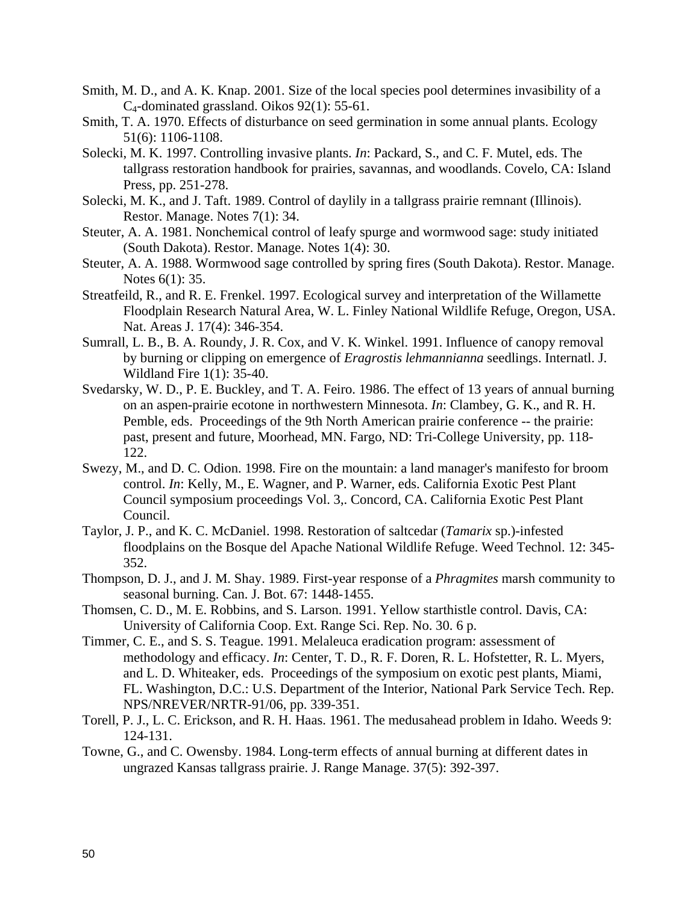Smith, M. D., and A. K. Knap. 2001. Size of the local species pool determines invasibility of a $C_4$-dominated grassland. Oikos 92(1): 55-61.

Smith, T. A. 1970. Effects of disturbance on seed germination in some annual plants. Ecology 51(6): 1106-1108.

Solecki, M. K. 1997. Controlling invasive plants. *In*: Packard, S., and C. F. Mutel, eds. The tallgrass restoration handbook for prairies, savannas, and woodlands. Covelo, CA: Island Press, pp. 251-278.

Solecki, M. K., and J. Taft. 1989. Control of daylily in a tallgrass prairie remnant (Illinois). Restor. Manage. Notes 7(1): 34.

Steuter, A. A. 1981. Nonchemical control of leafy spurge and wormwood sage: study initiated (South Dakota). Restor. Manage. Notes 1(4): 30.

Steuter, A. A. 1988. Wormwood sage controlled by spring fires (South Dakota). Restor. Manage. Notes 6(1): 35.

Streatfeild, R., and R. E. Frenkel. 1997. Ecological survey and interpretation of the Willamette Floodplain Research Natural Area, W. L. Finley National Wildlife Refuge, Oregon, USA. Nat. Areas J. 17(4): 346-354.

Sumrall, L. B., B. A. Roundy, J. R. Cox, and V. K. Winkel. 1991. Influence of canopy removal by burning or clipping on emergence of *Eragrostis lehmannianna* seedlings. Internatl. J. Wildland Fire 1(1): 35-40.

Svedarsky, W. D., P. E. Buckley, and T. A. Feiro. 1986. The effect of 13 years of annual burning on an aspen-prairie ecotone in northwestern Minnesota. *In*: Clambey, G. K., and R. H. Pemble, eds. Proceedings of the 9th North American prairie conference -- the prairie: past, present and future, Moorhead, MN. Fargo, ND: Tri-College University, pp. 118-122.

Swezy, M., and D. C. Odion. 1998. Fire on the mountain: a land manager's manifesto for broom control. *In*: Kelly, M., E. Wagner, and P. Warner, eds. California Exotic Pest Plant Council symposium proceedings Vol. 3,. Concord, CA. California Exotic Pest Plant Council.

Taylor, J. P., and K. C. McDaniel. 1998. Restoration of saltcedar (*Tamarix* sp.)-infested floodplains on the Bosque del Apache National Wildlife Refuge. Weed Technol. 12: 345-352.

Thompson, D. J., and J. M. Shay. 1989. First-year response of a *Phragmites* marsh community to seasonal burning. Can. J. Bot. 67: 1448-1455.

Thomsen, C. D., M. E. Robbins, and S. Larson. 1991. Yellow starthistle control. Davis, CA: University of California Coop. Ext. Range Sci. Rep. No. 30. 6 p.

Timmer, C. E., and S. S. Teague. 1991. Melaleuca eradication program: assessment of methodology and efficacy. *In*: Center, T. D., R. F. Doren, R. L. Hofstetter, R. L. Myers, and L. D. Whiteaker, eds. Proceedings of the symposium on exotic pest plants, Miami, FL. Washington, D.C.: U.S. Department of the Interior, National Park Service Tech. Rep. NPS/NREVER/NRTR-91/06, pp. 339-351.

Torell, P. J., L. C. Erickson, and R. H. Haas. 1961. The medusahead problem in Idaho. Weeds 9: 124-131.

Towne, G., and C. Owensby. 1984. Long-term effects of annual burning at different dates in ungrazed Kansas tallgrass prairie. J. Range Manage. 37(5): 392-397.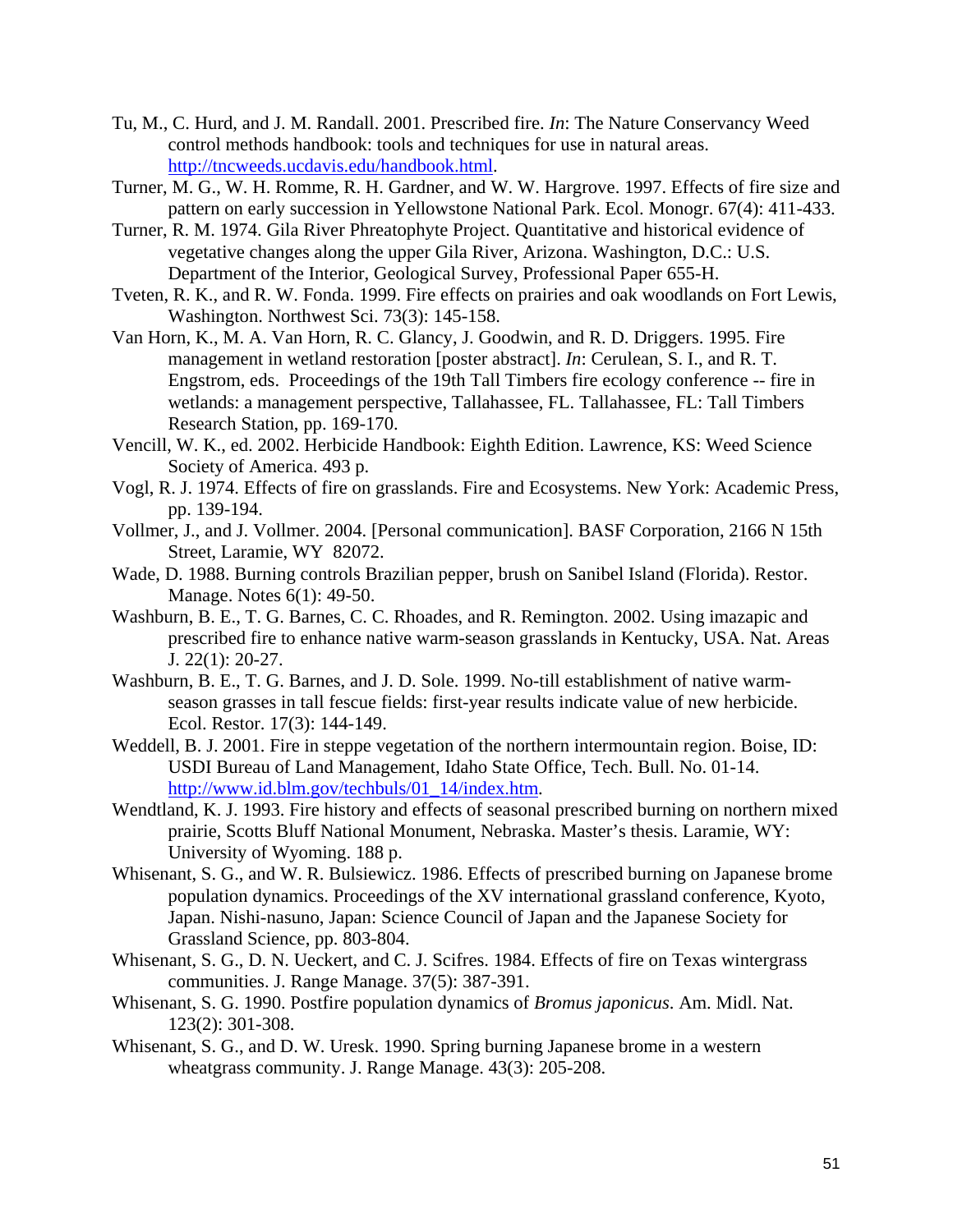Tu, M., C. Hurd, and J. M. Randall. 2001. Prescribed fire. *In*: The Nature Conservancy Weed control methods handbook: tools and techniques for use in natural areas. http://tncweeds.ucdavis.edu/handbook.html.

Turner, M. G., W. H. Romme, R. H. Gardner, and W. W. Hargrove. 1997. Effects of fire size and pattern on early succession in Yellowstone National Park. Ecol. Monogr. 67(4): 411-433.

Turner, R. M. 1974. Gila River Phreatophyte Project. Quantitative and historical evidence of vegetative changes along the upper Gila River, Arizona. Washington, D.C.: U.S. Department of the Interior, Geological Survey, Professional Paper 655-H.

Tveten, R. K., and R. W. Fonda. 1999. Fire effects on prairies and oak woodlands on Fort Lewis, Washington. Northwest Sci. 73(3): 145-158.

Van Horn, K., M. A. Van Horn, R. C. Glancy, J. Goodwin, and R. D. Driggers. 1995. Fire management in wetland restoration [poster abstract]. *In*: Cerulean, S. I., and R. T. Engstrom, eds. Proceedings of the 19th Tall Timbers fire ecology conference -- fire in wetlands: a management perspective, Tallahassee, FL. Tallahassee, FL: Tall Timbers Research Station, pp. 169-170.

Vencill, W. K., ed. 2002. Herbicide Handbook: Eighth Edition. Lawrence, KS: Weed Science Society of America. 493 p.

Vogl, R. J. 1974. Effects of fire on grasslands. Fire and Ecosystems. New York: Academic Press, pp. 139-194.

Vollmer, J., and J. Vollmer. 2004. [Personal communication]. BASF Corporation, 2166 N 15th Street, Laramie, WY 82072.

Wade, D. 1988. Burning controls Brazilian pepper, brush on Sanibel Island (Florida). Restor. Manage. Notes 6(1): 49-50.

Washburn, B. E., T. G. Barnes, C. C. Rhoades, and R. Remington. 2002. Using imazapic and prescribed fire to enhance native warm-season grasslands in Kentucky, USA. Nat. Areas J. 22(1): 20-27.

Washburn, B. E., T. G. Barnes, and J. D. Sole. 1999. No-till establishment of native warm-season grasses in tall fescue fields: first-year results indicate value of new herbicide. Ecol. Restor. 17(3): 144-149.

Weddell, B. J. 2001. Fire in steppe vegetation of the northern intermountain region. Boise, ID: USDI Bureau of Land Management, Idaho State Office, Tech. Bull. No. 01-14. http://www.id.blm.gov/techbuls/01_14/index.htm.

Wendtland, K. J. 1993. Fire history and effects of seasonal prescribed burning on northern mixed prairie, Scotts Bluff National Monument, Nebraska. Master's thesis. Laramie, WY: University of Wyoming. 188 p.

Whisenant, S. G., and W. R. Bulsiewicz. 1986. Effects of prescribed burning on Japanese brome population dynamics. Proceedings of the XV international grassland conference, Kyoto, Japan. Nishi-nasuno, Japan: Science Council of Japan and the Japanese Society for Grassland Science, pp. 803-804.

Whisenant, S. G., D. N. Ueckert, and C. J. Scifres. 1984. Effects of fire on Texas wintergrass communities. J. Range Manage. 37(5): 387-391.

Whisenant, S. G. 1990. Postfire population dynamics of *Bromus japonicus*. Am. Midl. Nat. 123(2): 301-308.

Whisenant, S. G., and D. W. Uresk. 1990. Spring burning Japanese brome in a western wheatgrass community. J. Range Manage. 43(3): 205-208.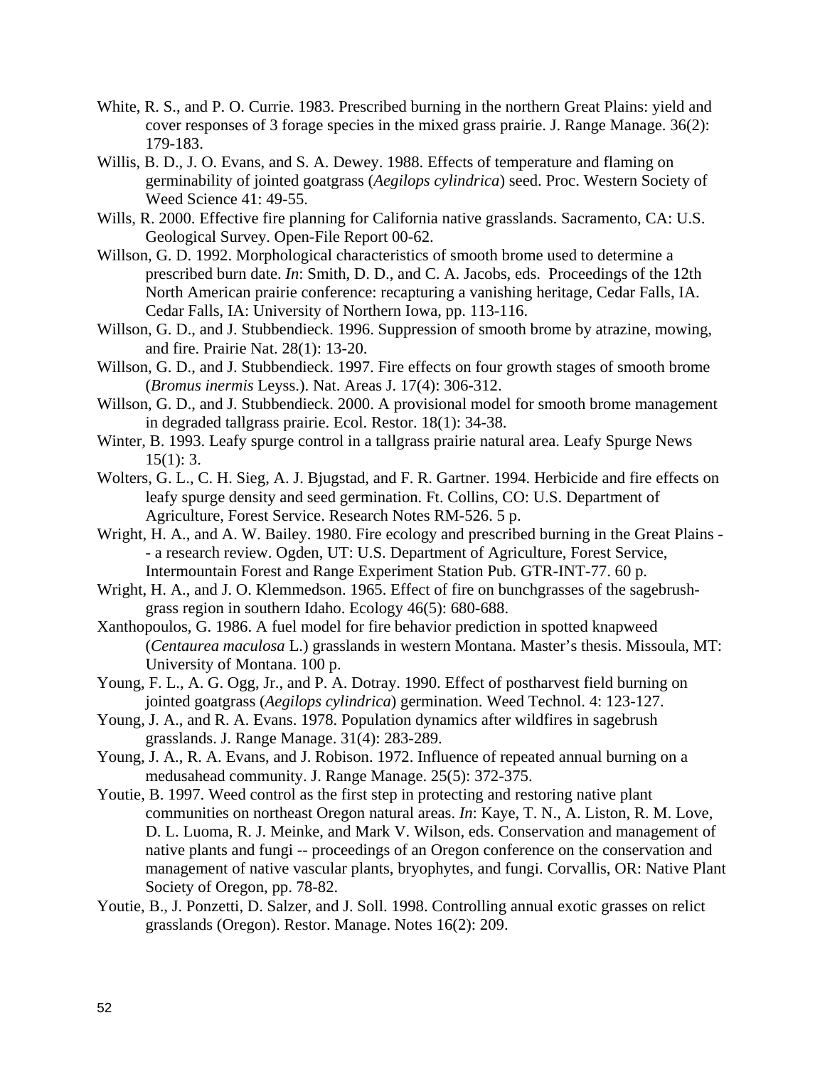White, R. S., and P. O. Currie. 1983. Prescribed burning in the northern Great Plains: yield and cover responses of 3 forage species in the mixed grass prairie. J. Range Manage. 36(2): 179-183.

Willis, B. D., J. O. Evans, and S. A. Dewey. 1988. Effects of temperature and flaming on germinability of jointed goatgrass (*Aegilops cylindrica*) seed. Proc. Western Society of Weed Science 41: 49-55.

Wills, R. 2000. Effective fire planning for California native grasslands. Sacramento, CA: U.S. Geological Survey. Open-File Report 00-62.

Willson, G. D. 1992. Morphological characteristics of smooth brome used to determine a prescribed burn date. *In*: Smith, D. D., and C. A. Jacobs, eds. Proceedings of the 12th North American prairie conference: recapturing a vanishing heritage, Cedar Falls, IA. Cedar Falls, IA: University of Northern Iowa, pp. 113-116.

Willson, G. D., and J. Stubbendieck. 1996. Suppression of smooth brome by atrazine, mowing, and fire. Prairie Nat. 28(1): 13-20.

Willson, G. D., and J. Stubbendieck. 1997. Fire effects on four growth stages of smooth brome (*Bromus inermis* Leyss.). Nat. Areas J. 17(4): 306-312.

Willson, G. D., and J. Stubbendieck. 2000. A provisional model for smooth brome management in degraded tallgrass prairie. Ecol. Restor. 18(1): 34-38.

Winter, B. 1993. Leafy spurge control in a tallgrass prairie natural area. Leafy Spurge News 15(1): 3.

Wolters, G. L., C. H. Sieg, A. J. Bjugstad, and F. R. Gartner. 1994. Herbicide and fire effects on leafy spurge density and seed germination. Ft. Collins, CO: U.S. Department of Agriculture, Forest Service. Research Notes RM-526. 5 p.

Wright, H. A., and A. W. Bailey. 1980. Fire ecology and prescribed burning in the Great Plains -- a research review. Ogden, UT: U.S. Department of Agriculture, Forest Service, Intermountain Forest and Range Experiment Station Pub. GTR-INT-77. 60 p.

Wright, H. A., and J. O. Klemmedson. 1965. Effect of fire on bunchgrasses of the sagebrush-grass region in southern Idaho. Ecology 46(5): 680-688.

Xanthopoulos, G. 1986. A fuel model for fire behavior prediction in spotted knapweed (*Centaurea maculosa* L.) grasslands in western Montana. Master's thesis. Missoula, MT: University of Montana. 100 p.

Young, F. L., A. G. Ogg, Jr., and P. A. Dotray. 1990. Effect of postharvest field burning on jointed goatgrass (*Aegilops cylindrica*) germination. Weed Technol. 4: 123-127.

Young, J. A., and R. A. Evans. 1978. Population dynamics after wildfires in sagebrush grasslands. J. Range Manage. 31(4): 283-289.

Young, J. A., R. A. Evans, and J. Robison. 1972. Influence of repeated annual burning on a medusahead community. J. Range Manage. 25(5): 372-375.

Youtie, B. 1997. Weed control as the first step in protecting and restoring native plant communities on northeast Oregon natural areas. *In*: Kaye, T. N., A. Liston, R. M. Love, D. L. Luoma, R. J. Meinke, and Mark V. Wilson, eds. Conservation and management of native plants and fungi -- proceedings of an Oregon conference on the conservation and management of native vascular plants, bryophytes, and fungi. Corvallis, OR: Native Plant Society of Oregon, pp. 78-82.

Youtie, B., J. Ponzetti, D. Salzer, and J. Soll. 1998. Controlling annual exotic grasses on relict grasslands (Oregon). Restor. Manage. Notes 16(2): 209.